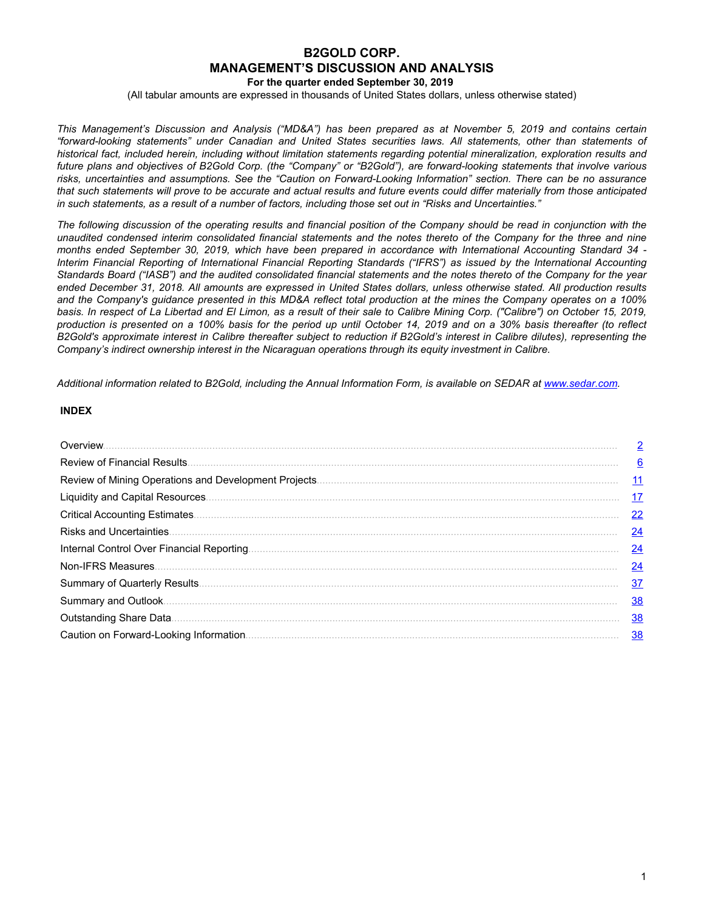# B2GOLD CORP.
# MANAGEMENT'S DISCUSSION AND ANALYSIS
### For the quarter ended September 30, 2019
(All tabular amounts are expressed in thousands of United States dollars, unless otherwise stated)

*This Management's Discussion and Analysis ("MD&A") has been prepared as at November 5, 2019 and contains certain "forward-looking statements" under Canadian and United States securities laws. All statements, other than statements of historical fact, included herein, including without limitation statements regarding potential mineralization, exploration results and future plans and objectives of B2Gold Corp. (the "Company" or "B2Gold"), are forward-looking statements that involve various risks, uncertainties and assumptions. See the "Caution on Forward-Looking Information" section. There can be no assurance that such statements will prove to be accurate and actual results and future events could differ materially from those anticipated in such statements, as a result of a number of factors, including those set out in "Risks and Uncertainties."*

*The following discussion of the operating results and financial position of the Company should be read in conjunction with the unaudited condensed interim consolidated financial statements and the notes thereto of the Company for the three and nine months ended September 30, 2019, which have been prepared in accordance with International Accounting Standard 34 - Interim Financial Reporting of International Financial Reporting Standards ("IFRS") as issued by the International Accounting Standards Board ("IASB") and the audited consolidated financial statements and the notes thereto of the Company for the year ended December 31, 2018. All amounts are expressed in United States dollars, unless otherwise stated. All production results and the Company's guidance presented in this MD&A reflect total production at the mines the Company operates on a 100% basis. In respect of La Libertad and El Limon, as a result of their sale to Calibre Mining Corp. ("Calibre") on October 15, 2019, production is presented on a 100% basis for the period up until October 14, 2019 and on a 30% basis thereafter (to reflect B2Gold's approximate interest in Calibre thereafter subject to reduction if B2Gold's interest in Calibre dilutes), representing the Company's indirect ownership interest in the Nicaraguan operations through its equity investment in Calibre.*

*Additional information related to B2Gold, including the Annual Information Form, is available on SEDAR at www.sedar.com.*

**INDEX**

| | |
|---|---|
| Overview | 2 |
| Review of Financial Results | 6 |
| Review of Mining Operations and Development Projects | 11 |
| Liquidity and Capital Resources | 17 |
| Critical Accounting Estimates | 22 |
| Risks and Uncertainties | 24 |
| Internal Control Over Financial Reporting | 24 |
| Non-IFRS Measures | 24 |
| Summary of Quarterly Results | 37 |
| Summary and Outlook | 38 |
| Outstanding Share Data | 38 |
| Caution on Forward-Looking Information | 38 |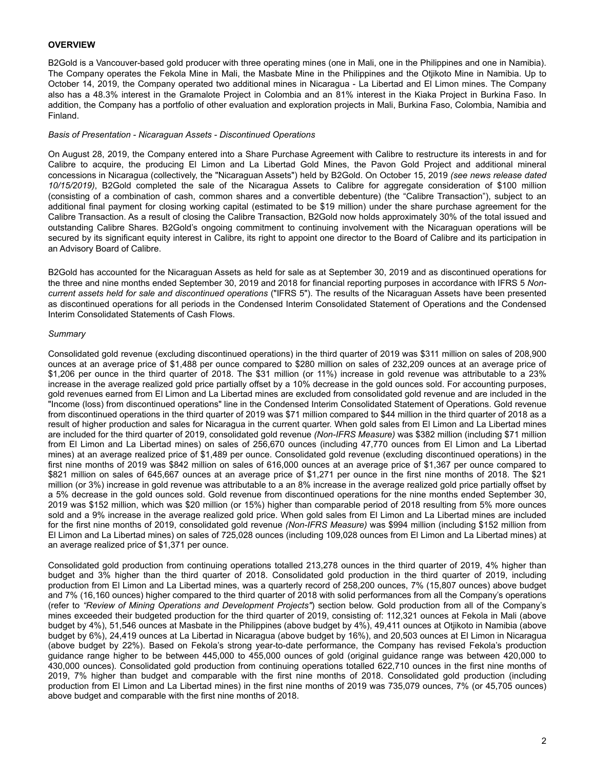## OVERVIEW

B2Gold is a Vancouver-based gold producer with three operating mines (one in Mali, one in the Philippines and one in Namibia). The Company operates the Fekola Mine in Mali, the Masbate Mine in the Philippines and the Otjikoto Mine in Namibia. Up to October 14, 2019, the Company operated two additional mines in Nicaragua - La Libertad and El Limon mines. The Company also has a 48.3% interest in the Gramalote Project in Colombia and an 81% interest in the Kiaka Project in Burkina Faso. In addition, the Company has a portfolio of other evaluation and exploration projects in Mali, Burkina Faso, Colombia, Namibia and Finland.

*Basis of Presentation - Nicaraguan Assets - Discontinued Operations*

On August 28, 2019, the Company entered into a Share Purchase Agreement with Calibre to restructure its interests in and for Calibre to acquire, the producing El Limon and La Libertad Gold Mines, the Pavon Gold Project and additional mineral concessions in Nicaragua (collectively, the "Nicaraguan Assets") held by B2Gold. On October 15, 2019 *(see news release dated 10/15/2019)*, B2Gold completed the sale of the Nicaragua Assets to Calibre for aggregate consideration of $100 million (consisting of a combination of cash, common shares and a convertible debenture) (the "Calibre Transaction"), subject to an additional final payment for closing working capital (estimated to be $19 million) under the share purchase agreement for the Calibre Transaction. As a result of closing the Calibre Transaction, B2Gold now holds approximately 30% of the total issued and outstanding Calibre Shares. B2Gold's ongoing commitment to continuing involvement with the Nicaraguan operations will be secured by its significant equity interest in Calibre, its right to appoint one director to the Board of Calibre and its participation in an Advisory Board of Calibre.

B2Gold has accounted for the Nicaraguan Assets as held for sale as at September 30, 2019 and as discontinued operations for the three and nine months ended September 30, 2019 and 2018 for financial reporting purposes in accordance with IFRS 5 *Non-current assets held for sale and discontinued operations* ("IFRS 5"). The results of the Nicaraguan Assets have been presented as discontinued operations for all periods in the Condensed Interim Consolidated Statement of Operations and the Condensed Interim Consolidated Statements of Cash Flows.

*Summary*

Consolidated gold revenue (excluding discontinued operations) in the third quarter of 2019 was $311 million on sales of 208,900 ounces at an average price of $1,488 per ounce compared to $280 million on sales of 232,209 ounces at an average price of $1,206 per ounce in the third quarter of 2018. The $31 million (or 11%) increase in gold revenue was attributable to a 23% increase in the average realized gold price partially offset by a 10% decrease in the gold ounces sold. For accounting purposes, gold revenues earned from El Limon and La Libertad mines are excluded from consolidated gold revenue and are included in the "Income (loss) from discontinued operations" line in the Condensed Interim Consolidated Statement of Operations. Gold revenue from discontinued operations in the third quarter of 2019 was $71 million compared to $44 million in the third quarter of 2018 as a result of higher production and sales for Nicaragua in the current quarter. When gold sales from El Limon and La Libertad mines are included for the third quarter of 2019, consolidated gold revenue *(Non-IFRS Measure)* was $382 million (including $71 million from El Limon and La Libertad mines) on sales of 256,670 ounces (including 47,770 ounces from El Limon and La Libertad mines) at an average realized price of $1,489 per ounce. Consolidated gold revenue (excluding discontinued operations) in the first nine months of 2019 was $842 million on sales of 616,000 ounces at an average price of $1,367 per ounce compared to $821 million on sales of 645,667 ounces at an average price of $1,271 per ounce in the first nine months of 2018. The $21 million (or 3%) increase in gold revenue was attributable to a an 8% increase in the average realized gold price partially offset by a 5% decrease in the gold ounces sold. Gold revenue from discontinued operations for the nine months ended September 30, 2019 was $152 million, which was $20 million (or 15%) higher than comparable period of 2018 resulting from 5% more ounces sold and a 9% increase in the average realized gold price. When gold sales from El Limon and La Libertad mines are included for the first nine months of 2019, consolidated gold revenue *(Non-IFRS Measure)* was $994 million (including $152 million from El Limon and La Libertad mines) on sales of 725,028 ounces (including 109,028 ounces from El Limon and La Libertad mines) at an average realized price of $1,371 per ounce.

Consolidated gold production from continuing operations totalled 213,278 ounces in the third quarter of 2019, 4% higher than budget and 3% higher than the third quarter of 2018. Consolidated gold production in the third quarter of 2019, including production from El Limon and La Libertad mines, was a quarterly record of 258,200 ounces, 7% (15,807 ounces) above budget and 7% (16,160 ounces) higher compared to the third quarter of 2018 with solid performances from all the Company's operations (refer to *"Review of Mining Operations and Development Projects"*) section below. Gold production from all of the Company's mines exceeded their budgeted production for the third quarter of 2019, consisting of: 112,321 ounces at Fekola in Mali (above budget by 4%), 51,546 ounces at Masbate in the Philippines (above budget by 4%), 49,411 ounces at Otjikoto in Namibia (above budget by 6%), 24,419 ounces at La Libertad in Nicaragua (above budget by 16%), and 20,503 ounces at El Limon in Nicaragua (above budget by 22%). Based on Fekola's strong year-to-date performance, the Company has revised Fekola's production guidance range higher to be between 445,000 to 455,000 ounces of gold (original guidance range was between 420,000 to 430,000 ounces). Consolidated gold production from continuing operations totalled 622,710 ounces in the first nine months of 2019, 7% higher than budget and comparable with the first nine months of 2018. Consolidated gold production (including production from El Limon and La Libertad mines) in the first nine months of 2019 was 735,079 ounces, 7% (or 45,705 ounces) above budget and comparable with the first nine months of 2018.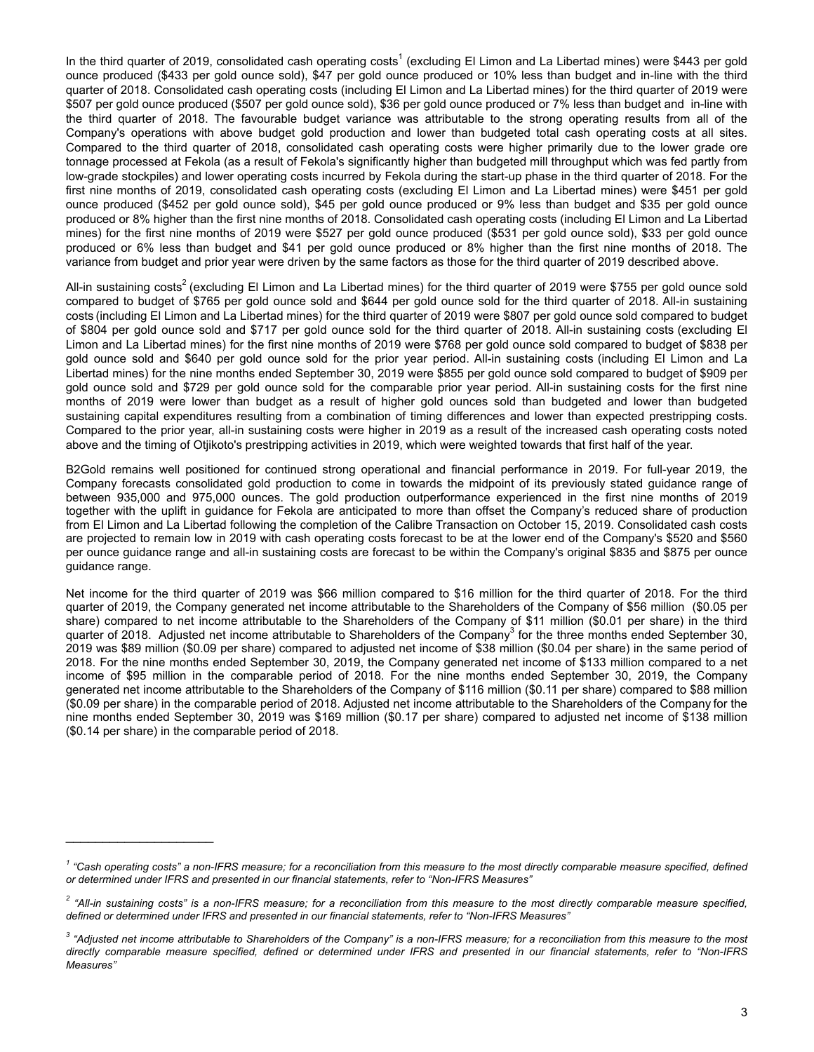In the third quarter of 2019, consolidated cash operating costs[1] (excluding El Limon and La Libertad mines) were $443 per gold ounce produced ($433 per gold ounce sold), $47 per gold ounce produced or 10% less than budget and in-line with the third quarter of 2018. Consolidated cash operating costs (including El Limon and La Libertad mines) for the third quarter of 2019 were $507 per gold ounce produced ($507 per gold ounce sold), $36 per gold ounce produced or 7% less than budget and in-line with the third quarter of 2018. The favourable budget variance was attributable to the strong operating results from all of the Company's operations with above budget gold production and lower than budgeted total cash operating costs at all sites. Compared to the third quarter of 2018, consolidated cash operating costs were higher primarily due to the lower grade ore tonnage processed at Fekola (as a result of Fekola's significantly higher than budgeted mill throughput which was fed partly from low-grade stockpiles) and lower operating costs incurred by Fekola during the start-up phase in the third quarter of 2018. For the first nine months of 2019, consolidated cash operating costs (excluding El Limon and La Libertad mines) were $451 per gold ounce produced ($452 per gold ounce sold), $45 per gold ounce produced or 9% less than budget and $35 per gold ounce produced or 8% higher than the first nine months of 2018. Consolidated cash operating costs (including El Limon and La Libertad mines) for the first nine months of 2019 were $527 per gold ounce produced ($531 per gold ounce sold), $33 per gold ounce produced or 6% less than budget and $41 per gold ounce produced or 8% higher than the first nine months of 2018. The variance from budget and prior year were driven by the same factors as those for the third quarter of 2019 described above.

All-in sustaining costs[2] (excluding El Limon and La Libertad mines) for the third quarter of 2019 were $755 per gold ounce sold compared to budget of $765 per gold ounce sold and $644 per gold ounce sold for the third quarter of 2018. All-in sustaining costs (including El Limon and La Libertad mines) for the third quarter of 2019 were $807 per gold ounce sold compared to budget of $804 per gold ounce sold and $717 per gold ounce sold for the third quarter of 2018. All-in sustaining costs (excluding El Limon and La Libertad mines) for the first nine months of 2019 were $768 per gold ounce sold compared to budget of $838 per gold ounce sold and $640 per gold ounce sold for the prior year period. All-in sustaining costs (including El Limon and La Libertad mines) for the nine months ended September 30, 2019 were $855 per gold ounce sold compared to budget of $909 per gold ounce sold and $729 per gold ounce sold for the comparable prior year period. All-in sustaining costs for the first nine months of 2019 were lower than budget as a result of higher gold ounces sold than budgeted and lower than budgeted sustaining capital expenditures resulting from a combination of timing differences and lower than expected prestripping costs. Compared to the prior year, all-in sustaining costs were higher in 2019 as a result of the increased cash operating costs noted above and the timing of Otjikoto's prestripping activities in 2019, which were weighted towards that first half of the year.

B2Gold remains well positioned for continued strong operational and financial performance in 2019. For full-year 2019, the Company forecasts consolidated gold production to come in towards the midpoint of its previously stated guidance range of between 935,000 and 975,000 ounces. The gold production outperformance experienced in the first nine months of 2019 together with the uplift in guidance for Fekola are anticipated to more than offset the Company's reduced share of production from El Limon and La Libertad following the completion of the Calibre Transaction on October 15, 2019. Consolidated cash costs are projected to remain low in 2019 with cash operating costs forecast to be at the lower end of the Company's $520 and $560 per ounce guidance range and all-in sustaining costs are forecast to be within the Company's original $835 and $875 per ounce guidance range.

Net income for the third quarter of 2019 was $66 million compared to $16 million for the third quarter of 2018. For the third quarter of 2019, the Company generated net income attributable to the Shareholders of the Company of $56 million ($0.05 per share) compared to net income attributable to the Shareholders of the Company of $11 million ($0.01 per share) in the third quarter of 2018. Adjusted net income attributable to Shareholders of the Company[3] for the three months ended September 30, 2019 was $89 million ($0.09 per share) compared to adjusted net income of $38 million ($0.04 per share) in the same period of 2018. For the nine months ended September 30, 2019, the Company generated net income of $133 million compared to a net income of $95 million in the comparable period of 2018. For the nine months ended September 30, 2019, the Company generated net income attributable to the Shareholders of the Company of $116 million ($0.11 per share) compared to $88 million ($0.09 per share) in the comparable period of 2018. Adjusted net income attributable to the Shareholders of the Company for the nine months ended September 30, 2019 was $169 million ($0.17 per share) compared to adjusted net income of $138 million ($0.14 per share) in the comparable period of 2018.

---

*[1] "Cash operating costs" a non-IFRS measure; for a reconciliation from this measure to the most directly comparable measure specified, defined or determined under IFRS and presented in our financial statements, refer to "Non-IFRS Measures"*

*[2] "All-in sustaining costs" is a non-IFRS measure; for a reconciliation from this measure to the most directly comparable measure specified, defined or determined under IFRS and presented in our financial statements, refer to "Non-IFRS Measures"*

*[3] "Adjusted net income attributable to Shareholders of the Company" is a non-IFRS measure; for a reconciliation from this measure to the most directly comparable measure specified, defined or determined under IFRS and presented in our financial statements, refer to "Non-IFRS Measures"*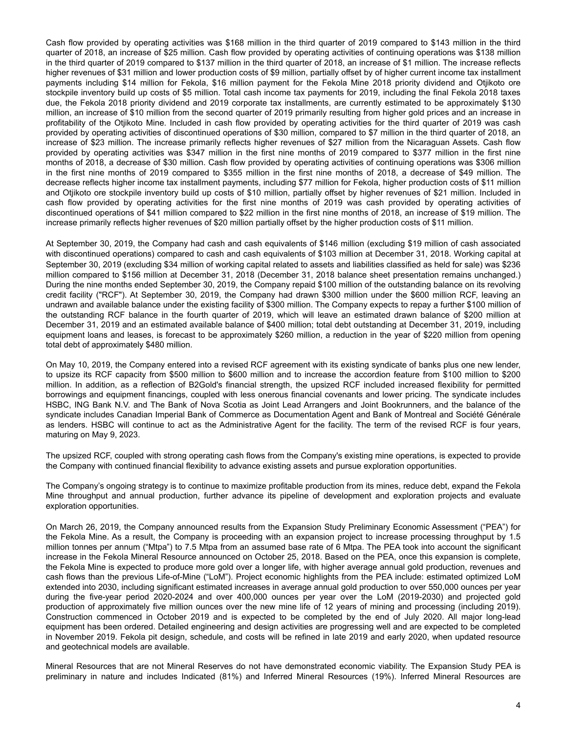Cash flow provided by operating activities was $168 million in the third quarter of 2019 compared to $143 million in the third quarter of 2018, an increase of $25 million. Cash flow provided by operating activities of continuing operations was $138 million in the third quarter of 2019 compared to $137 million in the third quarter of 2018, an increase of $1 million. The increase reflects higher revenues of $31 million and lower production costs of $9 million, partially offset by of higher current income tax installment payments including $14 million for Fekola, $16 million payment for the Fekola Mine 2018 priority dividend and Otjikoto ore stockpile inventory build up costs of $5 million. Total cash income tax payments for 2019, including the final Fekola 2018 taxes due, the Fekola 2018 priority dividend and 2019 corporate tax installments, are currently estimated to be approximately $130 million, an increase of $10 million from the second quarter of 2019 primarily resulting from higher gold prices and an increase in profitability of the Otjikoto Mine. Included in cash flow provided by operating activities for the third quarter of 2019 was cash provided by operating activities of discontinued operations of $30 million, compared to $7 million in the third quarter of 2018, an increase of $23 million. The increase primarily reflects higher revenues of $27 million from the Nicaraguan Assets. Cash flow provided by operating activities was $347 million in the first nine months of 2019 compared to $377 million in the first nine months of 2018, a decrease of $30 million. Cash flow provided by operating activities of continuing operations was $306 million in the first nine months of 2019 compared to $355 million in the first nine months of 2018, a decrease of $49 million. The decrease reflects higher income tax installment payments, including $77 million for Fekola, higher production costs of $11 million and Otjikoto ore stockpile inventory build up costs of $10 million, partially offset by higher revenues of $21 million. Included in cash flow provided by operating activities for the first nine months of 2019 was cash provided by operating activities of discontinued operations of $41 million compared to $22 million in the first nine months of 2018, an increase of $19 million. The increase primarily reflects higher revenues of $20 million partially offset by the higher production costs of $11 million.

At September 30, 2019, the Company had cash and cash equivalents of $146 million (excluding $19 million of cash associated with discontinued operations) compared to cash and cash equivalents of $103 million at December 31, 2018. Working capital at September 30, 2019 (excluding $34 million of working capital related to assets and liabilities classified as held for sale) was $236 million compared to $156 million at December 31, 2018 (December 31, 2018 balance sheet presentation remains unchanged.) During the nine months ended September 30, 2019, the Company repaid $100 million of the outstanding balance on its revolving credit facility ("RCF"). At September 30, 2019, the Company had drawn $300 million under the $600 million RCF, leaving an undrawn and available balance under the existing facility of $300 million. The Company expects to repay a further $100 million of the outstanding RCF balance in the fourth quarter of 2019, which will leave an estimated drawn balance of $200 million at December 31, 2019 and an estimated available balance of $400 million; total debt outstanding at December 31, 2019, including equipment loans and leases, is forecast to be approximately $260 million, a reduction in the year of $220 million from opening total debt of approximately $480 million.

On May 10, 2019, the Company entered into a revised RCF agreement with its existing syndicate of banks plus one new lender, to upsize its RCF capacity from $500 million to $600 million and to increase the accordion feature from $100 million to $200 million. In addition, as a reflection of B2Gold's financial strength, the upsized RCF included increased flexibility for permitted borrowings and equipment financings, coupled with less onerous financial covenants and lower pricing. The syndicate includes HSBC, ING Bank N.V. and The Bank of Nova Scotia as Joint Lead Arrangers and Joint Bookrunners, and the balance of the syndicate includes Canadian Imperial Bank of Commerce as Documentation Agent and Bank of Montreal and Société Générale as lenders. HSBC will continue to act as the Administrative Agent for the facility. The term of the revised RCF is four years, maturing on May 9, 2023.

The upsized RCF, coupled with strong operating cash flows from the Company's existing mine operations, is expected to provide the Company with continued financial flexibility to advance existing assets and pursue exploration opportunities.

The Company's ongoing strategy is to continue to maximize profitable production from its mines, reduce debt, expand the Fekola Mine throughput and annual production, further advance its pipeline of development and exploration projects and evaluate exploration opportunities.

On March 26, 2019, the Company announced results from the Expansion Study Preliminary Economic Assessment ("PEA") for the Fekola Mine. As a result, the Company is proceeding with an expansion project to increase processing throughput by 1.5 million tonnes per annum ("Mtpa") to 7.5 Mtpa from an assumed base rate of 6 Mtpa. The PEA took into account the significant increase in the Fekola Mineral Resource announced on October 25, 2018. Based on the PEA, once this expansion is complete, the Fekola Mine is expected to produce more gold over a longer life, with higher average annual gold production, revenues and cash flows than the previous Life-of-Mine ("LoM"). Project economic highlights from the PEA include: estimated optimized LoM extended into 2030, including significant estimated increases in average annual gold production to over 550,000 ounces per year during the five-year period 2020-2024 and over 400,000 ounces per year over the LoM (2019-2030) and projected gold production of approximately five million ounces over the new mine life of 12 years of mining and processing (including 2019). Construction commenced in October 2019 and is expected to be completed by the end of July 2020. All major long-lead equipment has been ordered. Detailed engineering and design activities are progressing well and are expected to be completed in November 2019. Fekola pit design, schedule, and costs will be refined in late 2019 and early 2020, when updated resource and geotechnical models are available.

Mineral Resources that are not Mineral Reserves do not have demonstrated economic viability. The Expansion Study PEA is preliminary in nature and includes Indicated (81%) and Inferred Mineral Resources (19%). Inferred Mineral Resources are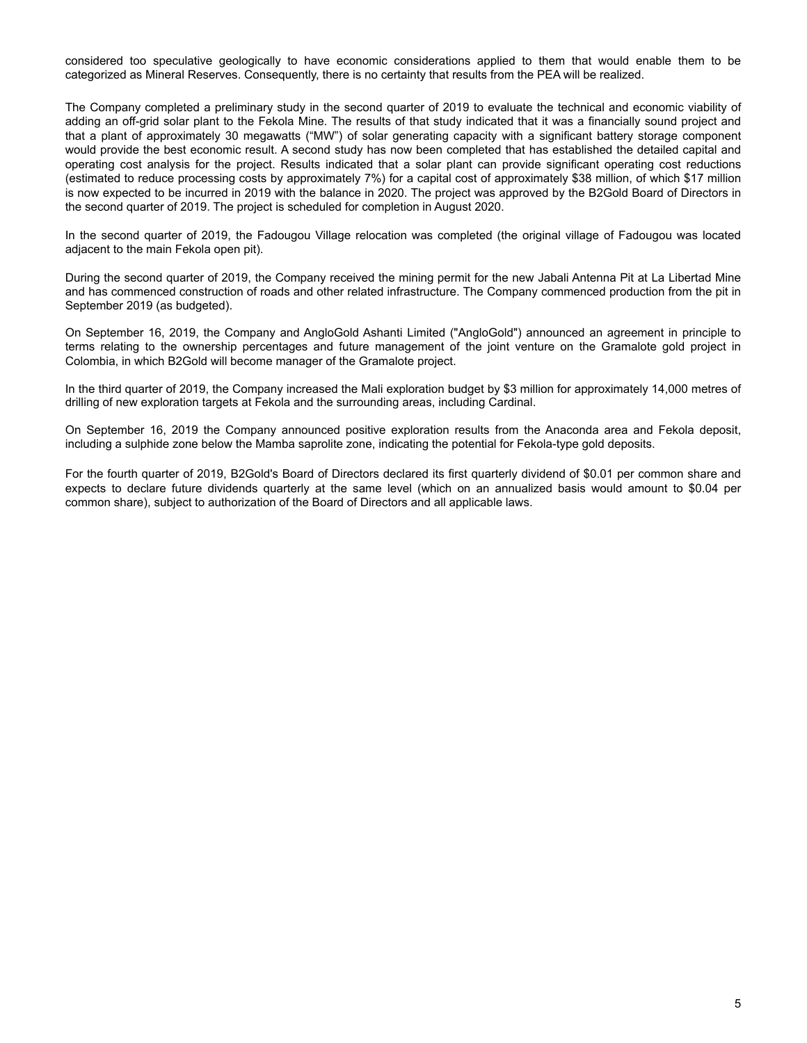considered too speculative geologically to have economic considerations applied to them that would enable them to be categorized as Mineral Reserves. Consequently, there is no certainty that results from the PEA will be realized.

The Company completed a preliminary study in the second quarter of 2019 to evaluate the technical and economic viability of adding an off-grid solar plant to the Fekola Mine. The results of that study indicated that it was a financially sound project and that a plant of approximately 30 megawatts ("MW") of solar generating capacity with a significant battery storage component would provide the best economic result. A second study has now been completed that has established the detailed capital and operating cost analysis for the project. Results indicated that a solar plant can provide significant operating cost reductions (estimated to reduce processing costs by approximately 7%) for a capital cost of approximately $38 million, of which $17 million is now expected to be incurred in 2019 with the balance in 2020. The project was approved by the B2Gold Board of Directors in the second quarter of 2019. The project is scheduled for completion in August 2020.

In the second quarter of 2019, the Fadougou Village relocation was completed (the original village of Fadougou was located adjacent to the main Fekola open pit).

During the second quarter of 2019, the Company received the mining permit for the new Jabali Antenna Pit at La Libertad Mine and has commenced construction of roads and other related infrastructure. The Company commenced production from the pit in September 2019 (as budgeted).

On September 16, 2019, the Company and AngloGold Ashanti Limited ("AngloGold") announced an agreement in principle to terms relating to the ownership percentages and future management of the joint venture on the Gramalote gold project in Colombia, in which B2Gold will become manager of the Gramalote project.

In the third quarter of 2019, the Company increased the Mali exploration budget by $3 million for approximately 14,000 metres of drilling of new exploration targets at Fekola and the surrounding areas, including Cardinal.

On September 16, 2019 the Company announced positive exploration results from the Anaconda area and Fekola deposit, including a sulphide zone below the Mamba saprolite zone, indicating the potential for Fekola-type gold deposits.

For the fourth quarter of 2019, B2Gold's Board of Directors declared its first quarterly dividend of $0.01 per common share and expects to declare future dividends quarterly at the same level (which on an annualized basis would amount to $0.04 per common share), subject to authorization of the Board of Directors and all applicable laws.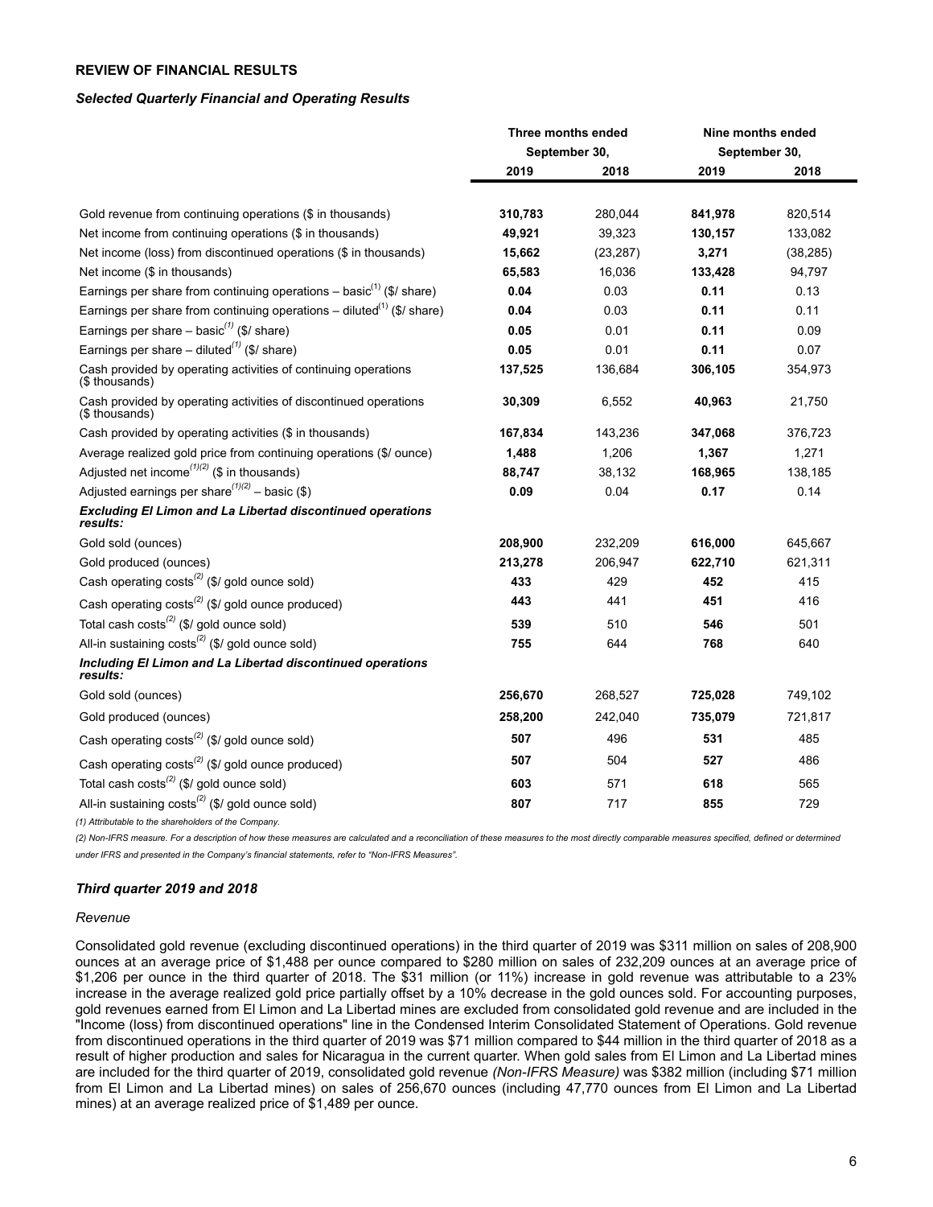## REVIEW OF FINANCIAL RESULTS

### *Selected Quarterly Financial and Operating Results*

| | Three months ended September 30, | | Nine months ended September 30, | |
|---|---|---|---|---|
| | **2019** | **2018** | **2019** | **2018** |
| Gold revenue from continuing operations ($ in thousands) | **310,783** | 280,044 | **841,978** | 820,514 |
| Net income from continuing operations ($ in thousands) | **49,921** | 39,323 | **130,157** | 133,082 |
| Net income (loss) from discontinued operations ($ in thousands) | **15,662** | (23,287) | **3,271** | (38,285) |
| Net income ($ in thousands) | **65,583** | 16,036 | **133,428** | 94,797 |
| Earnings per share from continuing operations – basic[1] ($/ share) | **0.04** | 0.03 | **0.11** | 0.13 |
| Earnings per share from continuing operations – diluted[1] ($/ share) | **0.04** | 0.03 | **0.11** | 0.11 |
| Earnings per share – basic[1] ($/ share) | **0.05** | 0.01 | **0.11** | 0.09 |
| Earnings per share – diluted[1] ($/ share) | **0.05** | 0.01 | **0.11** | 0.07 |
| Cash provided by operating activities of continuing operations ($ thousands) | **137,525** | 136,684 | **306,105** | 354,973 |
| Cash provided by operating activities of discontinued operations ($ thousands) | **30,309** | 6,552 | **40,963** | 21,750 |
| Cash provided by operating activities ($ in thousands) | **167,834** | 143,236 | **347,068** | 376,723 |
| Average realized gold price from continuing operations ($/ ounce) | **1,488** | 1,206 | **1,367** | 1,271 |
| Adjusted net income[1][2] ($ in thousands) | **88,747** | 38,132 | **168,965** | 138,185 |
| Adjusted earnings per share[1][2] – basic ($) | **0.09** | 0.04 | **0.17** | 0.14 |
| ***Excluding El Limon and La Libertad discontinued operations results:*** | | | | |
| Gold sold (ounces) | **208,900** | 232,209 | **616,000** | 645,667 |
| Gold produced (ounces) | **213,278** | 206,947 | **622,710** | 621,311 |
| Cash operating costs[2] ($/ gold ounce sold) | **433** | 429 | **452** | 415 |
| Cash operating costs[2] ($/ gold ounce produced) | **443** | 441 | **451** | 416 |
| Total cash costs[2] ($/ gold ounce sold) | **539** | 510 | **546** | 501 |
| All-in sustaining costs[2] ($/ gold ounce sold) | **755** | 644 | **768** | 640 |
| ***Including El Limon and La Libertad discontinued operations results:*** | | | | |
| Gold sold (ounces) | **256,670** | 268,527 | **725,028** | 749,102 |
| Gold produced (ounces) | **258,200** | 242,040 | **735,079** | 721,817 |
| Cash operating costs[2] ($/ gold ounce sold) | **507** | 496 | **531** | 485 |
| Cash operating costs[2] ($/ gold ounce produced) | **507** | 504 | **527** | 486 |
| Total cash costs[2] ($/ gold ounce sold) | **603** | 571 | **618** | 565 |
| All-in sustaining costs[2] ($/ gold ounce sold) | **807** | 717 | **855** | 729 |

*(1) Attributable to the shareholders of the Company.*

*(2) Non-IFRS measure. For a description of how these measures are calculated and a reconciliation of these measures to the most directly comparable measures specified, defined or determined under IFRS and presented in the Company's financial statements, refer to "Non-IFRS Measures".*

### *Third quarter 2019 and 2018*

*Revenue*

Consolidated gold revenue (excluding discontinued operations) in the third quarter of 2019 was $311 million on sales of 208,900 ounces at an average price of $1,488 per ounce compared to $280 million on sales of 232,209 ounces at an average price of $1,206 per ounce in the third quarter of 2018. The $31 million (or 11%) increase in gold revenue was attributable to a 23% increase in the average realized gold price partially offset by a 10% decrease in the gold ounces sold. For accounting purposes, gold revenues earned from El Limon and La Libertad mines are excluded from consolidated gold revenue and are included in the "Income (loss) from discontinued operations" line in the Condensed Interim Consolidated Statement of Operations. Gold revenue from discontinued operations in the third quarter of 2019 was $71 million compared to $44 million in the third quarter of 2018 as a result of higher production and sales for Nicaragua in the current quarter. When gold sales from El Limon and La Libertad mines are included for the third quarter of 2019, consolidated gold revenue *(Non-IFRS Measure)* was $382 million (including $71 million from El Limon and La Libertad mines) on sales of 256,670 ounces (including 47,770 ounces from El Limon and La Libertad mines) at an average realized price of $1,489 per ounce.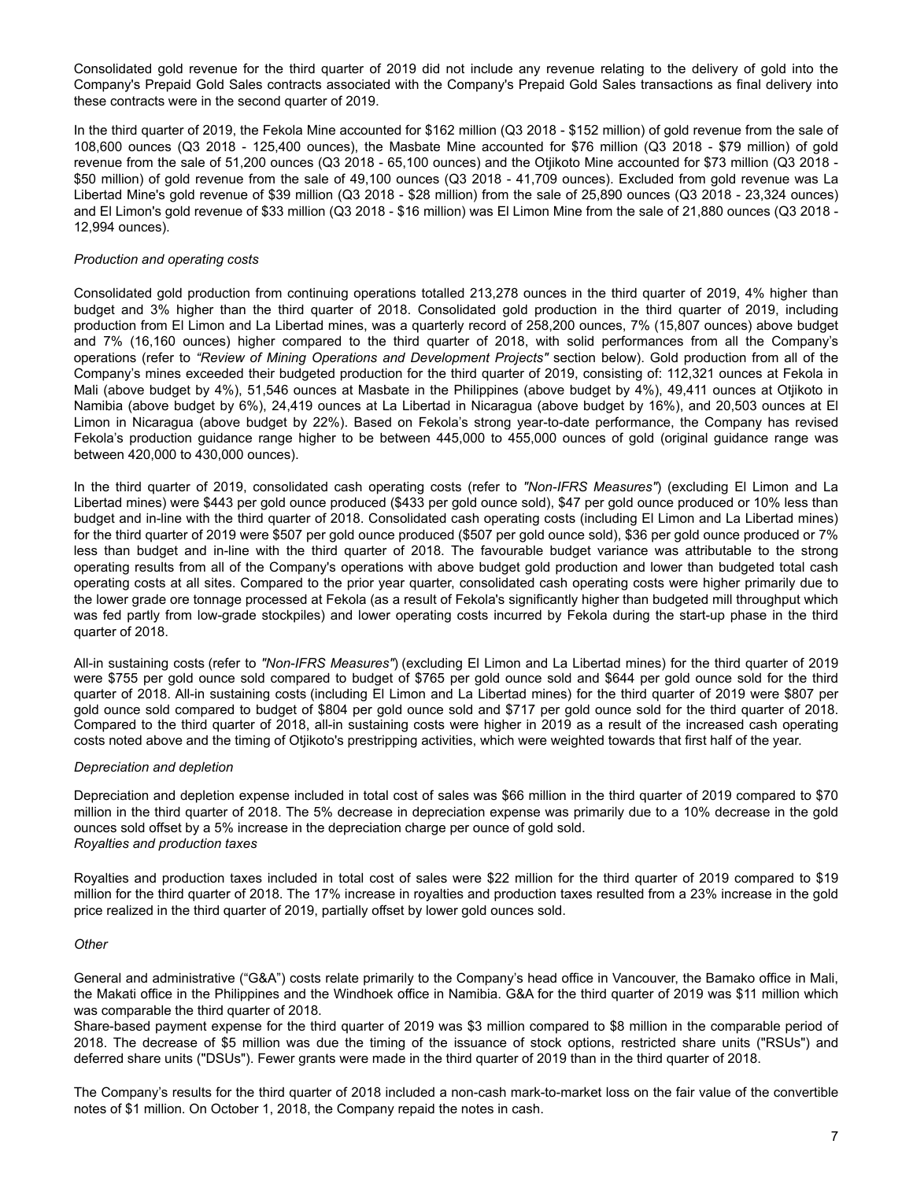Consolidated gold revenue for the third quarter of 2019 did not include any revenue relating to the delivery of gold into the Company's Prepaid Gold Sales contracts associated with the Company's Prepaid Gold Sales transactions as final delivery into these contracts were in the second quarter of 2019.

In the third quarter of 2019, the Fekola Mine accounted for $162 million (Q3 2018 - $152 million) of gold revenue from the sale of 108,600 ounces (Q3 2018 - 125,400 ounces), the Masbate Mine accounted for $76 million (Q3 2018 - $79 million) of gold revenue from the sale of 51,200 ounces (Q3 2018 - 65,100 ounces) and the Otjikoto Mine accounted for $73 million (Q3 2018 - $50 million) of gold revenue from the sale of 49,100 ounces (Q3 2018 - 41,709 ounces). Excluded from gold revenue was La Libertad Mine's gold revenue of $39 million (Q3 2018 - $28 million) from the sale of 25,890 ounces (Q3 2018 - 23,324 ounces) and El Limon's gold revenue of $33 million (Q3 2018 - $16 million) was El Limon Mine from the sale of 21,880 ounces (Q3 2018 - 12,994 ounces).

*Production and operating costs*

Consolidated gold production from continuing operations totalled 213,278 ounces in the third quarter of 2019, 4% higher than budget and 3% higher than the third quarter of 2018. Consolidated gold production in the third quarter of 2019, including production from El Limon and La Libertad mines, was a quarterly record of 258,200 ounces, 7% (15,807 ounces) above budget and 7% (16,160 ounces) higher compared to the third quarter of 2018, with solid performances from all the Company's operations (refer to *"Review of Mining Operations and Development Projects"* section below). Gold production from all of the Company's mines exceeded their budgeted production for the third quarter of 2019, consisting of: 112,321 ounces at Fekola in Mali (above budget by 4%), 51,546 ounces at Masbate in the Philippines (above budget by 4%), 49,411 ounces at Otjikoto in Namibia (above budget by 6%), 24,419 ounces at La Libertad in Nicaragua (above budget by 16%), and 20,503 ounces at El Limon in Nicaragua (above budget by 22%). Based on Fekola's strong year-to-date performance, the Company has revised Fekola's production guidance range higher to be between 445,000 to 455,000 ounces of gold (original guidance range was between 420,000 to 430,000 ounces).

In the third quarter of 2019, consolidated cash operating costs (refer to *"Non-IFRS Measures"*) (excluding El Limon and La Libertad mines) were $443 per gold ounce produced ($433 per gold ounce sold), $47 per gold ounce produced or 10% less than budget and in-line with the third quarter of 2018. Consolidated cash operating costs (including El Limon and La Libertad mines) for the third quarter of 2019 were $507 per gold ounce produced ($507 per gold ounce sold), $36 per gold ounce produced or 7% less than budget and in-line with the third quarter of 2018. The favourable budget variance was attributable to the strong operating results from all of the Company's operations with above budget gold production and lower than budgeted total cash operating costs at all sites. Compared to the prior year quarter, consolidated cash operating costs were higher primarily due to the lower grade ore tonnage processed at Fekola (as a result of Fekola's significantly higher than budgeted mill throughput which was fed partly from low-grade stockpiles) and lower operating costs incurred by Fekola during the start-up phase in the third quarter of 2018.

All-in sustaining costs (refer to *"Non-IFRS Measures"*) (excluding El Limon and La Libertad mines) for the third quarter of 2019 were $755 per gold ounce sold compared to budget of $765 per gold ounce sold and $644 per gold ounce sold for the third quarter of 2018. All-in sustaining costs (including El Limon and La Libertad mines) for the third quarter of 2019 were $807 per gold ounce sold compared to budget of $804 per gold ounce sold and $717 per gold ounce sold for the third quarter of 2018. Compared to the third quarter of 2018, all-in sustaining costs were higher in 2019 as a result of the increased cash operating costs noted above and the timing of Otjikoto's prestripping activities, which were weighted towards that first half of the year.

*Depreciation and depletion*

Depreciation and depletion expense included in total cost of sales was $66 million in the third quarter of 2019 compared to $70 million in the third quarter of 2018. The 5% decrease in depreciation expense was primarily due to a 10% decrease in the gold ounces sold offset by a 5% increase in the depreciation charge per ounce of gold sold.

*Royalties and production taxes*

Royalties and production taxes included in total cost of sales were $22 million for the third quarter of 2019 compared to $19 million for the third quarter of 2018. The 17% increase in royalties and production taxes resulted from a 23% increase in the gold price realized in the third quarter of 2019, partially offset by lower gold ounces sold.

*Other*

General and administrative ("G&A") costs relate primarily to the Company's head office in Vancouver, the Bamako office in Mali, the Makati office in the Philippines and the Windhoek office in Namibia. G&A for the third quarter of 2019 was $11 million which was comparable the third quarter of 2018.

Share-based payment expense for the third quarter of 2019 was $3 million compared to $8 million in the comparable period of 2018. The decrease of $5 million was due the timing of the issuance of stock options, restricted share units ("RSUs") and deferred share units ("DSUs"). Fewer grants were made in the third quarter of 2019 than in the third quarter of 2018.

The Company's results for the third quarter of 2018 included a non-cash mark-to-market loss on the fair value of the convertible notes of $1 million. On October 1, 2018, the Company repaid the notes in cash.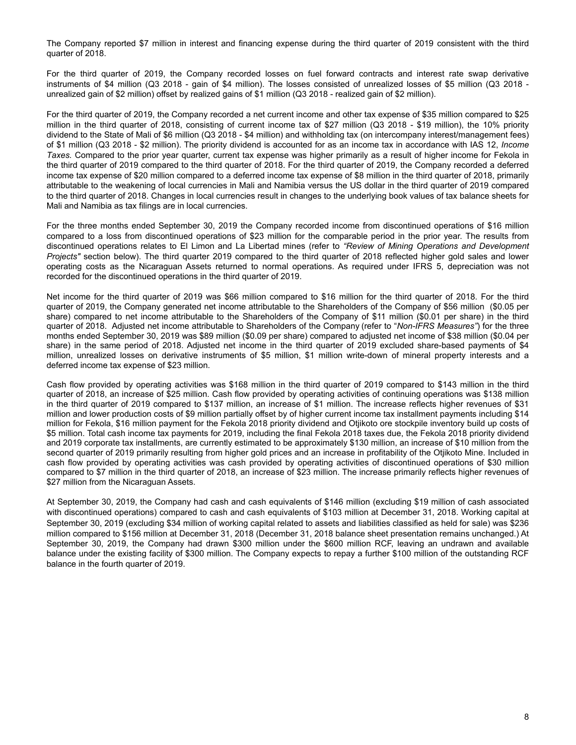The Company reported $7 million in interest and financing expense during the third quarter of 2019 consistent with the third quarter of 2018.

For the third quarter of 2019, the Company recorded losses on fuel forward contracts and interest rate swap derivative instruments of $4 million (Q3 2018 - gain of $4 million). The losses consisted of unrealized losses of $5 million (Q3 2018 - unrealized gain of $2 million) offset by realized gains of $1 million (Q3 2018 - realized gain of $2 million).

For the third quarter of 2019, the Company recorded a net current income and other tax expense of $35 million compared to $25 million in the third quarter of 2018, consisting of current income tax of $27 million (Q3 2018 - $19 million), the 10% priority dividend to the State of Mali of $6 million (Q3 2018 - $4 million) and withholding tax (on intercompany interest/management fees) of $1 million (Q3 2018 - $2 million). The priority dividend is accounted for as an income tax in accordance with IAS 12, *Income Taxes.* Compared to the prior year quarter, current tax expense was higher primarily as a result of higher income for Fekola in the third quarter of 2019 compared to the third quarter of 2018. For the third quarter of 2019, the Company recorded a deferred income tax expense of $20 million compared to a deferred income tax expense of $8 million in the third quarter of 2018, primarily attributable to the weakening of local currencies in Mali and Namibia versus the US dollar in the third quarter of 2019 compared to the third quarter of 2018. Changes in local currencies result in changes to the underlying book values of tax balance sheets for Mali and Namibia as tax filings are in local currencies.

For the three months ended September 30, 2019 the Company recorded income from discontinued operations of $16 million compared to a loss from discontinued operations of $23 million for the comparable period in the prior year. The results from discontinued operations relates to El Limon and La Libertad mines (refer to *"Review of Mining Operations and Development Projects"* section below). The third quarter 2019 compared to the third quarter of 2018 reflected higher gold sales and lower operating costs as the Nicaraguan Assets returned to normal operations. As required under IFRS 5, depreciation was not recorded for the discontinued operations in the third quarter of 2019.

Net income for the third quarter of 2019 was $66 million compared to $16 million for the third quarter of 2018. For the third quarter of 2019, the Company generated net income attributable to the Shareholders of the Company of $56 million ($0.05 per share) compared to net income attributable to the Shareholders of the Company of $11 million ($0.01 per share) in the third quarter of 2018. Adjusted net income attributable to Shareholders of the Company (refer to "*Non-IFRS Measures"*) for the three months ended September 30, 2019 was $89 million ($0.09 per share) compared to adjusted net income of $38 million ($0.04 per share) in the same period of 2018. Adjusted net income in the third quarter of 2019 excluded share-based payments of $4 million, unrealized losses on derivative instruments of $5 million, $1 million write-down of mineral property interests and a deferred income tax expense of $23 million.

Cash flow provided by operating activities was $168 million in the third quarter of 2019 compared to $143 million in the third quarter of 2018, an increase of $25 million. Cash flow provided by operating activities of continuing operations was $138 million in the third quarter of 2019 compared to $137 million, an increase of $1 million. The increase reflects higher revenues of $31 million and lower production costs of $9 million partially offset by of higher current income tax installment payments including $14 million for Fekola, $16 million payment for the Fekola 2018 priority dividend and Otjikoto ore stockpile inventory build up costs of $5 million. Total cash income tax payments for 2019, including the final Fekola 2018 taxes due, the Fekola 2018 priority dividend and 2019 corporate tax installments, are currently estimated to be approximately $130 million, an increase of $10 million from the second quarter of 2019 primarily resulting from higher gold prices and an increase in profitability of the Otjikoto Mine. Included in cash flow provided by operating activities was cash provided by operating activities of discontinued operations of $30 million compared to $7 million in the third quarter of 2018, an increase of $23 million. The increase primarily reflects higher revenues of $27 million from the Nicaraguan Assets.

At September 30, 2019, the Company had cash and cash equivalents of $146 million (excluding $19 million of cash associated with discontinued operations) compared to cash and cash equivalents of $103 million at December 31, 2018. Working capital at September 30, 2019 (excluding $34 million of working capital related to assets and liabilities classified as held for sale) was $236 million compared to $156 million at December 31, 2018 (December 31, 2018 balance sheet presentation remains unchanged.) At September 30, 2019, the Company had drawn $300 million under the $600 million RCF, leaving an undrawn and available balance under the existing facility of $300 million. The Company expects to repay a further $100 million of the outstanding RCF balance in the fourth quarter of 2019.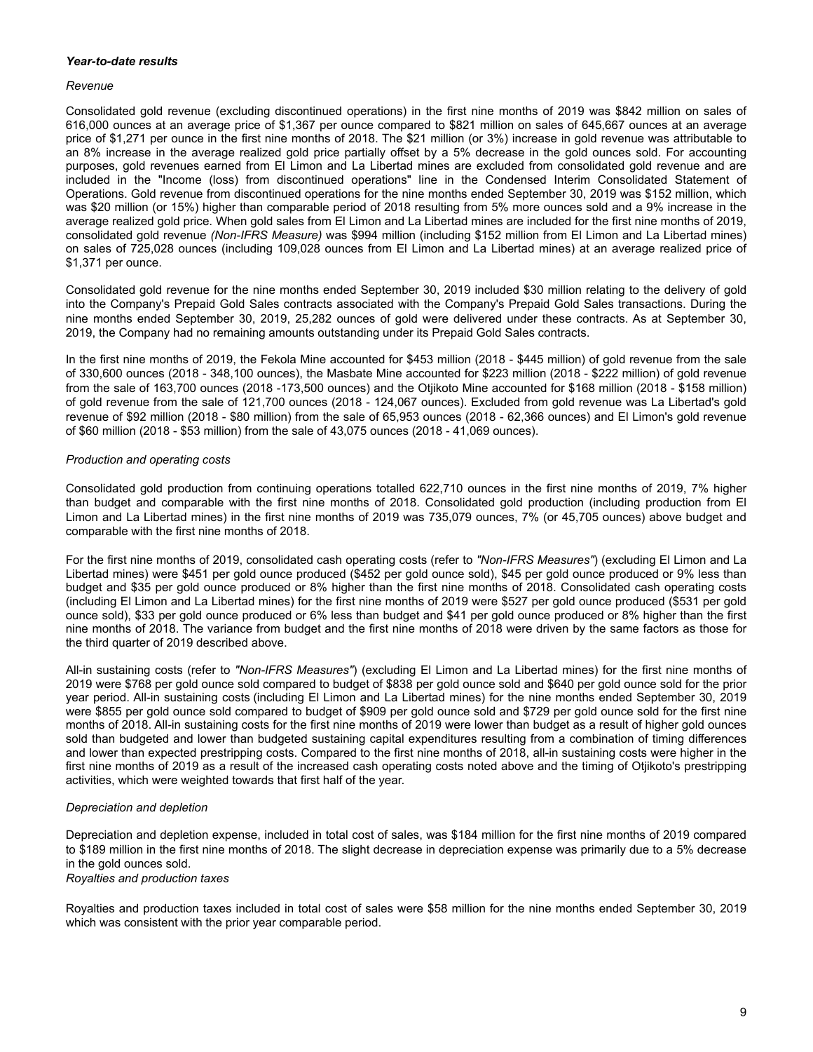***Year-to-date results***

*Revenue*

Consolidated gold revenue (excluding discontinued operations) in the first nine months of 2019 was $842 million on sales of 616,000 ounces at an average price of $1,367 per ounce compared to $821 million on sales of 645,667 ounces at an average price of $1,271 per ounce in the first nine months of 2018. The $21 million (or 3%) increase in gold revenue was attributable to an 8% increase in the average realized gold price partially offset by a 5% decrease in the gold ounces sold. For accounting purposes, gold revenues earned from El Limon and La Libertad mines are excluded from consolidated gold revenue and are included in the "Income (loss) from discontinued operations" line in the Condensed Interim Consolidated Statement of Operations. Gold revenue from discontinued operations for the nine months ended September 30, 2019 was $152 million, which was $20 million (or 15%) higher than comparable period of 2018 resulting from 5% more ounces sold and a 9% increase in the average realized gold price. When gold sales from El Limon and La Libertad mines are included for the first nine months of 2019, consolidated gold revenue *(Non-IFRS Measure)* was $994 million (including $152 million from El Limon and La Libertad mines) on sales of 725,028 ounces (including 109,028 ounces from El Limon and La Libertad mines) at an average realized price of $1,371 per ounce.

Consolidated gold revenue for the nine months ended September 30, 2019 included $30 million relating to the delivery of gold into the Company's Prepaid Gold Sales contracts associated with the Company's Prepaid Gold Sales transactions. During the nine months ended September 30, 2019, 25,282 ounces of gold were delivered under these contracts. As at September 30, 2019, the Company had no remaining amounts outstanding under its Prepaid Gold Sales contracts.

In the first nine months of 2019, the Fekola Mine accounted for $453 million (2018 - $445 million) of gold revenue from the sale of 330,600 ounces (2018 - 348,100 ounces), the Masbate Mine accounted for $223 million (2018 - $222 million) of gold revenue from the sale of 163,700 ounces (2018 -173,500 ounces) and the Otjikoto Mine accounted for $168 million (2018 - $158 million) of gold revenue from the sale of 121,700 ounces (2018 - 124,067 ounces). Excluded from gold revenue was La Libertad's gold revenue of $92 million (2018 - $80 million) from the sale of 65,953 ounces (2018 - 62,366 ounces) and El Limon's gold revenue of $60 million (2018 - $53 million) from the sale of 43,075 ounces (2018 - 41,069 ounces).

*Production and operating costs*

Consolidated gold production from continuing operations totalled 622,710 ounces in the first nine months of 2019, 7% higher than budget and comparable with the first nine months of 2018. Consolidated gold production (including production from El Limon and La Libertad mines) in the first nine months of 2019 was 735,079 ounces, 7% (or 45,705 ounces) above budget and comparable with the first nine months of 2018.

For the first nine months of 2019, consolidated cash operating costs (refer to *"Non-IFRS Measures"*) (excluding El Limon and La Libertad mines) were $451 per gold ounce produced ($452 per gold ounce sold), $45 per gold ounce produced or 9% less than budget and $35 per gold ounce produced or 8% higher than the first nine months of 2018. Consolidated cash operating costs (including El Limon and La Libertad mines) for the first nine months of 2019 were $527 per gold ounce produced ($531 per gold ounce sold), $33 per gold ounce produced or 6% less than budget and $41 per gold ounce produced or 8% higher than the first nine months of 2018. The variance from budget and the first nine months of 2018 were driven by the same factors as those for the third quarter of 2019 described above.

All-in sustaining costs (refer to *"Non-IFRS Measures"*) (excluding El Limon and La Libertad mines) for the first nine months of 2019 were $768 per gold ounce sold compared to budget of $838 per gold ounce sold and $640 per gold ounce sold for the prior year period. All-in sustaining costs (including El Limon and La Libertad mines) for the nine months ended September 30, 2019 were $855 per gold ounce sold compared to budget of $909 per gold ounce sold and $729 per gold ounce sold for the first nine months of 2018. All-in sustaining costs for the first nine months of 2019 were lower than budget as a result of higher gold ounces sold than budgeted and lower than budgeted sustaining capital expenditures resulting from a combination of timing differences and lower than expected prestripping costs. Compared to the first nine months of 2018, all-in sustaining costs were higher in the first nine months of 2019 as a result of the increased cash operating costs noted above and the timing of Otjikoto's prestripping activities, which were weighted towards that first half of the year.

*Depreciation and depletion*

Depreciation and depletion expense, included in total cost of sales, was $184 million for the first nine months of 2019 compared to $189 million in the first nine months of 2018. The slight decrease in depreciation expense was primarily due to a 5% decrease in the gold ounces sold.

*Royalties and production taxes*

Royalties and production taxes included in total cost of sales were $58 million for the nine months ended September 30, 2019 which was consistent with the prior year comparable period.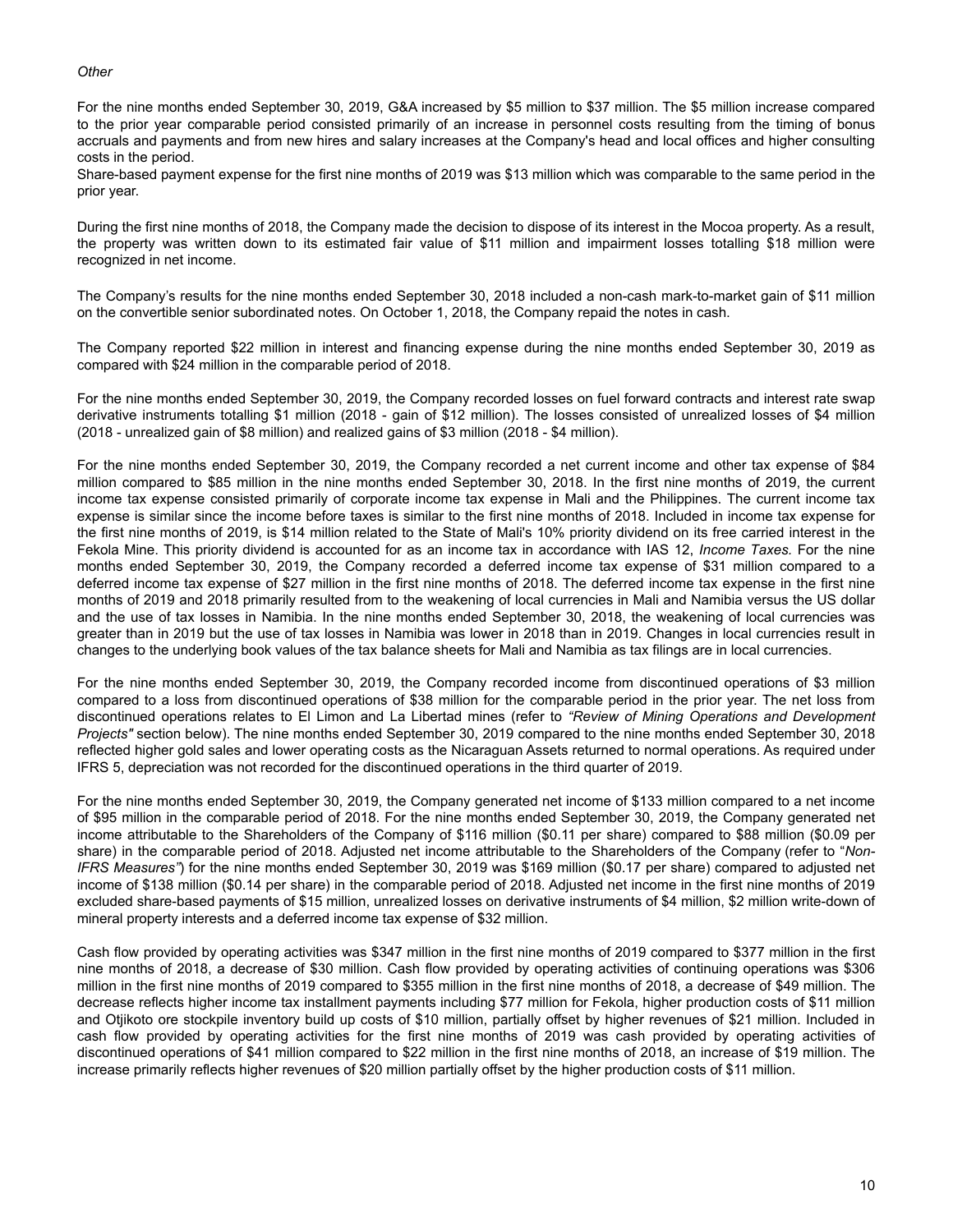*Other*

For the nine months ended September 30, 2019, G&A increased by $5 million to $37 million. The $5 million increase compared to the prior year comparable period consisted primarily of an increase in personnel costs resulting from the timing of bonus accruals and payments and from new hires and salary increases at the Company's head and local offices and higher consulting costs in the period.

Share-based payment expense for the first nine months of 2019 was $13 million which was comparable to the same period in the prior year.

During the first nine months of 2018, the Company made the decision to dispose of its interest in the Mocoa property. As a result, the property was written down to its estimated fair value of $11 million and impairment losses totalling $18 million were recognized in net income.

The Company's results for the nine months ended September 30, 2018 included a non-cash mark-to-market gain of $11 million on the convertible senior subordinated notes. On October 1, 2018, the Company repaid the notes in cash.

The Company reported $22 million in interest and financing expense during the nine months ended September 30, 2019 as compared with $24 million in the comparable period of 2018.

For the nine months ended September 30, 2019, the Company recorded losses on fuel forward contracts and interest rate swap derivative instruments totalling $1 million (2018 - gain of $12 million). The losses consisted of unrealized losses of $4 million (2018 - unrealized gain of $8 million) and realized gains of $3 million (2018 - $4 million).

For the nine months ended September 30, 2019, the Company recorded a net current income and other tax expense of $84 million compared to $85 million in the nine months ended September 30, 2018. In the first nine months of 2019, the current income tax expense consisted primarily of corporate income tax expense in Mali and the Philippines. The current income tax expense is similar since the income before taxes is similar to the first nine months of 2018. Included in income tax expense for the first nine months of 2019, is $14 million related to the State of Mali's 10% priority dividend on its free carried interest in the Fekola Mine. This priority dividend is accounted for as an income tax in accordance with IAS 12, *Income Taxes.* For the nine months ended September 30, 2019, the Company recorded a deferred income tax expense of $31 million compared to a deferred income tax expense of $27 million in the first nine months of 2018. The deferred income tax expense in the first nine months of 2019 and 2018 primarily resulted from to the weakening of local currencies in Mali and Namibia versus the US dollar and the use of tax losses in Namibia. In the nine months ended September 30, 2018, the weakening of local currencies was greater than in 2019 but the use of tax losses in Namibia was lower in 2018 than in 2019. Changes in local currencies result in changes to the underlying book values of the tax balance sheets for Mali and Namibia as tax filings are in local currencies.

For the nine months ended September 30, 2019, the Company recorded income from discontinued operations of $3 million compared to a loss from discontinued operations of $38 million for the comparable period in the prior year. The net loss from discontinued operations relates to El Limon and La Libertad mines (refer to *"Review of Mining Operations and Development Projects"* section below). The nine months ended September 30, 2019 compared to the nine months ended September 30, 2018 reflected higher gold sales and lower operating costs as the Nicaraguan Assets returned to normal operations. As required under IFRS 5, depreciation was not recorded for the discontinued operations in the third quarter of 2019.

For the nine months ended September 30, 2019, the Company generated net income of $133 million compared to a net income of $95 million in the comparable period of 2018. For the nine months ended September 30, 2019, the Company generated net income attributable to the Shareholders of the Company of $116 million ($0.11 per share) compared to $88 million ($0.09 per share) in the comparable period of 2018. Adjusted net income attributable to the Shareholders of the Company (refer to "*Non-IFRS Measures"*) for the nine months ended September 30, 2019 was $169 million ($0.17 per share) compared to adjusted net income of $138 million ($0.14 per share) in the comparable period of 2018. Adjusted net income in the first nine months of 2019 excluded share-based payments of $15 million, unrealized losses on derivative instruments of $4 million, $2 million write-down of mineral property interests and a deferred income tax expense of $32 million.

Cash flow provided by operating activities was $347 million in the first nine months of 2019 compared to $377 million in the first nine months of 2018, a decrease of $30 million. Cash flow provided by operating activities of continuing operations was $306 million in the first nine months of 2019 compared to $355 million in the first nine months of 2018, a decrease of $49 million. The decrease reflects higher income tax installment payments including $77 million for Fekola, higher production costs of $11 million and Otjikoto ore stockpile inventory build up costs of $10 million, partially offset by higher revenues of $21 million. Included in cash flow provided by operating activities for the first nine months of 2019 was cash provided by operating activities of discontinued operations of $41 million compared to $22 million in the first nine months of 2018, an increase of $19 million. The increase primarily reflects higher revenues of $20 million partially offset by the higher production costs of $11 million.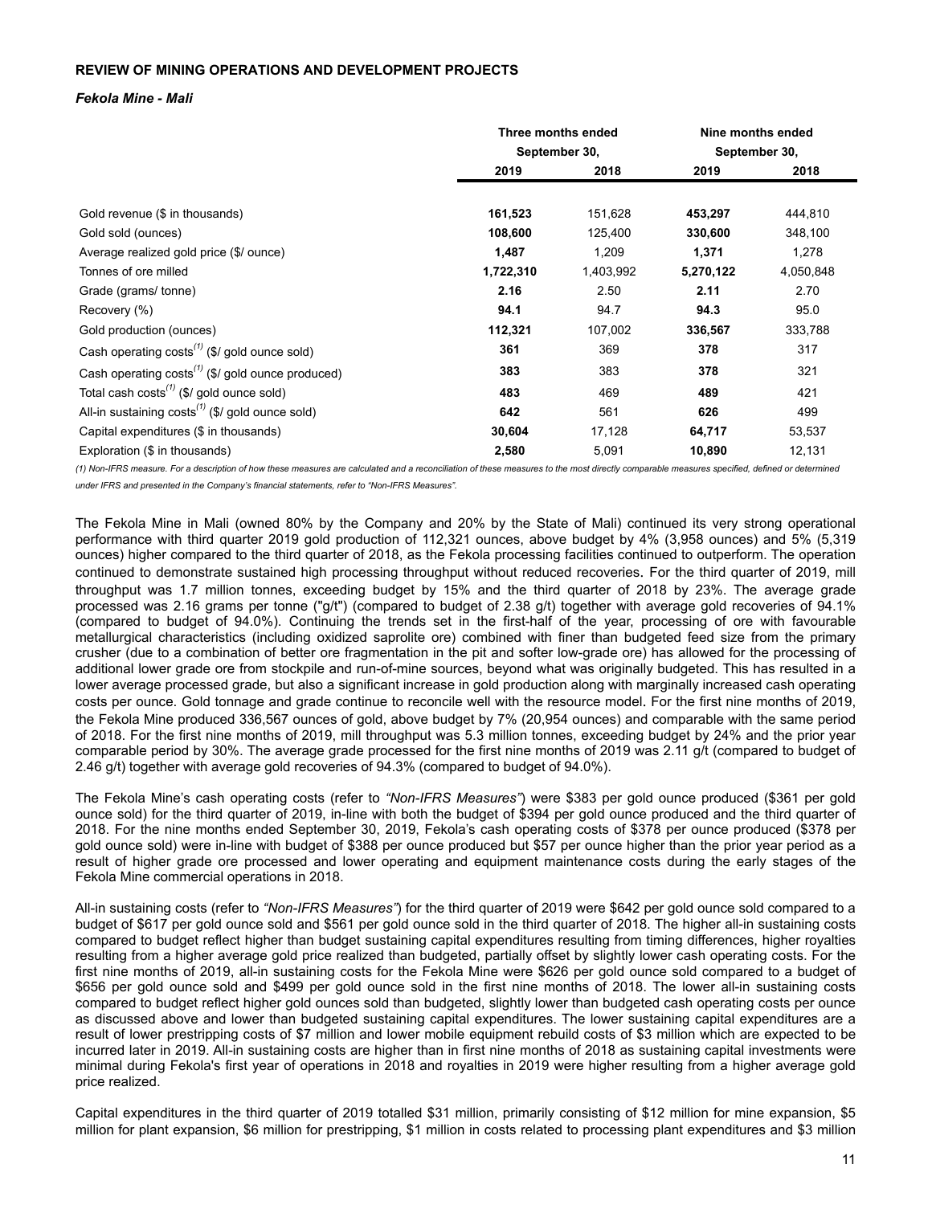**REVIEW OF MINING OPERATIONS AND DEVELOPMENT PROJECTS**

***Fekola Mine - Mali***

| | Three months ended September 30, | | Nine months ended September 30, | |
|---|---|---|---|---|
| | **2019** | **2018** | **2019** | **2018** |
| Gold revenue ($ in thousands) | **161,523** | 151,628 | **453,297** | 444,810 |
| Gold sold (ounces) | **108,600** | 125,400 | **330,600** | 348,100 |
| Average realized gold price ($/ ounce) | **1,487** | 1,209 | **1,371** | 1,278 |
| Tonnes of ore milled | **1,722,310** | 1,403,992 | **5,270,122** | 4,050,848 |
| Grade (grams/ tonne) | **2.16** | 2.50 | **2.11** | 2.70 |
| Recovery (%) | **94.1** | 94.7 | **94.3** | 95.0 |
| Gold production (ounces) | **112,321** | 107,002 | **336,567** | 333,788 |
| Cash operating costs(1) ($/ gold ounce sold) | **361** | 369 | **378** | 317 |
| Cash operating costs(1) ($/ gold ounce produced) | **383** | 383 | **378** | 321 |
| Total cash costs(1) ($/ gold ounce sold) | **483** | 469 | **489** | 421 |
| All-in sustaining costs(1) ($/ gold ounce sold) | **642** | 561 | **626** | 499 |
| Capital expenditures ($ in thousands) | **30,604** | 17,128 | **64,717** | 53,537 |
| Exploration ($ in thousands) | **2,580** | 5,091 | **10,890** | 12,131 |

*(1) Non-IFRS measure. For a description of how these measures are calculated and a reconciliation of these measures to the most directly comparable measures specified, defined or determined under IFRS and presented in the Company's financial statements, refer to "Non-IFRS Measures".*

The Fekola Mine in Mali (owned 80% by the Company and 20% by the State of Mali) continued its very strong operational performance with third quarter 2019 gold production of 112,321 ounces, above budget by 4% (3,958 ounces) and 5% (5,319 ounces) higher compared to the third quarter of 2018, as the Fekola processing facilities continued to outperform. The operation continued to demonstrate sustained high processing throughput without reduced recoveries. For the third quarter of 2019, mill throughput was 1.7 million tonnes, exceeding budget by 15% and the third quarter of 2018 by 23%. The average grade processed was 2.16 grams per tonne ("g/t") (compared to budget of 2.38 g/t) together with average gold recoveries of 94.1% (compared to budget of 94.0%). Continuing the trends set in the first-half of the year, processing of ore with favourable metallurgical characteristics (including oxidized saprolite ore) combined with finer than budgeted feed size from the primary crusher (due to a combination of better ore fragmentation in the pit and softer low-grade ore) has allowed for the processing of additional lower grade ore from stockpile and run-of-mine sources, beyond what was originally budgeted. This has resulted in a lower average processed grade, but also a significant increase in gold production along with marginally increased cash operating costs per ounce. Gold tonnage and grade continue to reconcile well with the resource model. For the first nine months of 2019, the Fekola Mine produced 336,567 ounces of gold, above budget by 7% (20,954 ounces) and comparable with the same period of 2018. For the first nine months of 2019, mill throughput was 5.3 million tonnes, exceeding budget by 24% and the prior year comparable period by 30%. The average grade processed for the first nine months of 2019 was 2.11 g/t (compared to budget of 2.46 g/t) together with average gold recoveries of 94.3% (compared to budget of 94.0%).

The Fekola Mine's cash operating costs (refer to *"Non-IFRS Measures"*) were $383 per gold ounce produced ($361 per gold ounce sold) for the third quarter of 2019, in-line with both the budget of $394 per gold ounce produced and the third quarter of 2018. For the nine months ended September 30, 2019, Fekola's cash operating costs of $378 per ounce produced ($378 per gold ounce sold) were in-line with budget of $388 per ounce produced but $57 per ounce higher than the prior year period as a result of higher grade ore processed and lower operating and equipment maintenance costs during the early stages of the Fekola Mine commercial operations in 2018.

All-in sustaining costs (refer to *"Non-IFRS Measures"*) for the third quarter of 2019 were $642 per gold ounce sold compared to a budget of $617 per gold ounce sold and $561 per gold ounce sold in the third quarter of 2018. The higher all-in sustaining costs compared to budget reflect higher than budget sustaining capital expenditures resulting from timing differences, higher royalties resulting from a higher average gold price realized than budgeted, partially offset by slightly lower cash operating costs. For the first nine months of 2019, all-in sustaining costs for the Fekola Mine were $626 per gold ounce sold compared to a budget of $656 per gold ounce sold and $499 per gold ounce sold in the first nine months of 2018. The lower all-in sustaining costs compared to budget reflect higher gold ounces sold than budgeted, slightly lower than budgeted cash operating costs per ounce as discussed above and lower than budgeted sustaining capital expenditures. The lower sustaining capital expenditures are a result of lower prestripping costs of $7 million and lower mobile equipment rebuild costs of $3 million which are expected to be incurred later in 2019. All-in sustaining costs are higher than in first nine months of 2018 as sustaining capital investments were minimal during Fekola's first year of operations in 2018 and royalties in 2019 were higher resulting from a higher average gold price realized.

Capital expenditures in the third quarter of 2019 totalled $31 million, primarily consisting of $12 million for mine expansion, $5 million for plant expansion, $6 million for prestripping, $1 million in costs related to processing plant expenditures and $3 million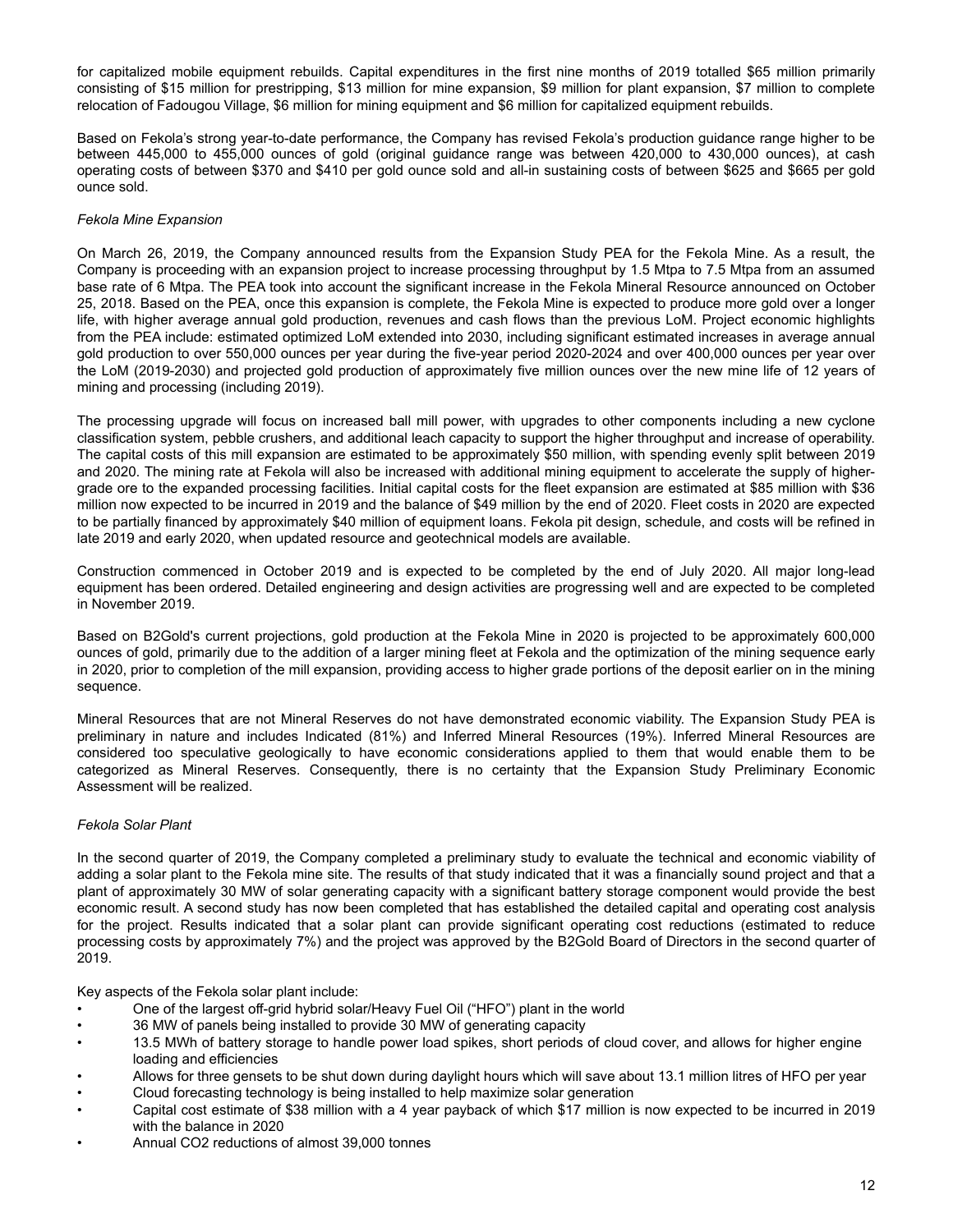for capitalized mobile equipment rebuilds. Capital expenditures in the first nine months of 2019 totalled $65 million primarily consisting of $15 million for prestripping, $13 million for mine expansion, $9 million for plant expansion, $7 million to complete relocation of Fadougou Village, $6 million for mining equipment and $6 million for capitalized equipment rebuilds.

Based on Fekola's strong year-to-date performance, the Company has revised Fekola's production guidance range higher to be between 445,000 to 455,000 ounces of gold (original guidance range was between 420,000 to 430,000 ounces), at cash operating costs of between $370 and $410 per gold ounce sold and all-in sustaining costs of between $625 and $665 per gold ounce sold.

*Fekola Mine Expansion*

On March 26, 2019, the Company announced results from the Expansion Study PEA for the Fekola Mine. As a result, the Company is proceeding with an expansion project to increase processing throughput by 1.5 Mtpa to 7.5 Mtpa from an assumed base rate of 6 Mtpa. The PEA took into account the significant increase in the Fekola Mineral Resource announced on October 25, 2018. Based on the PEA, once this expansion is complete, the Fekola Mine is expected to produce more gold over a longer life, with higher average annual gold production, revenues and cash flows than the previous LoM. Project economic highlights from the PEA include: estimated optimized LoM extended into 2030, including significant estimated increases in average annual gold production to over 550,000 ounces per year during the five-year period 2020-2024 and over 400,000 ounces per year over the LoM (2019-2030) and projected gold production of approximately five million ounces over the new mine life of 12 years of mining and processing (including 2019).

The processing upgrade will focus on increased ball mill power, with upgrades to other components including a new cyclone classification system, pebble crushers, and additional leach capacity to support the higher throughput and increase of operability. The capital costs of this mill expansion are estimated to be approximately $50 million, with spending evenly split between 2019 and 2020. The mining rate at Fekola will also be increased with additional mining equipment to accelerate the supply of higher-grade ore to the expanded processing facilities. Initial capital costs for the fleet expansion are estimated at $85 million with $36 million now expected to be incurred in 2019 and the balance of $49 million by the end of 2020. Fleet costs in 2020 are expected to be partially financed by approximately $40 million of equipment loans. Fekola pit design, schedule, and costs will be refined in late 2019 and early 2020, when updated resource and geotechnical models are available.

Construction commenced in October 2019 and is expected to be completed by the end of July 2020. All major long-lead equipment has been ordered. Detailed engineering and design activities are progressing well and are expected to be completed in November 2019.

Based on B2Gold's current projections, gold production at the Fekola Mine in 2020 is projected to be approximately 600,000 ounces of gold, primarily due to the addition of a larger mining fleet at Fekola and the optimization of the mining sequence early in 2020, prior to completion of the mill expansion, providing access to higher grade portions of the deposit earlier on in the mining sequence.

Mineral Resources that are not Mineral Reserves do not have demonstrated economic viability. The Expansion Study PEA is preliminary in nature and includes Indicated (81%) and Inferred Mineral Resources (19%). Inferred Mineral Resources are considered too speculative geologically to have economic considerations applied to them that would enable them to be categorized as Mineral Reserves. Consequently, there is no certainty that the Expansion Study Preliminary Economic Assessment will be realized.

*Fekola Solar Plant*

In the second quarter of 2019, the Company completed a preliminary study to evaluate the technical and economic viability of adding a solar plant to the Fekola mine site. The results of that study indicated that it was a financially sound project and that a plant of approximately 30 MW of solar generating capacity with a significant battery storage component would provide the best economic result. A second study has now been completed that has established the detailed capital and operating cost analysis for the project. Results indicated that a solar plant can provide significant operating cost reductions (estimated to reduce processing costs by approximately 7%) and the project was approved by the B2Gold Board of Directors in the second quarter of 2019.

Key aspects of the Fekola solar plant include:

- One of the largest off-grid hybrid solar/Heavy Fuel Oil ("HFO") plant in the world
- 36 MW of panels being installed to provide 30 MW of generating capacity
- 13.5 MWh of battery storage to handle power load spikes, short periods of cloud cover, and allows for higher engine loading and efficiencies
- Allows for three gensets to be shut down during daylight hours which will save about 13.1 million litres of HFO per year
- Cloud forecasting technology is being installed to help maximize solar generation
- Capital cost estimate of $38 million with a 4 year payback of which $17 million is now expected to be incurred in 2019 with the balance in 2020
- Annual $CO_2$ reductions of almost 39,000 tonnes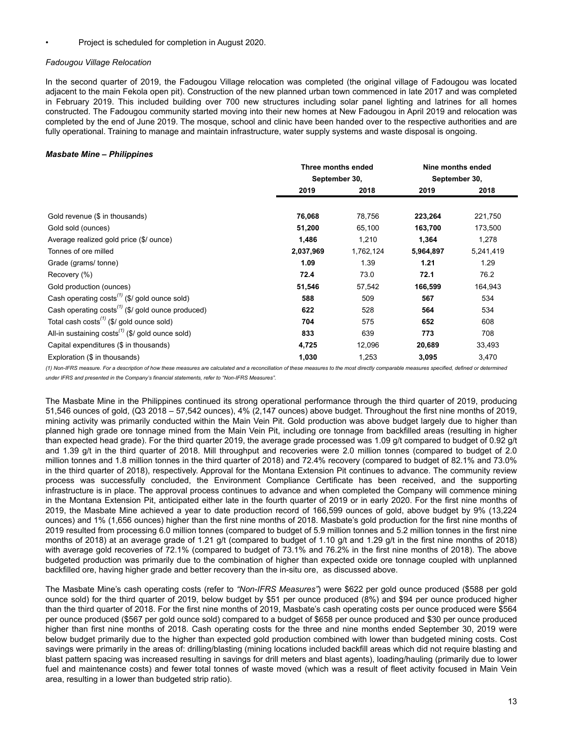- Project is scheduled for completion in August 2020.

*Fadougou Village Relocation*

In the second quarter of 2019, the Fadougou Village relocation was completed (the original village of Fadougou was located adjacent to the main Fekola open pit). Construction of the new planned urban town commenced in late 2017 and was completed in February 2019. This included building over 700 new structures including solar panel lighting and latrines for all homes constructed. The Fadougou community started moving into their new homes at New Fadougou in April 2019 and relocation was completed by the end of June 2019. The mosque, school and clinic have been handed over to the respective authorities and are fully operational. Training to manage and maintain infrastructure, water supply systems and waste disposal is ongoing.

***Masbate Mine – Philippines***

| | Three months ended September 30, | | Nine months ended September 30, | |
|---|---|---|---|---|
| | **2019** | **2018** | **2019** | **2018** |
| Gold revenue ($ in thousands) | **76,068** | 78,756 | **223,264** | 221,750 |
| Gold sold (ounces) | **51,200** | 65,100 | **163,700** | 173,500 |
| Average realized gold price ($/ ounce) | **1,486** | 1,210 | **1,364** | 1,278 |
| Tonnes of ore milled | **2,037,969** | 1,762,124 | **5,964,897** | 5,241,419 |
| Grade (grams/ tonne) | **1.09** | 1.39 | **1.21** | 1.29 |
| Recovery (%) | **72.4** | 73.0 | **72.1** | 76.2 |
| Gold production (ounces) | **51,546** | 57,542 | **166,599** | 164,943 |
| Cash operating costs(1) ($/ gold ounce sold) | **588** | 509 | **567** | 534 |
| Cash operating costs(1) ($/ gold ounce produced) | **622** | 528 | **564** | 534 |
| Total cash costs(1) ($/ gold ounce sold) | **704** | 575 | **652** | 608 |
| All-in sustaining costs(1) ($/ gold ounce sold) | **833** | 639 | **773** | 708 |
| Capital expenditures ($ in thousands) | **4,725** | 12,096 | **20,689** | 33,493 |
| Exploration ($ in thousands) | **1,030** | 1,253 | **3,095** | 3,470 |

*(1) Non-IFRS measure. For a description of how these measures are calculated and a reconciliation of these measures to the most directly comparable measures specified, defined or determined under IFRS and presented in the Company's financial statements, refer to "Non-IFRS Measures".*

The Masbate Mine in the Philippines continued its strong operational performance through the third quarter of 2019, producing 51,546 ounces of gold, (Q3 2018 – 57,542 ounces), 4% (2,147 ounces) above budget. Throughout the first nine months of 2019, mining activity was primarily conducted within the Main Vein Pit. Gold production was above budget largely due to higher than planned high grade ore tonnage mined from the Main Vein Pit, including ore tonnage from backfilled areas (resulting in higher than expected head grade). For the third quarter 2019, the average grade processed was 1.09 g/t compared to budget of 0.92 g/t and 1.39 g/t in the third quarter of 2018. Mill throughput and recoveries were 2.0 million tonnes (compared to budget of 2.0 million tonnes and 1.8 million tonnes in the third quarter of 2018) and 72.4% recovery (compared to budget of 82.1% and 73.0% in the third quarter of 2018), respectively. Approval for the Montana Extension Pit continues to advance. The community review process was successfully concluded, the Environment Compliance Certificate has been received, and the supporting infrastructure is in place. The approval process continues to advance and when completed the Company will commence mining in the Montana Extension Pit, anticipated either late in the fourth quarter of 2019 or in early 2020. For the first nine months of 2019, the Masbate Mine achieved a year to date production record of 166,599 ounces of gold, above budget by 9% (13,224 ounces) and 1% (1,656 ounces) higher than the first nine months of 2018. Masbate's gold production for the first nine months of 2019 resulted from processing 6.0 million tonnes (compared to budget of 5.9 million tonnes and 5.2 million tonnes in the first nine months of 2018) at an average grade of 1.21 g/t (compared to budget of 1.10 g/t and 1.29 g/t in the first nine months of 2018) with average gold recoveries of 72.1% (compared to budget of 73.1% and 76.2% in the first nine months of 2018). The above budgeted production was primarily due to the combination of higher than expected oxide ore tonnage coupled with unplanned backfilled ore, having higher grade and better recovery than the in-situ ore, as discussed above.

The Masbate Mine's cash operating costs (refer to *"Non-IFRS Measures"*) were $622 per gold ounce produced ($588 per gold ounce sold) for the third quarter of 2019, below budget by $51 per ounce produced (8%) and $94 per ounce produced higher than the third quarter of 2018. For the first nine months of 2019, Masbate's cash operating costs per ounce produced were $564 per ounce produced ($567 per gold ounce sold) compared to a budget of $658 per ounce produced and $30 per ounce produced higher than first nine months of 2018. Cash operating costs for the three and nine months ended September 30, 2019 were below budget primarily due to the higher than expected gold production combined with lower than budgeted mining costs. Cost savings were primarily in the areas of: drilling/blasting (mining locations included backfill areas which did not require blasting and blast pattern spacing was increased resulting in savings for drill meters and blast agents), loading/hauling (primarily due to lower fuel and maintenance costs) and fewer total tonnes of waste moved (which was a result of fleet activity focused in Main Vein area, resulting in a lower than budgeted strip ratio).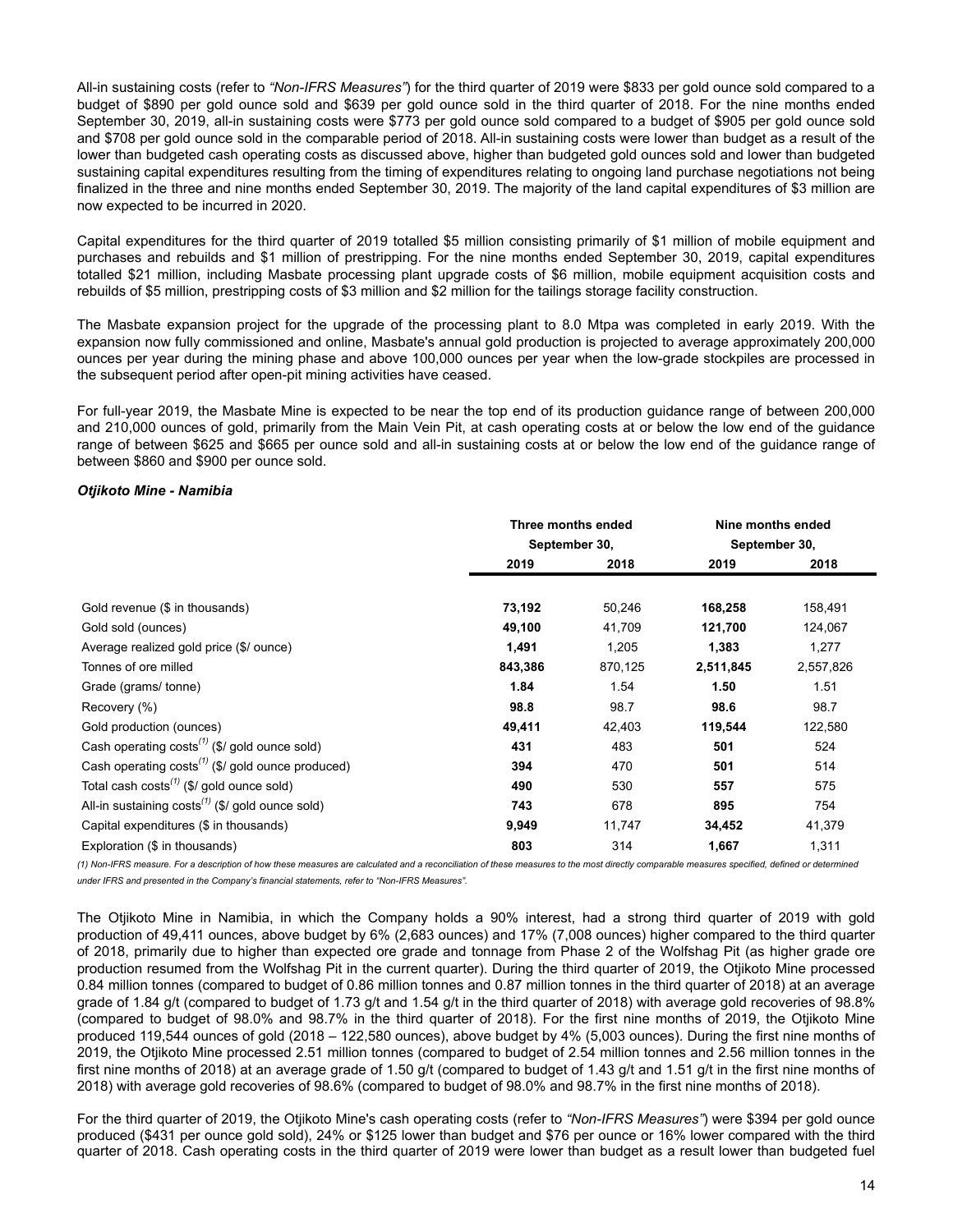All-in sustaining costs (refer to *"Non-IFRS Measures"*) for the third quarter of 2019 were $833 per gold ounce sold compared to a budget of $890 per gold ounce sold and $639 per gold ounce sold in the third quarter of 2018. For the nine months ended September 30, 2019, all-in sustaining costs were $773 per gold ounce sold compared to a budget of $905 per gold ounce sold and $708 per gold ounce sold in the comparable period of 2018. All-in sustaining costs were lower than budget as a result of the lower than budgeted cash operating costs as discussed above, higher than budgeted gold ounces sold and lower than budgeted sustaining capital expenditures resulting from the timing of expenditures relating to ongoing land purchase negotiations not being finalized in the three and nine months ended September 30, 2019. The majority of the land capital expenditures of $3 million are now expected to be incurred in 2020.

Capital expenditures for the third quarter of 2019 totalled $5 million consisting primarily of $1 million of mobile equipment and purchases and rebuilds and $1 million of prestripping. For the nine months ended September 30, 2019, capital expenditures totalled $21 million, including Masbate processing plant upgrade costs of $6 million, mobile equipment acquisition costs and rebuilds of $5 million, prestripping costs of $3 million and $2 million for the tailings storage facility construction.

The Masbate expansion project for the upgrade of the processing plant to 8.0 Mtpa was completed in early 2019. With the expansion now fully commissioned and online, Masbate's annual gold production is projected to average approximately 200,000 ounces per year during the mining phase and above 100,000 ounces per year when the low-grade stockpiles are processed in the subsequent period after open-pit mining activities have ceased.

For full-year 2019, the Masbate Mine is expected to be near the top end of its production guidance range of between 200,000 and 210,000 ounces of gold, primarily from the Main Vein Pit, at cash operating costs at or below the low end of the guidance range of between $625 and $665 per ounce sold and all-in sustaining costs at or below the low end of the guidance range of between $860 and $900 per ounce sold.

***Otjikoto Mine - Namibia***

| | Three months ended September 30, | | Nine months ended September 30, | |
|---|---|---|---|---|
| | **2019** | **2018** | **2019** | **2018** |
| Gold revenue ($ in thousands) | **73,192** | 50,246 | **168,258** | 158,491 |
| Gold sold (ounces) | **49,100** | 41,709 | **121,700** | 124,067 |
| Average realized gold price ($/ ounce) | **1,491** | 1,205 | **1,383** | 1,277 |
| Tonnes of ore milled | **843,386** | 870,125 | **2,511,845** | 2,557,826 |
| Grade (grams/ tonne) | **1.84** | 1.54 | **1.50** | 1.51 |
| Recovery (%) | **98.8** | 98.7 | **98.6** | 98.7 |
| Gold production (ounces) | **49,411** | 42,403 | **119,544** | 122,580 |
| Cash operating costs(1) ($/ gold ounce sold) | **431** | 483 | **501** | 524 |
| Cash operating costs(1) ($/ gold ounce produced) | **394** | 470 | **501** | 514 |
| Total cash costs(1) ($/ gold ounce sold) | **490** | 530 | **557** | 575 |
| All-in sustaining costs(1) ($/ gold ounce sold) | **743** | 678 | **895** | 754 |
| Capital expenditures ($ in thousands) | **9,949** | 11,747 | **34,452** | 41,379 |
| Exploration ($ in thousands) | **803** | 314 | **1,667** | 1,311 |

*(1) Non-IFRS measure. For a description of how these measures are calculated and a reconciliation of these measures to the most directly comparable measures specified, defined or determined under IFRS and presented in the Company's financial statements, refer to "Non-IFRS Measures".*

The Otjikoto Mine in Namibia, in which the Company holds a 90% interest, had a strong third quarter of 2019 with gold production of 49,411 ounces, above budget by 6% (2,683 ounces) and 17% (7,008 ounces) higher compared to the third quarter of 2018, primarily due to higher than expected ore grade and tonnage from Phase 2 of the Wolfshag Pit (as higher grade ore production resumed from the Wolfshag Pit in the current quarter). During the third quarter of 2019, the Otjikoto Mine processed 0.84 million tonnes (compared to budget of 0.86 million tonnes and 0.87 million tonnes in the third quarter of 2018) at an average grade of 1.84 g/t (compared to budget of 1.73 g/t and 1.54 g/t in the third quarter of 2018) with average gold recoveries of 98.8% (compared to budget of 98.0% and 98.7% in the third quarter of 2018). For the first nine months of 2019, the Otjikoto Mine produced 119,544 ounces of gold (2018 – 122,580 ounces), above budget by 4% (5,003 ounces). During the first nine months of 2019, the Otjikoto Mine processed 2.51 million tonnes (compared to budget of 2.54 million tonnes and 2.56 million tonnes in the first nine months of 2018) at an average grade of 1.50 g/t (compared to budget of 1.43 g/t and 1.51 g/t in the first nine months of 2018) with average gold recoveries of 98.6% (compared to budget of 98.0% and 98.7% in the first nine months of 2018).

For the third quarter of 2019, the Otjikoto Mine's cash operating costs (refer to *"Non-IFRS Measures"*) were $394 per gold ounce produced ($431 per ounce gold sold), 24% or $125 lower than budget and $76 per ounce or 16% lower compared with the third quarter of 2018. Cash operating costs in the third quarter of 2019 were lower than budget as a result lower than budgeted fuel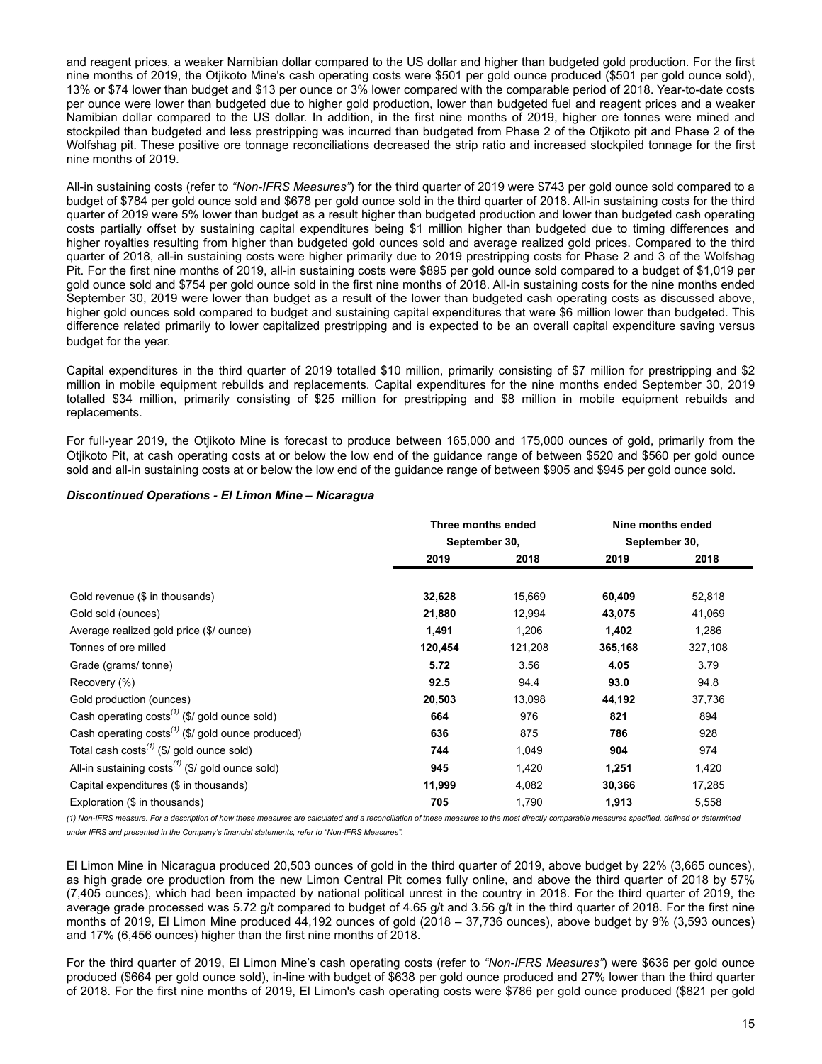and reagent prices, a weaker Namibian dollar compared to the US dollar and higher than budgeted gold production. For the first nine months of 2019, the Otjikoto Mine's cash operating costs were $501 per gold ounce produced ($501 per gold ounce sold), 13% or $74 lower than budget and $13 per ounce or 3% lower compared with the comparable period of 2018. Year-to-date costs per ounce were lower than budgeted due to higher gold production, lower than budgeted fuel and reagent prices and a weaker Namibian dollar compared to the US dollar. In addition, in the first nine months of 2019, higher ore tonnes were mined and stockpiled than budgeted and less prestripping was incurred than budgeted from Phase 2 of the Otjikoto pit and Phase 2 of the Wolfshag pit. These positive ore tonnage reconciliations decreased the strip ratio and increased stockpiled tonnage for the first nine months of 2019.

All-in sustaining costs (refer to *"Non-IFRS Measures"*) for the third quarter of 2019 were $743 per gold ounce sold compared to a budget of $784 per gold ounce sold and $678 per gold ounce sold in the third quarter of 2018. All-in sustaining costs for the third quarter of 2019 were 5% lower than budget as a result higher than budgeted production and lower than budgeted cash operating costs partially offset by sustaining capital expenditures being $1 million higher than budgeted due to timing differences and higher royalties resulting from higher than budgeted gold ounces sold and average realized gold prices. Compared to the third quarter of 2018, all-in sustaining costs were higher primarily due to 2019 prestripping costs for Phase 2 and 3 of the Wolfshag Pit. For the first nine months of 2019, all-in sustaining costs were $895 per gold ounce sold compared to a budget of $1,019 per gold ounce sold and $754 per gold ounce sold in the first nine months of 2018. All-in sustaining costs for the nine months ended September 30, 2019 were lower than budget as a result of the lower than budgeted cash operating costs as discussed above, higher gold ounces sold compared to budget and sustaining capital expenditures that were $6 million lower than budgeted. This difference related primarily to lower capitalized prestripping and is expected to be an overall capital expenditure saving versus budget for the year.

Capital expenditures in the third quarter of 2019 totalled $10 million, primarily consisting of $7 million for prestripping and $2 million in mobile equipment rebuilds and replacements. Capital expenditures for the nine months ended September 30, 2019 totalled $34 million, primarily consisting of $25 million for prestripping and $8 million in mobile equipment rebuilds and replacements.

For full-year 2019, the Otjikoto Mine is forecast to produce between 165,000 and 175,000 ounces of gold, primarily from the Otjikoto Pit, at cash operating costs at or below the low end of the guidance range of between $520 and $560 per gold ounce sold and all-in sustaining costs at or below the low end of the guidance range of between $905 and $945 per gold ounce sold.

***Discontinued Operations - El Limon Mine – Nicaragua***

| | Three months ended September 30, | | Nine months ended September 30, | |
|---|---|---|---|---|
| | **2019** | **2018** | **2019** | **2018** |
| Gold revenue ($ in thousands) | **32,628** | 15,669 | **60,409** | 52,818 |
| Gold sold (ounces) | **21,880** | 12,994 | **43,075** | 41,069 |
| Average realized gold price ($/ ounce) | **1,491** | 1,206 | **1,402** | 1,286 |
| Tonnes of ore milled | **120,454** | 121,208 | **365,168** | 327,108 |
| Grade (grams/ tonne) | **5.72** | 3.56 | **4.05** | 3.79 |
| Recovery (%) | **92.5** | 94.4 | **93.0** | 94.8 |
| Gold production (ounces) | **20,503** | 13,098 | **44,192** | 37,736 |
| Cash operating costs[(1)] ($/ gold ounce sold) | **664** | 976 | **821** | 894 |
| Cash operating costs[(1)] ($/ gold ounce produced) | **636** | 875 | **786** | 928 |
| Total cash costs[(1)] ($/ gold ounce sold) | **744** | 1,049 | **904** | 974 |
| All-in sustaining costs[(1)] ($/ gold ounce sold) | **945** | 1,420 | **1,251** | 1,420 |
| Capital expenditures ($ in thousands) | **11,999** | 4,082 | **30,366** | 17,285 |
| Exploration ($ in thousands) | **705** | 1,790 | **1,913** | 5,558 |

*(1) Non-IFRS measure. For a description of how these measures are calculated and a reconciliation of these measures to the most directly comparable measures specified, defined or determined under IFRS and presented in the Company's financial statements, refer to "Non-IFRS Measures".*

El Limon Mine in Nicaragua produced 20,503 ounces of gold in the third quarter of 2019, above budget by 22% (3,665 ounces), as high grade ore production from the new Limon Central Pit comes fully online, and above the third quarter of 2018 by 57% (7,405 ounces), which had been impacted by national political unrest in the country in 2018. For the third quarter of 2019, the average grade processed was 5.72 g/t compared to budget of 4.65 g/t and 3.56 g/t in the third quarter of 2018. For the first nine months of 2019, El Limon Mine produced 44,192 ounces of gold (2018 – 37,736 ounces), above budget by 9% (3,593 ounces) and 17% (6,456 ounces) higher than the first nine months of 2018.

For the third quarter of 2019, El Limon Mine's cash operating costs (refer to *"Non-IFRS Measures"*) were $636 per gold ounce produced ($664 per gold ounce sold), in-line with budget of $638 per gold ounce produced and 27% lower than the third quarter of 2018. For the first nine months of 2019, El Limon's cash operating costs were $786 per gold ounce produced ($821 per gold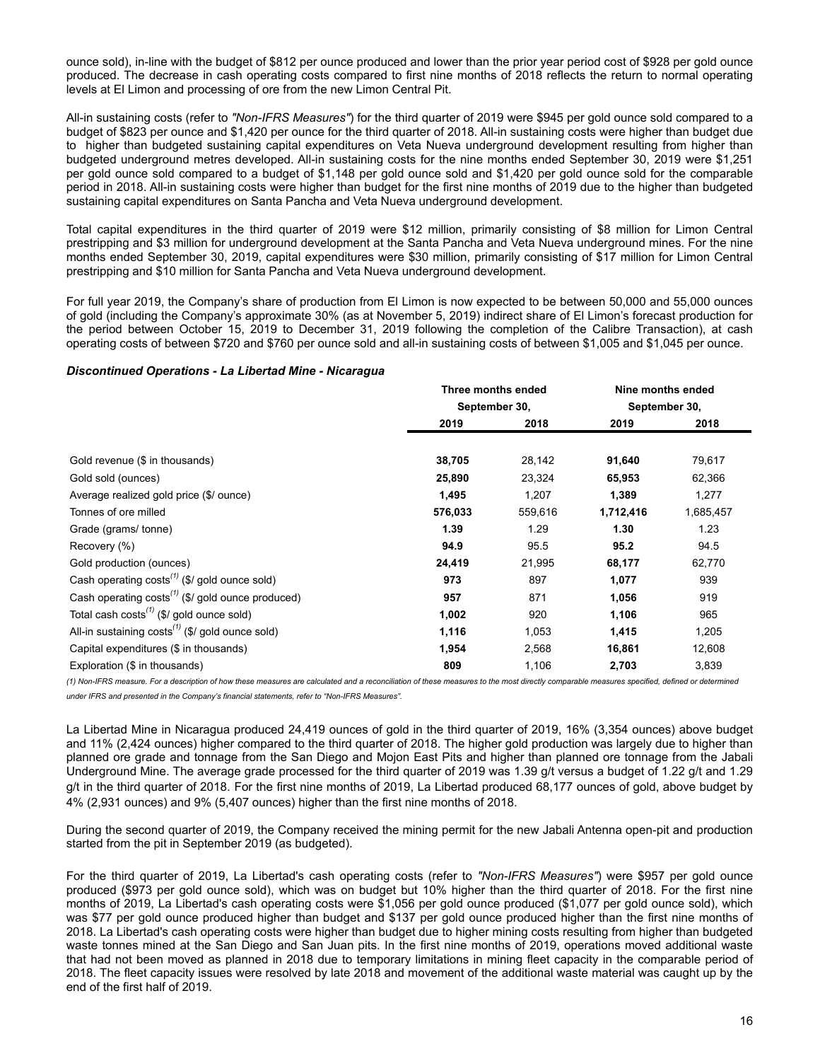ounce sold), in-line with the budget of $812 per ounce produced and lower than the prior year period cost of $928 per gold ounce produced. The decrease in cash operating costs compared to first nine months of 2018 reflects the return to normal operating levels at El Limon and processing of ore from the new Limon Central Pit.

All-in sustaining costs (refer to *"Non-IFRS Measures"*) for the third quarter of 2019 were $945 per gold ounce sold compared to a budget of $823 per ounce and $1,420 per ounce for the third quarter of 2018. All-in sustaining costs were higher than budget due to higher than budgeted sustaining capital expenditures on Veta Nueva underground development resulting from higher than budgeted underground metres developed. All-in sustaining costs for the nine months ended September 30, 2019 were $1,251 per gold ounce sold compared to a budget of $1,148 per gold ounce sold and $1,420 per gold ounce sold for the comparable period in 2018. All-in sustaining costs were higher than budget for the first nine months of 2019 due to the higher than budgeted sustaining capital expenditures on Santa Pancha and Veta Nueva underground development.

Total capital expenditures in the third quarter of 2019 were $12 million, primarily consisting of $8 million for Limon Central prestripping and $3 million for underground development at the Santa Pancha and Veta Nueva underground mines. For the nine months ended September 30, 2019, capital expenditures were $30 million, primarily consisting of $17 million for Limon Central prestripping and $10 million for Santa Pancha and Veta Nueva underground development.

For full year 2019, the Company's share of production from El Limon is now expected to be between 50,000 and 55,000 ounces of gold (including the Company's approximate 30% (as at November 5, 2019) indirect share of El Limon's forecast production for the period between October 15, 2019 to December 31, 2019 following the completion of the Calibre Transaction), at cash operating costs of between $720 and $760 per ounce sold and all-in sustaining costs of between $1,005 and $1,045 per ounce.

***Discontinued Operations - La Libertad Mine - Nicaragua***

| | Three months ended September 30, | | Nine months ended September 30, | |
|---|---|---|---|---|
| | **2019** | 2018 | **2019** | 2018 |
| Gold revenue ($ in thousands) | **38,705** | 28,142 | **91,640** | 79,617 |
| Gold sold (ounces) | **25,890** | 23,324 | **65,953** | 62,366 |
| Average realized gold price ($/ ounce) | **1,495** | 1,207 | **1,389** | 1,277 |
| Tonnes of ore milled | **576,033** | 559,616 | **1,712,416** | 1,685,457 |
| Grade (grams/ tonne) | **1.39** | 1.29 | **1.30** | 1.23 |
| Recovery (%) | **94.9** | 95.5 | **95.2** | 94.5 |
| Gold production (ounces) | **24,419** | 21,995 | **68,177** | 62,770 |
| Cash operating costs[(1)] ($/ gold ounce sold) | **973** | 897 | **1,077** | 939 |
| Cash operating costs[(1)] ($/ gold ounce produced) | **957** | 871 | **1,056** | 919 |
| Total cash costs[(1)] ($/ gold ounce sold) | **1,002** | 920 | **1,106** | 965 |
| All-in sustaining costs[(1)] ($/ gold ounce sold) | **1,116** | 1,053 | **1,415** | 1,205 |
| Capital expenditures ($ in thousands) | **1,954** | 2,568 | **16,861** | 12,608 |
| Exploration ($ in thousands) | **809** | 1,106 | **2,703** | 3,839 |

*(1) Non-IFRS measure. For a description of how these measures are calculated and a reconciliation of these measures to the most directly comparable measures specified, defined or determined under IFRS and presented in the Company's financial statements, refer to "Non-IFRS Measures".*

La Libertad Mine in Nicaragua produced 24,419 ounces of gold in the third quarter of 2019, 16% (3,354 ounces) above budget and 11% (2,424 ounces) higher compared to the third quarter of 2018. The higher gold production was largely due to higher than planned ore grade and tonnage from the San Diego and Mojon East Pits and higher than planned ore tonnage from the Jabali Underground Mine. The average grade processed for the third quarter of 2019 was 1.39 g/t versus a budget of 1.22 g/t and 1.29 g/t in the third quarter of 2018. For the first nine months of 2019, La Libertad produced 68,177 ounces of gold, above budget by 4% (2,931 ounces) and 9% (5,407 ounces) higher than the first nine months of 2018.

During the second quarter of 2019, the Company received the mining permit for the new Jabali Antenna open-pit and production started from the pit in September 2019 (as budgeted).

For the third quarter of 2019, La Libertad's cash operating costs (refer to *"Non-IFRS Measures"*) were $957 per gold ounce produced ($973 per gold ounce sold), which was on budget but 10% higher than the third quarter of 2018. For the first nine months of 2019, La Libertad's cash operating costs were $1,056 per gold ounce produced ($1,077 per gold ounce sold), which was $77 per gold ounce produced higher than budget and $137 per gold ounce produced higher than the first nine months of 2018. La Libertad's cash operating costs were higher than budget due to higher mining costs resulting from higher than budgeted waste tonnes mined at the San Diego and San Juan pits. In the first nine months of 2019, operations moved additional waste that had not been moved as planned in 2018 due to temporary limitations in mining fleet capacity in the comparable period of 2018. The fleet capacity issues were resolved by late 2018 and movement of the additional waste material was caught up by the end of the first half of 2019.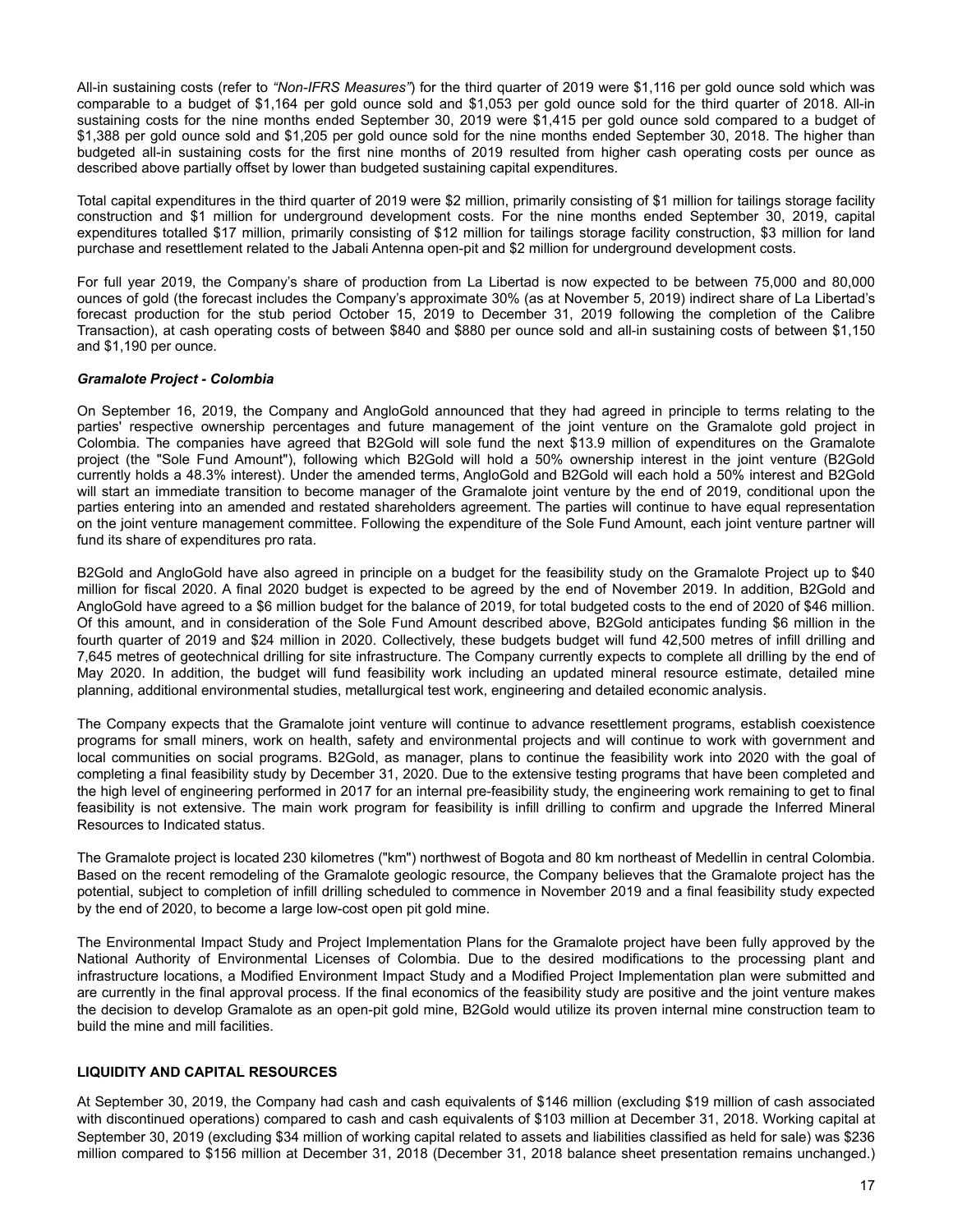All-in sustaining costs (refer to *"Non-IFRS Measures"*) for the third quarter of 2019 were $1,116 per gold ounce sold which was comparable to a budget of $1,164 per gold ounce sold and $1,053 per gold ounce sold for the third quarter of 2018. All-in sustaining costs for the nine months ended September 30, 2019 were $1,415 per gold ounce sold compared to a budget of $1,388 per gold ounce sold and $1,205 per gold ounce sold for the nine months ended September 30, 2018. The higher than budgeted all-in sustaining costs for the first nine months of 2019 resulted from higher cash operating costs per ounce as described above partially offset by lower than budgeted sustaining capital expenditures.

Total capital expenditures in the third quarter of 2019 were $2 million, primarily consisting of $1 million for tailings storage facility construction and $1 million for underground development costs. For the nine months ended September 30, 2019, capital expenditures totalled $17 million, primarily consisting of $12 million for tailings storage facility construction, $3 million for land purchase and resettlement related to the Jabali Antenna open-pit and $2 million for underground development costs.

For full year 2019, the Company's share of production from La Libertad is now expected to be between 75,000 and 80,000 ounces of gold (the forecast includes the Company's approximate 30% (as at November 5, 2019) indirect share of La Libertad's forecast production for the stub period October 15, 2019 to December 31, 2019 following the completion of the Calibre Transaction), at cash operating costs of between $840 and $880 per ounce sold and all-in sustaining costs of between $1,150 and $1,190 per ounce.

***Gramalote Project - Colombia***

On September 16, 2019, the Company and AngloGold announced that they had agreed in principle to terms relating to the parties' respective ownership percentages and future management of the joint venture on the Gramalote gold project in Colombia. The companies have agreed that B2Gold will sole fund the next $13.9 million of expenditures on the Gramalote project (the "Sole Fund Amount"), following which B2Gold will hold a 50% ownership interest in the joint venture (B2Gold currently holds a 48.3% interest). Under the amended terms, AngloGold and B2Gold will each hold a 50% interest and B2Gold will start an immediate transition to become manager of the Gramalote joint venture by the end of 2019, conditional upon the parties entering into an amended and restated shareholders agreement. The parties will continue to have equal representation on the joint venture management committee. Following the expenditure of the Sole Fund Amount, each joint venture partner will fund its share of expenditures pro rata.

B2Gold and AngloGold have also agreed in principle on a budget for the feasibility study on the Gramalote Project up to $40 million for fiscal 2020. A final 2020 budget is expected to be agreed by the end of November 2019. In addition, B2Gold and AngloGold have agreed to a $6 million budget for the balance of 2019, for total budgeted costs to the end of 2020 of $46 million. Of this amount, and in consideration of the Sole Fund Amount described above, B2Gold anticipates funding $6 million in the fourth quarter of 2019 and $24 million in 2020. Collectively, these budgets budget will fund 42,500 metres of infill drilling and 7,645 metres of geotechnical drilling for site infrastructure. The Company currently expects to complete all drilling by the end of May 2020. In addition, the budget will fund feasibility work including an updated mineral resource estimate, detailed mine planning, additional environmental studies, metallurgical test work, engineering and detailed economic analysis.

The Company expects that the Gramalote joint venture will continue to advance resettlement programs, establish coexistence programs for small miners, work on health, safety and environmental projects and will continue to work with government and local communities on social programs. B2Gold, as manager, plans to continue the feasibility work into 2020 with the goal of completing a final feasibility study by December 31, 2020. Due to the extensive testing programs that have been completed and the high level of engineering performed in 2017 for an internal pre-feasibility study, the engineering work remaining to get to final feasibility is not extensive. The main work program for feasibility is infill drilling to confirm and upgrade the Inferred Mineral Resources to Indicated status.

The Gramalote project is located 230 kilometres ("km") northwest of Bogota and 80 km northeast of Medellin in central Colombia. Based on the recent remodeling of the Gramalote geologic resource, the Company believes that the Gramalote project has the potential, subject to completion of infill drilling scheduled to commence in November 2019 and a final feasibility study expected by the end of 2020, to become a large low-cost open pit gold mine.

The Environmental Impact Study and Project Implementation Plans for the Gramalote project have been fully approved by the National Authority of Environmental Licenses of Colombia. Due to the desired modifications to the processing plant and infrastructure locations, a Modified Environment Impact Study and a Modified Project Implementation plan were submitted and are currently in the final approval process. If the final economics of the feasibility study are positive and the joint venture makes the decision to develop Gramalote as an open-pit gold mine, B2Gold would utilize its proven internal mine construction team to build the mine and mill facilities.

## LIQUIDITY AND CAPITAL RESOURCES

At September 30, 2019, the Company had cash and cash equivalents of $146 million (excluding $19 million of cash associated with discontinued operations) compared to cash and cash equivalents of $103 million at December 31, 2018. Working capital at September 30, 2019 (excluding $34 million of working capital related to assets and liabilities classified as held for sale) was $236 million compared to $156 million at December 31, 2018 (December 31, 2018 balance sheet presentation remains unchanged.)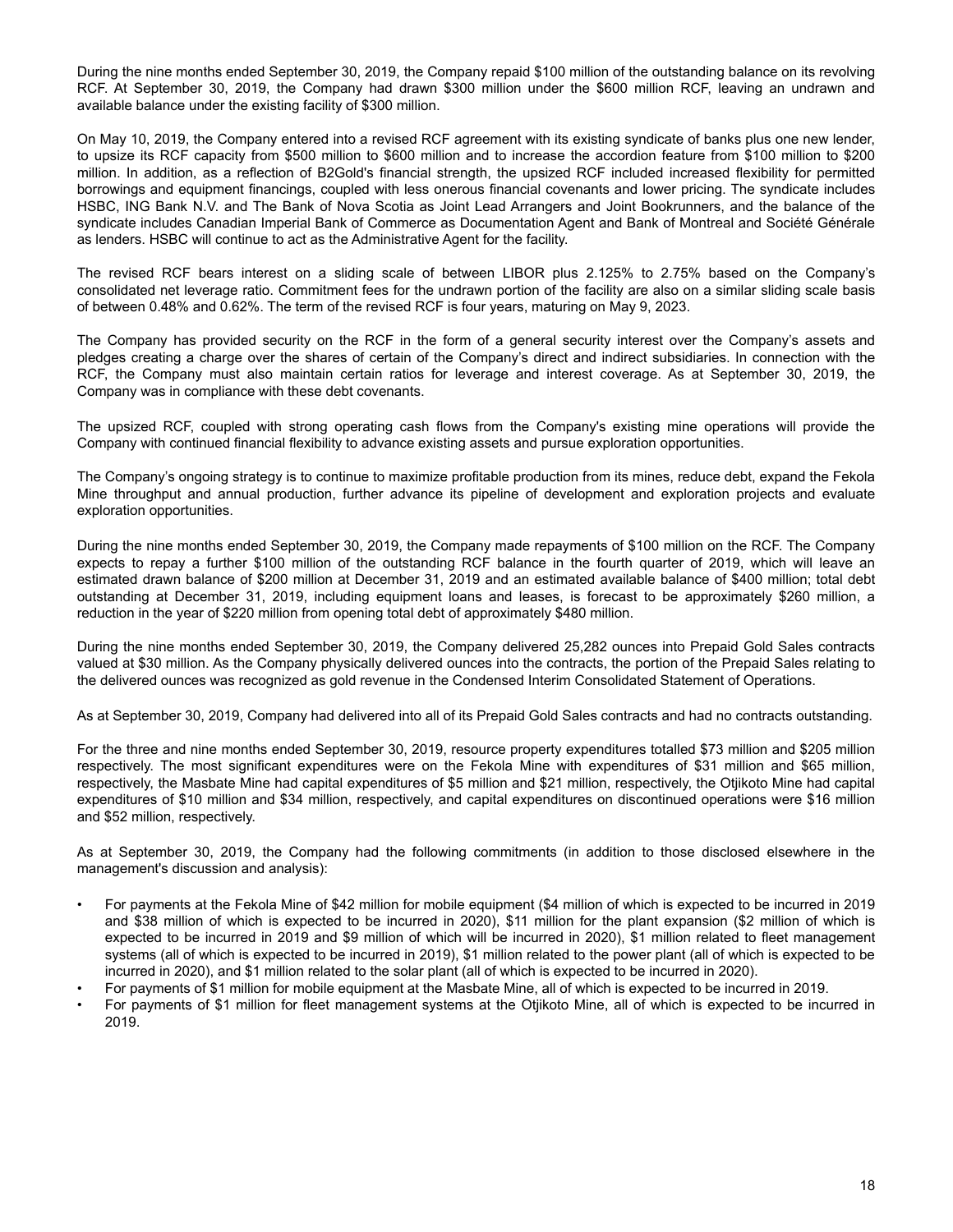During the nine months ended September 30, 2019, the Company repaid $100 million of the outstanding balance on its revolving RCF. At September 30, 2019, the Company had drawn $300 million under the $600 million RCF, leaving an undrawn and available balance under the existing facility of $300 million.

On May 10, 2019, the Company entered into a revised RCF agreement with its existing syndicate of banks plus one new lender, to upsize its RCF capacity from $500 million to $600 million and to increase the accordion feature from $100 million to $200 million. In addition, as a reflection of B2Gold's financial strength, the upsized RCF included increased flexibility for permitted borrowings and equipment financings, coupled with less onerous financial covenants and lower pricing. The syndicate includes HSBC, ING Bank N.V. and The Bank of Nova Scotia as Joint Lead Arrangers and Joint Bookrunners, and the balance of the syndicate includes Canadian Imperial Bank of Commerce as Documentation Agent and Bank of Montreal and Société Générale as lenders. HSBC will continue to act as the Administrative Agent for the facility.

The revised RCF bears interest on a sliding scale of between LIBOR plus 2.125% to 2.75% based on the Company's consolidated net leverage ratio. Commitment fees for the undrawn portion of the facility are also on a similar sliding scale basis of between 0.48% and 0.62%. The term of the revised RCF is four years, maturing on May 9, 2023.

The Company has provided security on the RCF in the form of a general security interest over the Company's assets and pledges creating a charge over the shares of certain of the Company's direct and indirect subsidiaries. In connection with the RCF, the Company must also maintain certain ratios for leverage and interest coverage. As at September 30, 2019, the Company was in compliance with these debt covenants.

The upsized RCF, coupled with strong operating cash flows from the Company's existing mine operations will provide the Company with continued financial flexibility to advance existing assets and pursue exploration opportunities.

The Company's ongoing strategy is to continue to maximize profitable production from its mines, reduce debt, expand the Fekola Mine throughput and annual production, further advance its pipeline of development and exploration projects and evaluate exploration opportunities.

During the nine months ended September 30, 2019, the Company made repayments of $100 million on the RCF. The Company expects to repay a further $100 million of the outstanding RCF balance in the fourth quarter of 2019, which will leave an estimated drawn balance of $200 million at December 31, 2019 and an estimated available balance of $400 million; total debt outstanding at December 31, 2019, including equipment loans and leases, is forecast to be approximately $260 million, a reduction in the year of $220 million from opening total debt of approximately $480 million.

During the nine months ended September 30, 2019, the Company delivered 25,282 ounces into Prepaid Gold Sales contracts valued at $30 million. As the Company physically delivered ounces into the contracts, the portion of the Prepaid Sales relating to the delivered ounces was recognized as gold revenue in the Condensed Interim Consolidated Statement of Operations.

As at September 30, 2019, Company had delivered into all of its Prepaid Gold Sales contracts and had no contracts outstanding.

For the three and nine months ended September 30, 2019, resource property expenditures totalled $73 million and $205 million respectively. The most significant expenditures were on the Fekola Mine with expenditures of $31 million and $65 million, respectively, the Masbate Mine had capital expenditures of $5 million and $21 million, respectively, the Otjikoto Mine had capital expenditures of $10 million and $34 million, respectively, and capital expenditures on discontinued operations were $16 million and $52 million, respectively.

As at September 30, 2019, the Company had the following commitments (in addition to those disclosed elsewhere in the management's discussion and analysis):

- For payments at the Fekola Mine of $42 million for mobile equipment ($4 million of which is expected to be incurred in 2019 and $38 million of which is expected to be incurred in 2020), $11 million for the plant expansion ($2 million of which is expected to be incurred in 2019 and $9 million of which will be incurred in 2020), $1 million related to fleet management systems (all of which is expected to be incurred in 2019), $1 million related to the power plant (all of which is expected to be incurred in 2020), and $1 million related to the solar plant (all of which is expected to be incurred in 2020).
- For payments of $1 million for mobile equipment at the Masbate Mine, all of which is expected to be incurred in 2019.
- For payments of $1 million for fleet management systems at the Otjikoto Mine, all of which is expected to be incurred in 2019.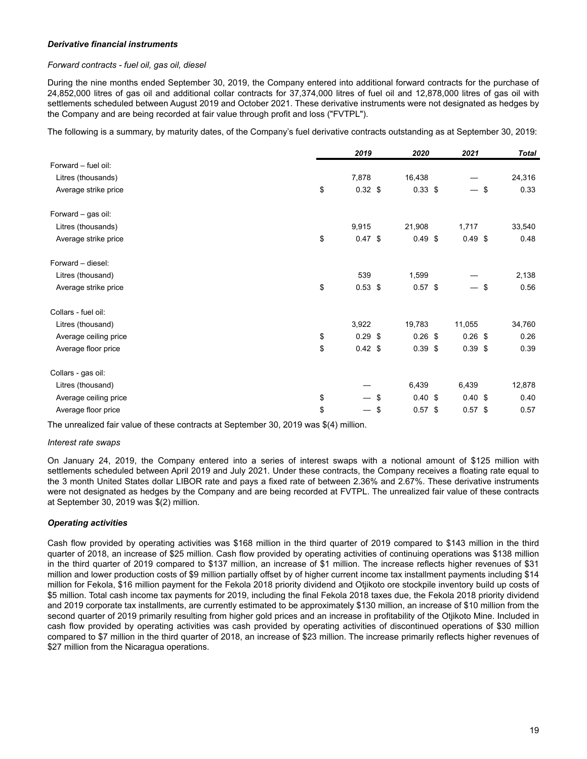***Derivative financial instruments***

*Forward contracts - fuel oil, gas oil, diesel*

During the nine months ended September 30, 2019, the Company entered into additional forward contracts for the purchase of 24,852,000 litres of gas oil and additional collar contracts for 37,374,000 litres of fuel oil and 12,878,000 litres of gas oil with settlements scheduled between August 2019 and October 2021. These derivative instruments were not designated as hedges by the Company and are being recorded at fair value through profit and loss ("FVTPL").

The following is a summary, by maturity dates, of the Company's fuel derivative contracts outstanding as at September 30, 2019:

| | ***2019*** | ***2020*** | ***2021*** | ***Total*** |
|---|---|---|---|---|
| Forward – fuel oil: | | | | |
| Litres (thousands) | 7,878 | 16,438 | — | 24,316 |
| Average strike price | $ 0.32 | $ 0.33 | $ — | $ 0.33 |
| Forward – gas oil: | | | | |
| Litres (thousands) | 9,915 | 21,908 | 1,717 | 33,540 |
| Average strike price | $ 0.47 | $ 0.49 | $ 0.49 | $ 0.48 |
| Forward – diesel: | | | | |
| Litres (thousand) | 539 | 1,599 | — | 2,138 |
| Average strike price | $ 0.53 | $ 0.57 | $ — | $ 0.56 |
| Collars - fuel oil: | | | | |
| Litres (thousand) | 3,922 | 19,783 | 11,055 | 34,760 |
| Average ceiling price | $ 0.29 | $ 0.26 | $ 0.26 | $ 0.26 |
| Average floor price | $ 0.42 | $ 0.39 | $ 0.39 | $ 0.39 |
| Collars - gas oil: | | | | |
| Litres (thousand) | — | 6,439 | 6,439 | 12,878 |
| Average ceiling price | $ — | $ 0.40 | $ 0.40 | $ 0.40 |
| Average floor price | $ — | $ 0.57 | $ 0.57 | $ 0.57 |

The unrealized fair value of these contracts at September 30, 2019 was $(4) million.

*Interest rate swaps*

On January 24, 2019, the Company entered into a series of interest swaps with a notional amount of $125 million with settlements scheduled between April 2019 and July 2021. Under these contracts, the Company receives a floating rate equal to the 3 month United States dollar LIBOR rate and pays a fixed rate of between 2.36% and 2.67%. These derivative instruments were not designated as hedges by the Company and are being recorded at FVTPL. The unrealized fair value of these contracts at September 30, 2019 was $(2) million.

***Operating activities***

Cash flow provided by operating activities was $168 million in the third quarter of 2019 compared to $143 million in the third quarter of 2018, an increase of $25 million. Cash flow provided by operating activities of continuing operations was $138 million in the third quarter of 2019 compared to $137 million, an increase of $1 million. The increase reflects higher revenues of $31 million and lower production costs of $9 million partially offset by of higher current income tax installment payments including $14 million for Fekola, $16 million payment for the Fekola 2018 priority dividend and Otjikoto ore stockpile inventory build up costs of $5 million. Total cash income tax payments for 2019, including the final Fekola 2018 taxes due, the Fekola 2018 priority dividend and 2019 corporate tax installments, are currently estimated to be approximately $130 million, an increase of $10 million from the second quarter of 2019 primarily resulting from higher gold prices and an increase in profitability of the Otjikoto Mine. Included in cash flow provided by operating activities was cash provided by operating activities of discontinued operations of $30 million compared to $7 million in the third quarter of 2018, an increase of $23 million. The increase primarily reflects higher revenues of $27 million from the Nicaragua operations.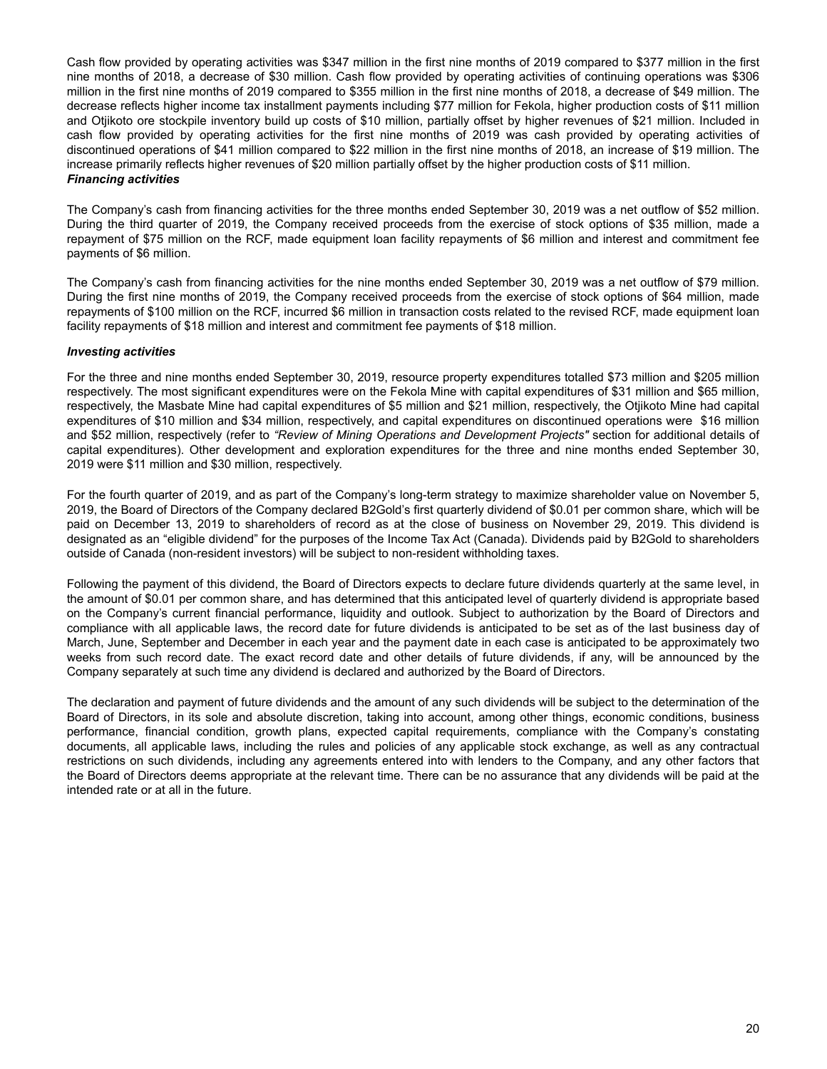Cash flow provided by operating activities was $347 million in the first nine months of 2019 compared to $377 million in the first nine months of 2018, a decrease of $30 million. Cash flow provided by operating activities of continuing operations was $306 million in the first nine months of 2019 compared to $355 million in the first nine months of 2018, a decrease of $49 million. The decrease reflects higher income tax installment payments including $77 million for Fekola, higher production costs of $11 million and Otjikoto ore stockpile inventory build up costs of $10 million, partially offset by higher revenues of $21 million. Included in cash flow provided by operating activities for the first nine months of 2019 was cash provided by operating activities of discontinued operations of $41 million compared to $22 million in the first nine months of 2018, an increase of $19 million. The increase primarily reflects higher revenues of $20 million partially offset by the higher production costs of $11 million.

***Financing activities***

The Company's cash from financing activities for the three months ended September 30, 2019 was a net outflow of $52 million. During the third quarter of 2019, the Company received proceeds from the exercise of stock options of $35 million, made a repayment of $75 million on the RCF, made equipment loan facility repayments of $6 million and interest and commitment fee payments of $6 million.

The Company's cash from financing activities for the nine months ended September 30, 2019 was a net outflow of $79 million. During the first nine months of 2019, the Company received proceeds from the exercise of stock options of $64 million, made repayments of $100 million on the RCF, incurred $6 million in transaction costs related to the revised RCF, made equipment loan facility repayments of $18 million and interest and commitment fee payments of $18 million.

***Investing activities***

For the three and nine months ended September 30, 2019, resource property expenditures totalled $73 million and $205 million respectively. The most significant expenditures were on the Fekola Mine with capital expenditures of $31 million and $65 million, respectively, the Masbate Mine had capital expenditures of $5 million and $21 million, respectively, the Otjikoto Mine had capital expenditures of $10 million and $34 million, respectively, and capital expenditures on discontinued operations were $16 million and $52 million, respectively (refer to *"Review of Mining Operations and Development Projects"* section for additional details of capital expenditures). Other development and exploration expenditures for the three and nine months ended September 30, 2019 were $11 million and $30 million, respectively.

For the fourth quarter of 2019, and as part of the Company's long-term strategy to maximize shareholder value on November 5, 2019, the Board of Directors of the Company declared B2Gold's first quarterly dividend of $0.01 per common share, which will be paid on December 13, 2019 to shareholders of record as at the close of business on November 29, 2019. This dividend is designated as an "eligible dividend" for the purposes of the Income Tax Act (Canada). Dividends paid by B2Gold to shareholders outside of Canada (non-resident investors) will be subject to non-resident withholding taxes.

Following the payment of this dividend, the Board of Directors expects to declare future dividends quarterly at the same level, in the amount of $0.01 per common share, and has determined that this anticipated level of quarterly dividend is appropriate based on the Company's current financial performance, liquidity and outlook. Subject to authorization by the Board of Directors and compliance with all applicable laws, the record date for future dividends is anticipated to be set as of the last business day of March, June, September and December in each year and the payment date in each case is anticipated to be approximately two weeks from such record date. The exact record date and other details of future dividends, if any, will be announced by the Company separately at such time any dividend is declared and authorized by the Board of Directors.

The declaration and payment of future dividends and the amount of any such dividends will be subject to the determination of the Board of Directors, in its sole and absolute discretion, taking into account, among other things, economic conditions, business performance, financial condition, growth plans, expected capital requirements, compliance with the Company's constating documents, all applicable laws, including the rules and policies of any applicable stock exchange, as well as any contractual restrictions on such dividends, including any agreements entered into with lenders to the Company, and any other factors that the Board of Directors deems appropriate at the relevant time. There can be no assurance that any dividends will be paid at the intended rate or at all in the future.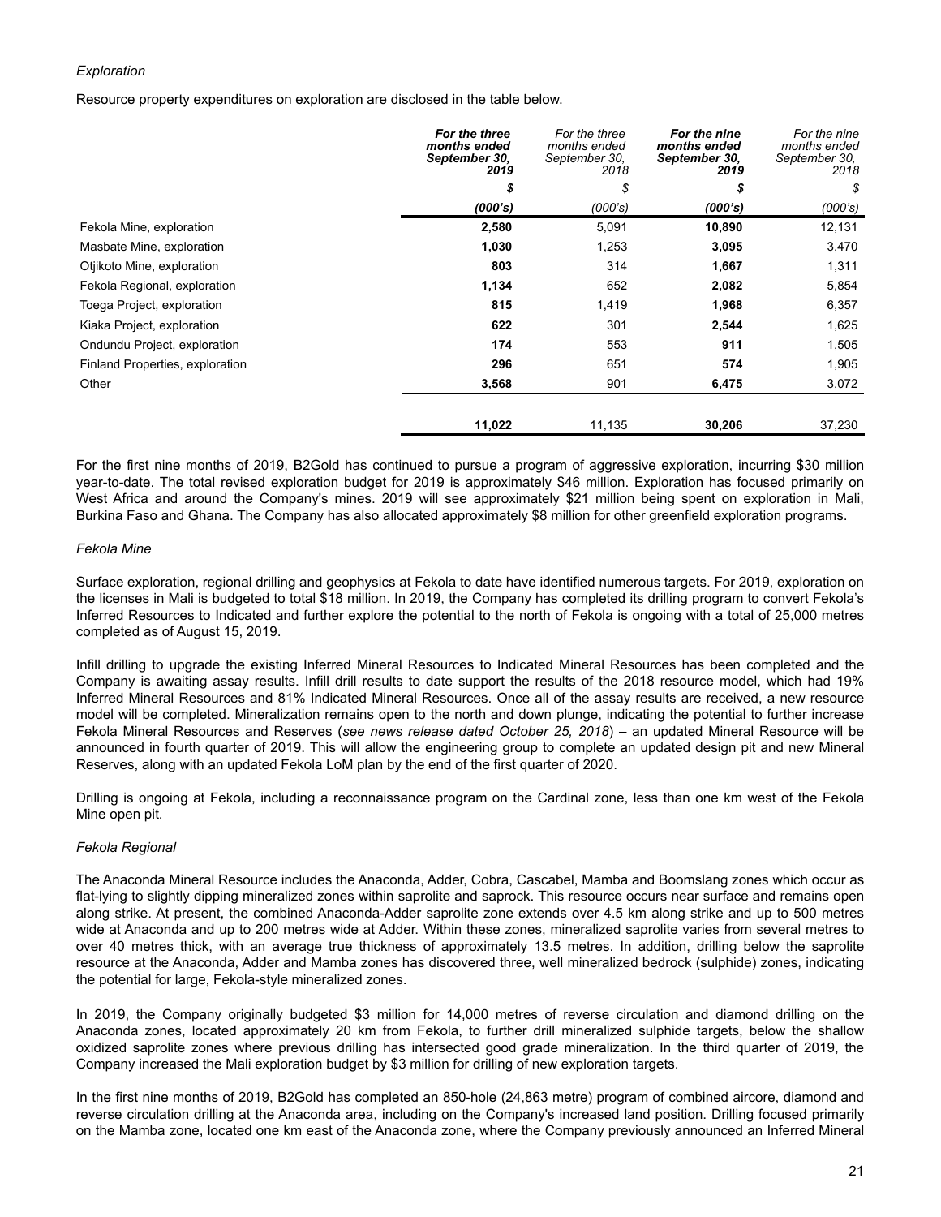*Exploration*

Resource property expenditures on exploration are disclosed in the table below.

| | ***For the three months ended September 30, 2019*** | *For the three months ended September 30, 2018* | ***For the nine months ended September 30, 2019*** | *For the nine months ended September 30, 2018* |
|---|---|---|---|---|
| | ***$*** | *$* | ***$*** | *$* |
| | ***(000's)*** | *(000's)* | ***(000's)*** | *(000's)* |
| Fekola Mine, exploration | **2,580** | 5,091 | **10,890** | 12,131 |
| Masbate Mine, exploration | **1,030** | 1,253 | **3,095** | 3,470 |
| Otjikoto Mine, exploration | **803** | 314 | **1,667** | 1,311 |
| Fekola Regional, exploration | **1,134** | 652 | **2,082** | 5,854 |
| Toega Project, exploration | **815** | 1,419 | **1,968** | 6,357 |
| Kiaka Project, exploration | **622** | 301 | **2,544** | 1,625 |
| Ondundu Project, exploration | **174** | 553 | **911** | 1,505 |
| Finland Properties, exploration | **296** | 651 | **574** | 1,905 |
| Other | **3,568** | 901 | **6,475** | 3,072 |
| | **11,022** | 11,135 | **30,206** | 37,230 |

For the first nine months of 2019, B2Gold has continued to pursue a program of aggressive exploration, incurring $30 million year-to-date. The total revised exploration budget for 2019 is approximately $46 million. Exploration has focused primarily on West Africa and around the Company's mines. 2019 will see approximately $21 million being spent on exploration in Mali, Burkina Faso and Ghana. The Company has also allocated approximately $8 million for other greenfield exploration programs.

*Fekola Mine*

Surface exploration, regional drilling and geophysics at Fekola to date have identified numerous targets. For 2019, exploration on the licenses in Mali is budgeted to total $18 million. In 2019, the Company has completed its drilling program to convert Fekola's Inferred Resources to Indicated and further explore the potential to the north of Fekola is ongoing with a total of 25,000 metres completed as of August 15, 2019.

Infill drilling to upgrade the existing Inferred Mineral Resources to Indicated Mineral Resources has been completed and the Company is awaiting assay results. Infill drill results to date support the results of the 2018 resource model, which had 19% Inferred Mineral Resources and 81% Indicated Mineral Resources. Once all of the assay results are received, a new resource model will be completed. Mineralization remains open to the north and down plunge, indicating the potential to further increase Fekola Mineral Resources and Reserves (*see news release dated October 25, 2018*) – an updated Mineral Resource will be announced in fourth quarter of 2019. This will allow the engineering group to complete an updated design pit and new Mineral Reserves, along with an updated Fekola LoM plan by the end of the first quarter of 2020.

Drilling is ongoing at Fekola, including a reconnaissance program on the Cardinal zone, less than one km west of the Fekola Mine open pit.

*Fekola Regional*

The Anaconda Mineral Resource includes the Anaconda, Adder, Cobra, Cascabel, Mamba and Boomslang zones which occur as flat-lying to slightly dipping mineralized zones within saprolite and saprock. This resource occurs near surface and remains open along strike. At present, the combined Anaconda-Adder saprolite zone extends over 4.5 km along strike and up to 500 metres wide at Anaconda and up to 200 metres wide at Adder. Within these zones, mineralized saprolite varies from several metres to over 40 metres thick, with an average true thickness of approximately 13.5 metres. In addition, drilling below the saprolite resource at the Anaconda, Adder and Mamba zones has discovered three, well mineralized bedrock (sulphide) zones, indicating the potential for large, Fekola-style mineralized zones.

In 2019, the Company originally budgeted $3 million for 14,000 metres of reverse circulation and diamond drilling on the Anaconda zones, located approximately 20 km from Fekola, to further drill mineralized sulphide targets, below the shallow oxidized saprolite zones where previous drilling has intersected good grade mineralization. In the third quarter of 2019, the Company increased the Mali exploration budget by $3 million for drilling of new exploration targets.

In the first nine months of 2019, B2Gold has completed an 850-hole (24,863 metre) program of combined aircore, diamond and reverse circulation drilling at the Anaconda area, including on the Company's increased land position. Drilling focused primarily on the Mamba zone, located one km east of the Anaconda zone, where the Company previously announced an Inferred Mineral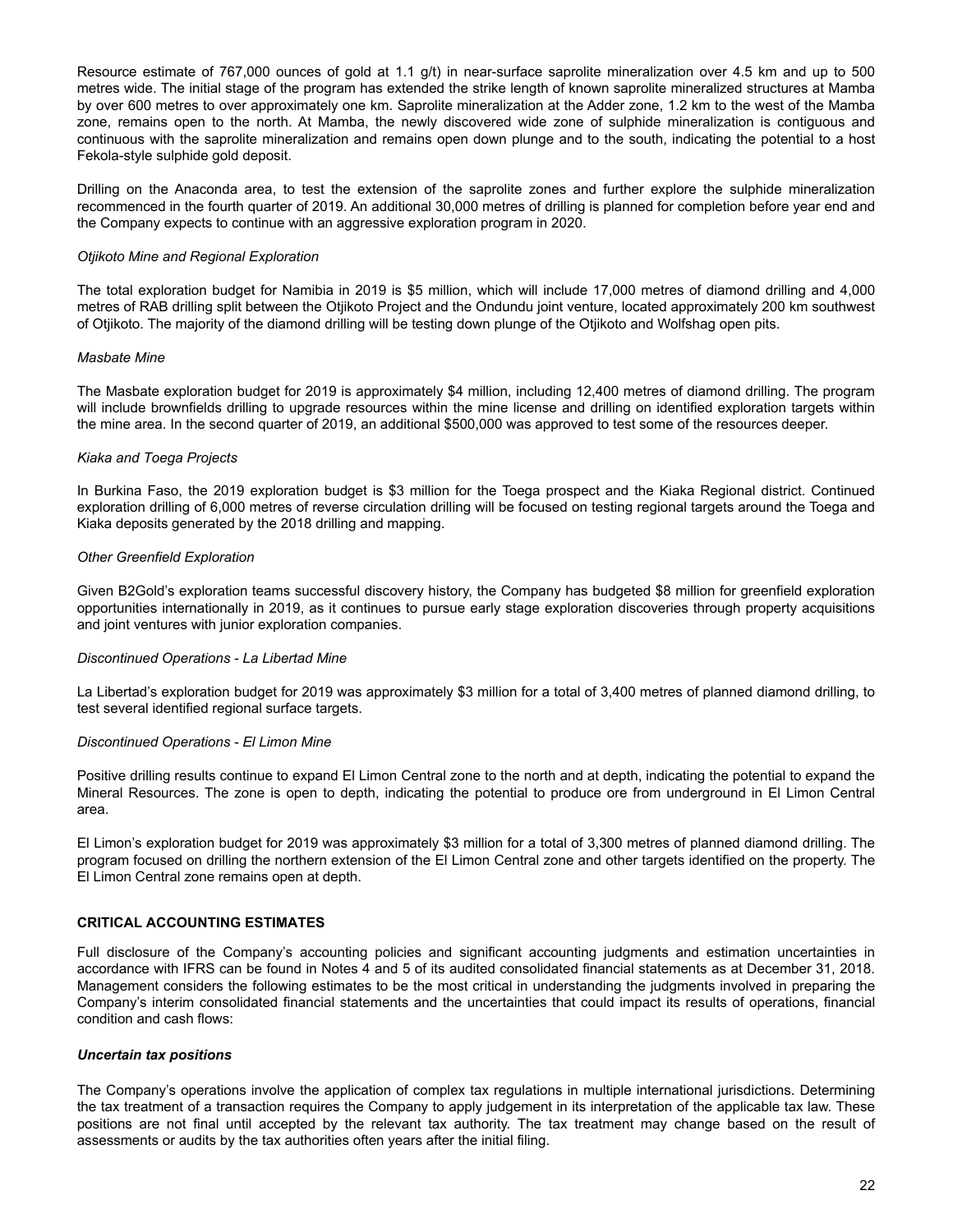Resource estimate of 767,000 ounces of gold at 1.1 g/t) in near-surface saprolite mineralization over 4.5 km and up to 500 metres wide. The initial stage of the program has extended the strike length of known saprolite mineralized structures at Mamba by over 600 metres to over approximately one km. Saprolite mineralization at the Adder zone, 1.2 km to the west of the Mamba zone, remains open to the north. At Mamba, the newly discovered wide zone of sulphide mineralization is contiguous and continuous with the saprolite mineralization and remains open down plunge and to the south, indicating the potential to a host Fekola-style sulphide gold deposit.

Drilling on the Anaconda area, to test the extension of the saprolite zones and further explore the sulphide mineralization recommenced in the fourth quarter of 2019. An additional 30,000 metres of drilling is planned for completion before year end and the Company expects to continue with an aggressive exploration program in 2020.

*Otjikoto Mine and Regional Exploration*

The total exploration budget for Namibia in 2019 is $5 million, which will include 17,000 metres of diamond drilling and 4,000 metres of RAB drilling split between the Otjikoto Project and the Ondundu joint venture, located approximately 200 km southwest of Otjikoto. The majority of the diamond drilling will be testing down plunge of the Otjikoto and Wolfshag open pits.

*Masbate Mine*

The Masbate exploration budget for 2019 is approximately $4 million, including 12,400 metres of diamond drilling. The program will include brownfields drilling to upgrade resources within the mine license and drilling on identified exploration targets within the mine area. In the second quarter of 2019, an additional $500,000 was approved to test some of the resources deeper.

*Kiaka and Toega Projects*

In Burkina Faso, the 2019 exploration budget is $3 million for the Toega prospect and the Kiaka Regional district. Continued exploration drilling of 6,000 metres of reverse circulation drilling will be focused on testing regional targets around the Toega and Kiaka deposits generated by the 2018 drilling and mapping.

*Other Greenfield Exploration*

Given B2Gold's exploration teams successful discovery history, the Company has budgeted $8 million for greenfield exploration opportunities internationally in 2019, as it continues to pursue early stage exploration discoveries through property acquisitions and joint ventures with junior exploration companies.

*Discontinued Operations - La Libertad Mine*

La Libertad's exploration budget for 2019 was approximately $3 million for a total of 3,400 metres of planned diamond drilling, to test several identified regional surface targets.

*Discontinued Operations - El Limon Mine*

Positive drilling results continue to expand El Limon Central zone to the north and at depth, indicating the potential to expand the Mineral Resources. The zone is open to depth, indicating the potential to produce ore from underground in El Limon Central area.

El Limon's exploration budget for 2019 was approximately $3 million for a total of 3,300 metres of planned diamond drilling. The program focused on drilling the northern extension of the El Limon Central zone and other targets identified on the property. The El Limon Central zone remains open at depth.

## CRITICAL ACCOUNTING ESTIMATES

Full disclosure of the Company's accounting policies and significant accounting judgments and estimation uncertainties in accordance with IFRS can be found in Notes 4 and 5 of its audited consolidated financial statements as at December 31, 2018. Management considers the following estimates to be the most critical in understanding the judgments involved in preparing the Company's interim consolidated financial statements and the uncertainties that could impact its results of operations, financial condition and cash flows:

***Uncertain tax positions***

The Company's operations involve the application of complex tax regulations in multiple international jurisdictions. Determining the tax treatment of a transaction requires the Company to apply judgement in its interpretation of the applicable tax law. These positions are not final until accepted by the relevant tax authority. The tax treatment may change based on the result of assessments or audits by the tax authorities often years after the initial filing.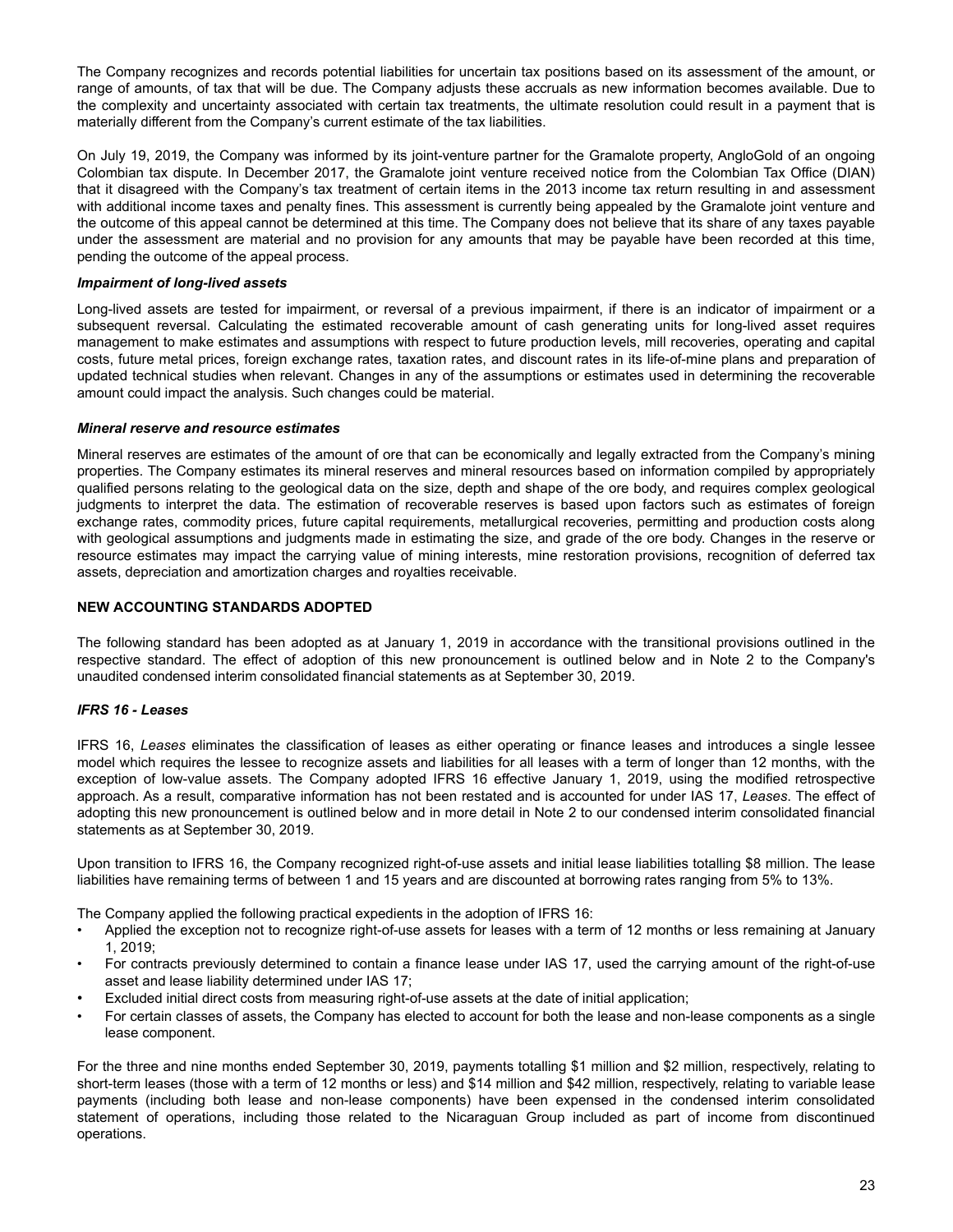The Company recognizes and records potential liabilities for uncertain tax positions based on its assessment of the amount, or range of amounts, of tax that will be due. The Company adjusts these accruals as new information becomes available. Due to the complexity and uncertainty associated with certain tax treatments, the ultimate resolution could result in a payment that is materially different from the Company's current estimate of the tax liabilities.

On July 19, 2019, the Company was informed by its joint-venture partner for the Gramalote property, AngloGold of an ongoing Colombian tax dispute. In December 2017, the Gramalote joint venture received notice from the Colombian Tax Office (DIAN) that it disagreed with the Company's tax treatment of certain items in the 2013 income tax return resulting in and assessment with additional income taxes and penalty fines. This assessment is currently being appealed by the Gramalote joint venture and the outcome of this appeal cannot be determined at this time. The Company does not believe that its share of any taxes payable under the assessment are material and no provision for any amounts that may be payable have been recorded at this time, pending the outcome of the appeal process.

***Impairment of long-lived assets***

Long-lived assets are tested for impairment, or reversal of a previous impairment, if there is an indicator of impairment or a subsequent reversal. Calculating the estimated recoverable amount of cash generating units for long-lived asset requires management to make estimates and assumptions with respect to future production levels, mill recoveries, operating and capital costs, future metal prices, foreign exchange rates, taxation rates, and discount rates in its life-of-mine plans and preparation of updated technical studies when relevant. Changes in any of the assumptions or estimates used in determining the recoverable amount could impact the analysis. Such changes could be material.

***Mineral reserve and resource estimates***

Mineral reserves are estimates of the amount of ore that can be economically and legally extracted from the Company's mining properties. The Company estimates its mineral reserves and mineral resources based on information compiled by appropriately qualified persons relating to the geological data on the size, depth and shape of the ore body, and requires complex geological judgments to interpret the data. The estimation of recoverable reserves is based upon factors such as estimates of foreign exchange rates, commodity prices, future capital requirements, metallurgical recoveries, permitting and production costs along with geological assumptions and judgments made in estimating the size, and grade of the ore body. Changes in the reserve or resource estimates may impact the carrying value of mining interests, mine restoration provisions, recognition of deferred tax assets, depreciation and amortization charges and royalties receivable.

## NEW ACCOUNTING STANDARDS ADOPTED

The following standard has been adopted as at January 1, 2019 in accordance with the transitional provisions outlined in the respective standard. The effect of adoption of this new pronouncement is outlined below and in Note 2 to the Company's unaudited condensed interim consolidated financial statements as at September 30, 2019.

***IFRS 16 - Leases***

IFRS 16, *Leases* eliminates the classification of leases as either operating or finance leases and introduces a single lessee model which requires the lessee to recognize assets and liabilities for all leases with a term of longer than 12 months, with the exception of low-value assets. The Company adopted IFRS 16 effective January 1, 2019, using the modified retrospective approach. As a result, comparative information has not been restated and is accounted for under IAS 17, *Leases*. The effect of adopting this new pronouncement is outlined below and in more detail in Note 2 to our condensed interim consolidated financial statements as at September 30, 2019.

Upon transition to IFRS 16, the Company recognized right-of-use assets and initial lease liabilities totalling $8 million. The lease liabilities have remaining terms of between 1 and 15 years and are discounted at borrowing rates ranging from 5% to 13%.

The Company applied the following practical expedients in the adoption of IFRS 16:

- Applied the exception not to recognize right-of-use assets for leases with a term of 12 months or less remaining at January 1, 2019;
- For contracts previously determined to contain a finance lease under IAS 17, used the carrying amount of the right-of-use asset and lease liability determined under IAS 17;
- Excluded initial direct costs from measuring right-of-use assets at the date of initial application;
- For certain classes of assets, the Company has elected to account for both the lease and non-lease components as a single lease component.

For the three and nine months ended September 30, 2019, payments totalling $1 million and $2 million, respectively, relating to short-term leases (those with a term of 12 months or less) and $14 million and $42 million, respectively, relating to variable lease payments (including both lease and non-lease components) have been expensed in the condensed interim consolidated statement of operations, including those related to the Nicaraguan Group included as part of income from discontinued operations.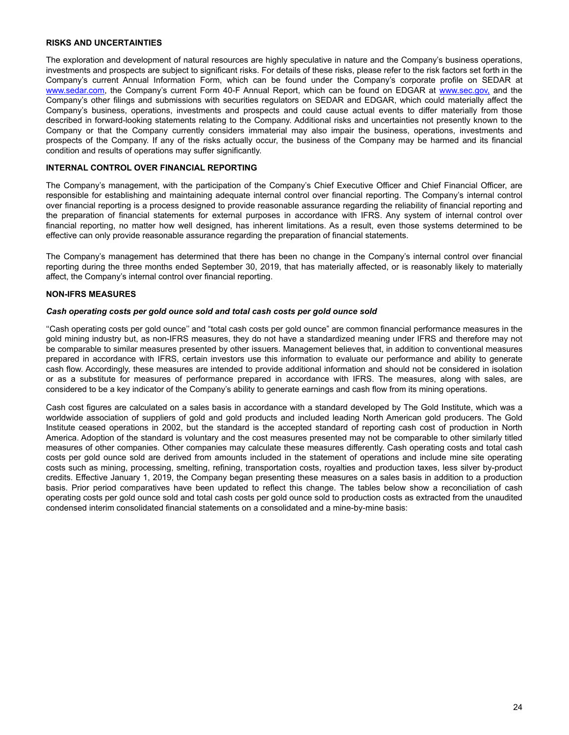## RISKS AND UNCERTAINTIES

The exploration and development of natural resources are highly speculative in nature and the Company's business operations, investments and prospects are subject to significant risks. For details of these risks, please refer to the risk factors set forth in the Company's current Annual Information Form, which can be found under the Company's corporate profile on SEDAR at www.sedar.com, the Company's current Form 40-F Annual Report, which can be found on EDGAR at www.sec.gov, and the Company's other filings and submissions with securities regulators on SEDAR and EDGAR, which could materially affect the Company's business, operations, investments and prospects and could cause actual events to differ materially from those described in forward-looking statements relating to the Company. Additional risks and uncertainties not presently known to the Company or that the Company currently considers immaterial may also impair the business, operations, investments and prospects of the Company. If any of the risks actually occur, the business of the Company may be harmed and its financial condition and results of operations may suffer significantly.

## INTERNAL CONTROL OVER FINANCIAL REPORTING

The Company's management, with the participation of the Company's Chief Executive Officer and Chief Financial Officer, are responsible for establishing and maintaining adequate internal control over financial reporting. The Company's internal control over financial reporting is a process designed to provide reasonable assurance regarding the reliability of financial reporting and the preparation of financial statements for external purposes in accordance with IFRS. Any system of internal control over financial reporting, no matter how well designed, has inherent limitations. As a result, even those systems determined to be effective can only provide reasonable assurance regarding the preparation of financial statements.

The Company's management has determined that there has been no change in the Company's internal control over financial reporting during the three months ended September 30, 2019, that has materially affected, or is reasonably likely to materially affect, the Company's internal control over financial reporting.

## NON-IFRS MEASURES

### *Cash operating costs per gold ounce sold and total cash costs per gold ounce sold*

''Cash operating costs per gold ounce'' and "total cash costs per gold ounce" are common financial performance measures in the gold mining industry but, as non-IFRS measures, they do not have a standardized meaning under IFRS and therefore may not be comparable to similar measures presented by other issuers. Management believes that, in addition to conventional measures prepared in accordance with IFRS, certain investors use this information to evaluate our performance and ability to generate cash flow. Accordingly, these measures are intended to provide additional information and should not be considered in isolation or as a substitute for measures of performance prepared in accordance with IFRS. The measures, along with sales, are considered to be a key indicator of the Company's ability to generate earnings and cash flow from its mining operations.

Cash cost figures are calculated on a sales basis in accordance with a standard developed by The Gold Institute, which was a worldwide association of suppliers of gold and gold products and included leading North American gold producers. The Gold Institute ceased operations in 2002, but the standard is the accepted standard of reporting cash cost of production in North America. Adoption of the standard is voluntary and the cost measures presented may not be comparable to other similarly titled measures of other companies. Other companies may calculate these measures differently. Cash operating costs and total cash costs per gold ounce sold are derived from amounts included in the statement of operations and include mine site operating costs such as mining, processing, smelting, refining, transportation costs, royalties and production taxes, less silver by-product credits. Effective January 1, 2019, the Company began presenting these measures on a sales basis in addition to a production basis. Prior period comparatives have been updated to reflect this change. The tables below show a reconciliation of cash operating costs per gold ounce sold and total cash costs per gold ounce sold to production costs as extracted from the unaudited condensed interim consolidated financial statements on a consolidated and a mine-by-mine basis: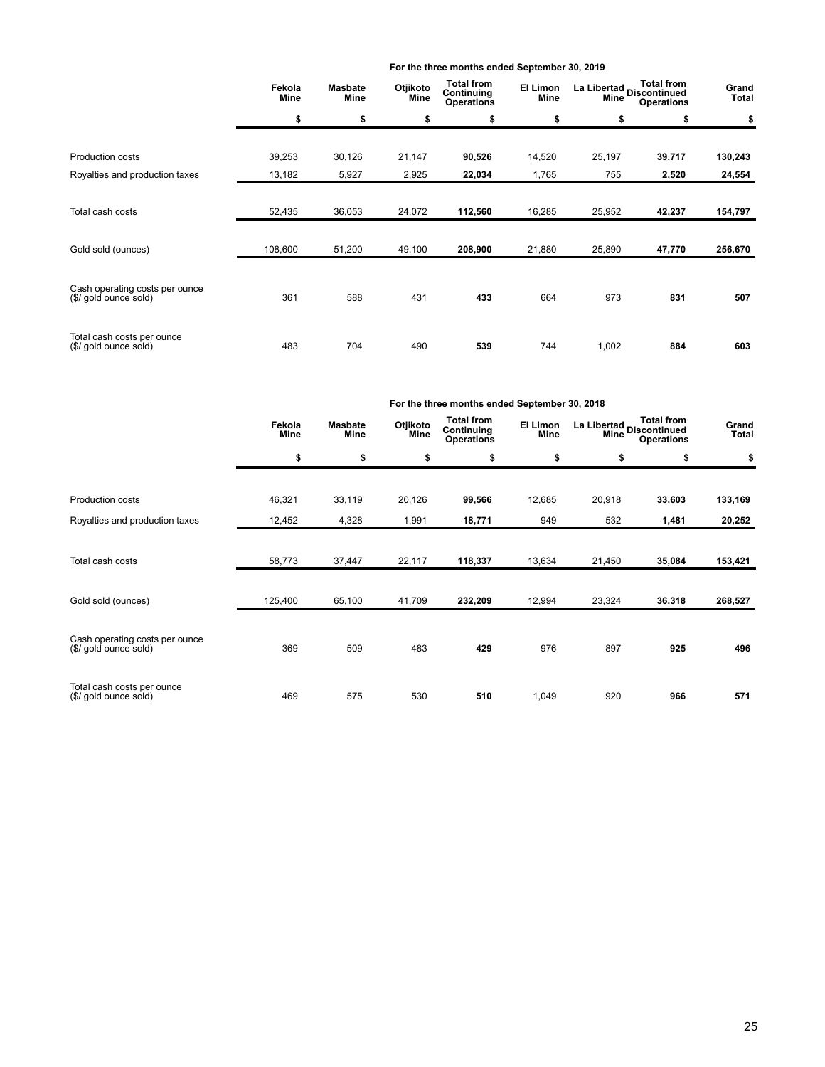**For the three months ended September 30, 2019**

| | Fekola Mine | Masbate Mine | Otjikoto Mine | Total from Continuing Operations | El Limon Mine | La Libertad Mine | Total from Discontinued Operations | Grand Total |
|---|---|---|---|---|---|---|---|---|
| | $ | $ | $ | $ | $ | $ | $ | $ |
| Production costs | 39,253 | 30,126 | 21,147 | **90,526** | 14,520 | 25,197 | **39,717** | **130,243** |
| Royalties and production taxes | 13,182 | 5,927 | 2,925 | **22,034** | 1,765 | 755 | **2,520** | **24,554** |
| Total cash costs | 52,435 | 36,053 | 24,072 | **112,560** | 16,285 | 25,952 | **42,237** | **154,797** |
| Gold sold (ounces) | 108,600 | 51,200 | 49,100 | **208,900** | 21,880 | 25,890 | **47,770** | **256,670** |
| Cash operating costs per ounce ($/ gold ounce sold) | 361 | 588 | 431 | **433** | 664 | 973 | **831** | **507** |
| Total cash costs per ounce ($/ gold ounce sold) | 483 | 704 | 490 | **539** | 744 | 1,002 | **884** | **603** |

**For the three months ended September 30, 2018**

| | Fekola Mine | Masbate Mine | Otjikoto Mine | Total from Continuing Operations | El Limon Mine | La Libertad Mine | Total from Discontinued Operations | Grand Total |
|---|---|---|---|---|---|---|---|---|
| | $ | $ | $ | $ | $ | $ | $ | $ |
| Production costs | 46,321 | 33,119 | 20,126 | **99,566** | 12,685 | 20,918 | **33,603** | **133,169** |
| Royalties and production taxes | 12,452 | 4,328 | 1,991 | **18,771** | 949 | 532 | **1,481** | **20,252** |
| Total cash costs | 58,773 | 37,447 | 22,117 | **118,337** | 13,634 | 21,450 | **35,084** | **153,421** |
| Gold sold (ounces) | 125,400 | 65,100 | 41,709 | **232,209** | 12,994 | 23,324 | **36,318** | **268,527** |
| Cash operating costs per ounce ($/ gold ounce sold) | 369 | 509 | 483 | **429** | 976 | 897 | **925** | **496** |
| Total cash costs per ounce ($/ gold ounce sold) | 469 | 575 | 530 | **510** | 1,049 | 920 | **966** | **571** |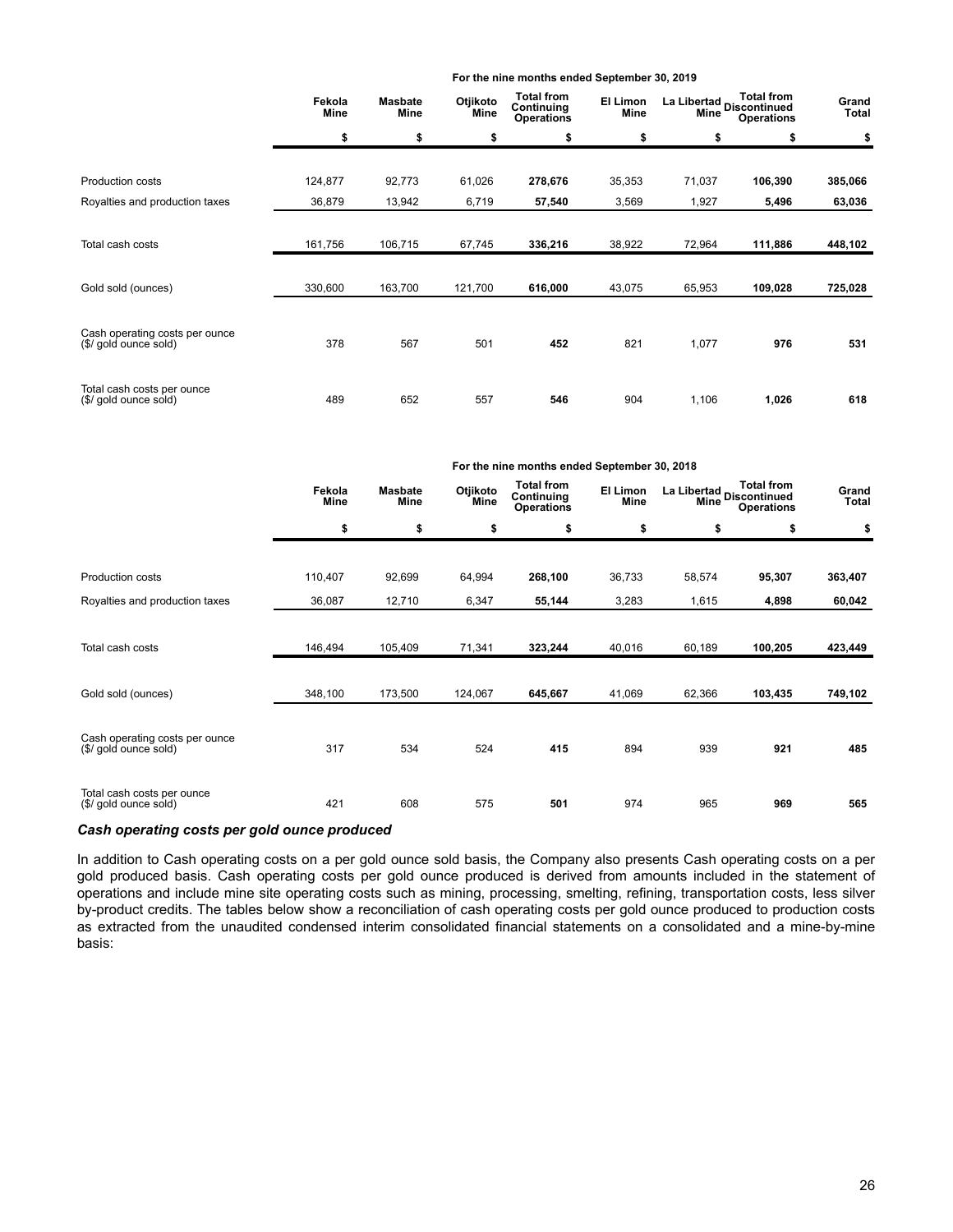| | For the nine months ended September 30, 2019 | | | | | | | |
|---|---|---|---|---|---|---|---|---|
| | Fekola Mine | Masbate Mine | Otjikoto Mine | Total from Continuing Operations | El Limon Mine | La Libertad Mine | Total from Discontinued Operations | Grand Total |
| | $ | $ | $ | $ | $ | $ | $ | $ |
| Production costs | 124,877 | 92,773 | 61,026 | **278,676** | 35,353 | 71,037 | **106,390** | **385,066** |
| Royalties and production taxes | 36,879 | 13,942 | 6,719 | **57,540** | 3,569 | 1,927 | **5,496** | **63,036** |
| Total cash costs | 161,756 | 106,715 | 67,745 | **336,216** | 38,922 | 72,964 | **111,886** | **448,102** |
| Gold sold (ounces) | 330,600 | 163,700 | 121,700 | **616,000** | 43,075 | 65,953 | **109,028** | **725,028** |
| Cash operating costs per ounce ($/ gold ounce sold) | 378 | 567 | 501 | **452** | 821 | 1,077 | **976** | **531** |
| Total cash costs per ounce ($/ gold ounce sold) | 489 | 652 | 557 | **546** | 904 | 1,106 | **1,026** | **618** |

| | For the nine months ended September 30, 2018 | | | | | | | |
|---|---|---|---|---|---|---|---|---|
| | Fekola Mine | Masbate Mine | Otjikoto Mine | Total from Continuing Operations | El Limon Mine | La Libertad Mine | Total from Discontinued Operations | Grand Total |
| | $ | $ | $ | $ | $ | $ | $ | $ |
| Production costs | 110,407 | 92,699 | 64,994 | **268,100** | 36,733 | 58,574 | **95,307** | **363,407** |
| Royalties and production taxes | 36,087 | 12,710 | 6,347 | **55,144** | 3,283 | 1,615 | **4,898** | **60,042** |
| Total cash costs | 146,494 | 105,409 | 71,341 | **323,244** | 40,016 | 60,189 | **100,205** | **423,449** |
| Gold sold (ounces) | 348,100 | 173,500 | 124,067 | **645,667** | 41,069 | 62,366 | **103,435** | **749,102** |
| Cash operating costs per ounce ($/ gold ounce sold) | 317 | 534 | 524 | **415** | 894 | 939 | **921** | **485** |
| Total cash costs per ounce ($/ gold ounce sold) | 421 | 608 | 575 | **501** | 974 | 965 | **969** | **565** |

### *Cash operating costs per gold ounce produced*

In addition to Cash operating costs on a per gold ounce sold basis, the Company also presents Cash operating costs on a per gold produced basis. Cash operating costs per gold ounce produced is derived from amounts included in the statement of operations and include mine site operating costs such as mining, processing, smelting, refining, transportation costs, less silver by-product credits. The tables below show a reconciliation of cash operating costs per gold ounce produced to production costs as extracted from the unaudited condensed interim consolidated financial statements on a consolidated and a mine-by-mine basis: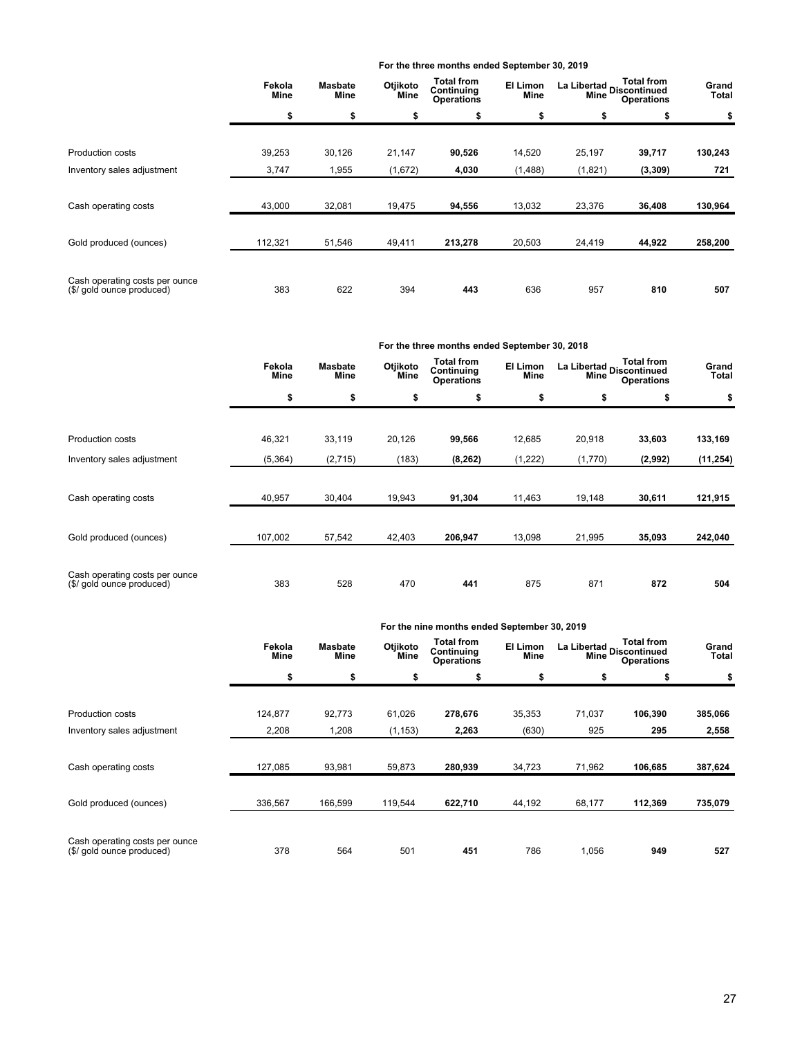| | For the three months ended September 30, 2019 | | | | | | | |
|---|---|---|---|---|---|---|---|---|
| | Fekola Mine | Masbate Mine | Otjikoto Mine | Total from Continuing Operations | El Limon Mine | La Libertad Mine | Total from Discontinued Operations | Grand Total |
| | $ | $ | $ | $ | $ | $ | $ | $ |
| Production costs | 39,253 | 30,126 | 21,147 | **90,526** | 14,520 | 25,197 | **39,717** | **130,243** |
| Inventory sales adjustment | 3,747 | 1,955 | (1,672) | **4,030** | (1,488) | (1,821) | **(3,309)** | **721** |
| Cash operating costs | 43,000 | 32,081 | 19,475 | **94,556** | 13,032 | 23,376 | **36,408** | **130,964** |
| Gold produced (ounces) | 112,321 | 51,546 | 49,411 | **213,278** | 20,503 | 24,419 | **44,922** | **258,200** |
| Cash operating costs per ounce ($/ gold ounce produced) | 383 | 622 | 394 | **443** | 636 | 957 | **810** | **507** |

| | For the three months ended September 30, 2018 | | | | | | | |
|---|---|---|---|---|---|---|---|---|
| | Fekola Mine | Masbate Mine | Otjikoto Mine | Total from Continuing Operations | El Limon Mine | La Libertad Mine | Total from Discontinued Operations | Grand Total |
| | $ | $ | $ | $ | $ | $ | $ | $ |
| Production costs | 46,321 | 33,119 | 20,126 | **99,566** | 12,685 | 20,918 | **33,603** | **133,169** |
| Inventory sales adjustment | (5,364) | (2,715) | (183) | **(8,262)** | (1,222) | (1,770) | **(2,992)** | **(11,254)** |
| Cash operating costs | 40,957 | 30,404 | 19,943 | **91,304** | 11,463 | 19,148 | **30,611** | **121,915** |
| Gold produced (ounces) | 107,002 | 57,542 | 42,403 | **206,947** | 13,098 | 21,995 | **35,093** | **242,040** |
| Cash operating costs per ounce ($/ gold ounce produced) | 383 | 528 | 470 | **441** | 875 | 871 | **872** | **504** |

| | For the nine months ended September 30, 2019 | | | | | | | |
|---|---|---|---|---|---|---|---|---|
| | Fekola Mine | Masbate Mine | Otjikoto Mine | Total from Continuing Operations | El Limon Mine | La Libertad Mine | Total from Discontinued Operations | Grand Total |
| | $ | $ | $ | $ | $ | $ | $ | $ |
| Production costs | 124,877 | 92,773 | 61,026 | **278,676** | 35,353 | 71,037 | **106,390** | **385,066** |
| Inventory sales adjustment | 2,208 | 1,208 | (1,153) | **2,263** | (630) | 925 | **295** | **2,558** |
| Cash operating costs | 127,085 | 93,981 | 59,873 | **280,939** | 34,723 | 71,962 | **106,685** | **387,624** |
| Gold produced (ounces) | 336,567 | 166,599 | 119,544 | **622,710** | 44,192 | 68,177 | **112,369** | **735,079** |
| Cash operating costs per ounce ($/ gold ounce produced) | 378 | 564 | 501 | **451** | 786 | 1,056 | **949** | **527** |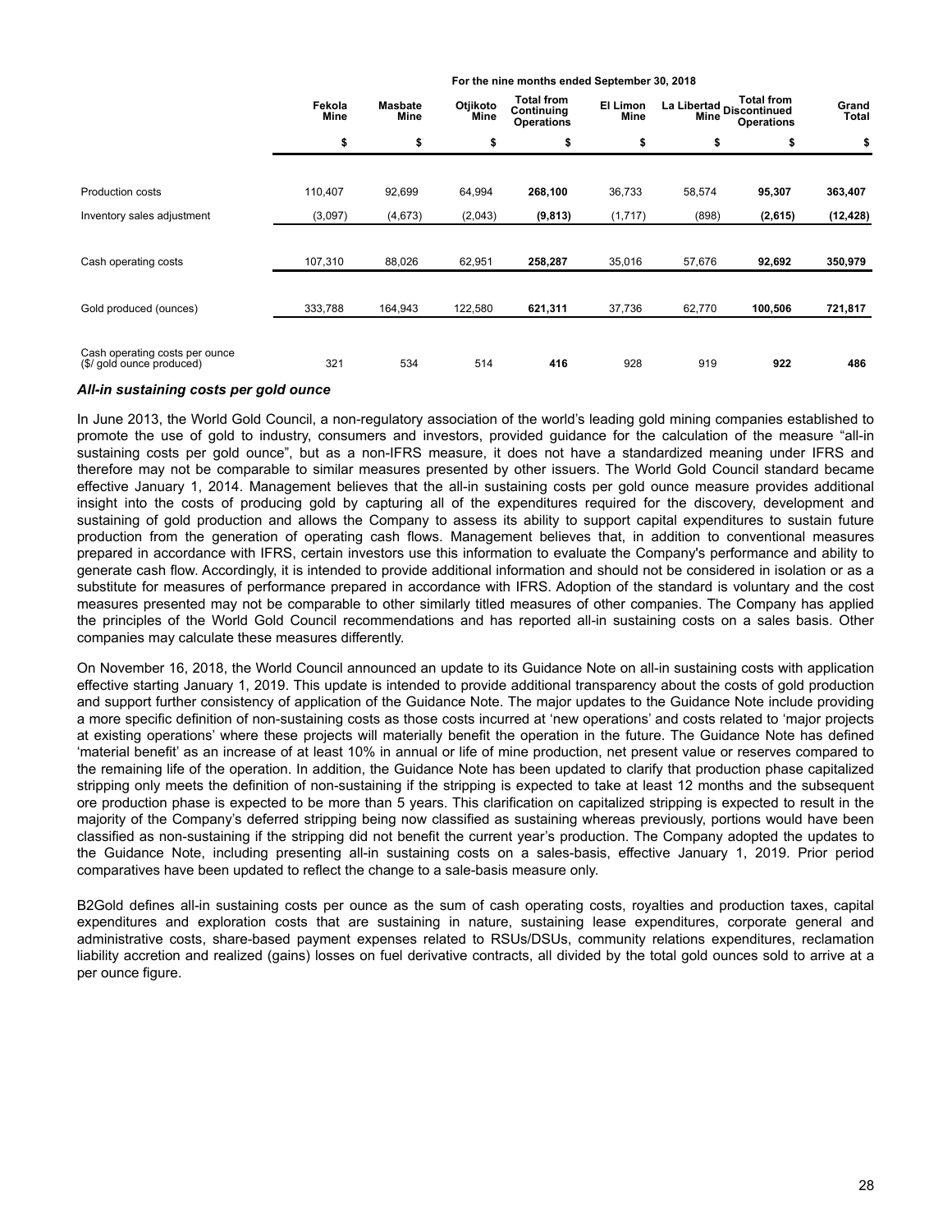| | For the nine months ended September 30, 2018 | | | | | | | |
|---|---|---|---|---|---|---|---|---|
| | Fekola Mine | Masbate Mine | Otjikoto Mine | Total from Continuing Operations | El Limon Mine | La Libertad Mine | Total from Discontinued Operations | Grand Total |
| | $ | $ | $ | $ | $ | $ | $ | $ |
| Production costs | 110,407 | 92,699 | 64,994 | **268,100** | 36,733 | 58,574 | **95,307** | **363,407** |
| Inventory sales adjustment | (3,097) | (4,673) | (2,043) | **(9,813)** | (1,717) | (898) | **(2,615)** | **(12,428)** |
| Cash operating costs | 107,310 | 88,026 | 62,951 | **258,287** | 35,016 | 57,676 | **92,692** | **350,979** |
| Gold produced (ounces) | 333,788 | 164,943 | 122,580 | **621,311** | 37,736 | 62,770 | **100,506** | **721,817** |
| Cash operating costs per ounce ($/ gold ounce produced) | 321 | 534 | 514 | **416** | 928 | 919 | **922** | **486** |

### *All-in sustaining costs per gold ounce*

In June 2013, the World Gold Council, a non-regulatory association of the world's leading gold mining companies established to promote the use of gold to industry, consumers and investors, provided guidance for the calculation of the measure "all-in sustaining costs per gold ounce", but as a non-IFRS measure, it does not have a standardized meaning under IFRS and therefore may not be comparable to similar measures presented by other issuers. The World Gold Council standard became effective January 1, 2014. Management believes that the all-in sustaining costs per gold ounce measure provides additional insight into the costs of producing gold by capturing all of the expenditures required for the discovery, development and sustaining of gold production and allows the Company to assess its ability to support capital expenditures to sustain future production from the generation of operating cash flows. Management believes that, in addition to conventional measures prepared in accordance with IFRS, certain investors use this information to evaluate the Company's performance and ability to generate cash flow. Accordingly, it is intended to provide additional information and should not be considered in isolation or as a substitute for measures of performance prepared in accordance with IFRS. Adoption of the standard is voluntary and the cost measures presented may not be comparable to other similarly titled measures of other companies. The Company has applied the principles of the World Gold Council recommendations and has reported all-in sustaining costs on a sales basis. Other companies may calculate these measures differently.

On November 16, 2018, the World Council announced an update to its Guidance Note on all-in sustaining costs with application effective starting January 1, 2019. This update is intended to provide additional transparency about the costs of gold production and support further consistency of application of the Guidance Note. The major updates to the Guidance Note include providing a more specific definition of non-sustaining costs as those costs incurred at 'new operations' and costs related to 'major projects at existing operations' where these projects will materially benefit the operation in the future. The Guidance Note has defined 'material benefit' as an increase of at least 10% in annual or life of mine production, net present value or reserves compared to the remaining life of the operation. In addition, the Guidance Note has been updated to clarify that production phase capitalized stripping only meets the definition of non-sustaining if the stripping is expected to take at least 12 months and the subsequent ore production phase is expected to be more than 5 years. This clarification on capitalized stripping is expected to result in the majority of the Company's deferred stripping being now classified as sustaining whereas previously, portions would have been classified as non-sustaining if the stripping did not benefit the current year's production. The Company adopted the updates to the Guidance Note, including presenting all-in sustaining costs on a sales-basis, effective January 1, 2019. Prior period comparatives have been updated to reflect the change to a sale-basis measure only.

B2Gold defines all-in sustaining costs per ounce as the sum of cash operating costs, royalties and production taxes, capital expenditures and exploration costs that are sustaining in nature, sustaining lease expenditures, corporate general and administrative costs, share-based payment expenses related to RSUs/DSUs, community relations expenditures, reclamation liability accretion and realized (gains) losses on fuel derivative contracts, all divided by the total gold ounces sold to arrive at a per ounce figure.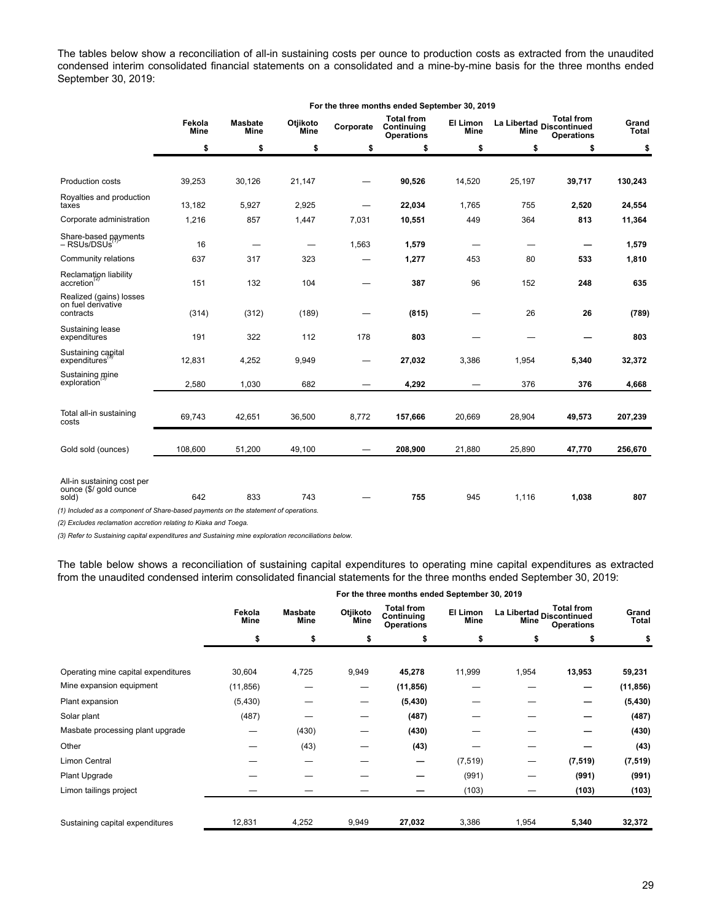The tables below show a reconciliation of all-in sustaining costs per ounce to production costs as extracted from the unaudited condensed interim consolidated financial statements on a consolidated and a mine-by-mine basis for the three months ended September 30, 2019:

| | For the three months ended September 30, 2019 | | | | | | | | |
|---|---|---|---|---|---|---|---|---|---|
| | Fekola Mine | Masbate Mine | Otjikoto Mine | Corporate | Total from Continuing Operations | El Limon Mine | La Libertad Mine | Total from Discontinued Operations | Grand Total |
| | $ | $ | $ | $ | $ | $ | $ | $ | $ |
| Production costs | 39,253 | 30,126 | 21,147 | — | **90,526** | 14,520 | 25,197 | **39,717** | **130,243** |
| Royalties and production taxes | 13,182 | 5,927 | 2,925 | — | **22,034** | 1,765 | 755 | **2,520** | **24,554** |
| Corporate administration | 1,216 | 857 | 1,447 | 7,031 | **10,551** | 449 | 364 | **813** | **11,364** |
| Share-based payments – RSUs/DSUs[(1)] | 16 | — | — | 1,563 | **1,579** | — | — | **—** | **1,579** |
| Community relations | 637 | 317 | 323 | — | **1,277** | 453 | 80 | **533** | **1,810** |
| Reclamation liability accretion[(2)] | 151 | 132 | 104 | — | **387** | 96 | 152 | **248** | **635** |
| Realized (gains) losses on fuel derivative contracts | (314) | (312) | (189) | — | **(815)** | — | 26 | **26** | **(789)** |
| Sustaining lease expenditures | 191 | 322 | 112 | 178 | **803** | — | — | **—** | **803** |
| Sustaining capital expenditures[(3)] | 12,831 | 4,252 | 9,949 | — | **27,032** | 3,386 | 1,954 | **5,340** | **32,372** |
| Sustaining mine exploration[(3)] | 2,580 | 1,030 | 682 | — | **4,292** | — | 376 | **376** | **4,668** |
| Total all-in sustaining costs | 69,743 | 42,651 | 36,500 | 8,772 | **157,666** | 20,669 | 28,904 | **49,573** | **207,239** |
| Gold sold (ounces) | 108,600 | 51,200 | 49,100 | — | **208,900** | 21,880 | 25,890 | **47,770** | **256,670** |
| All-in sustaining cost per ounce ($/ gold ounce sold) | 642 | 833 | 743 | — | **755** | 945 | 1,116 | **1,038** | **807** |

*(1) Included as a component of Share-based payments on the statement of operations.*

*(2) Excludes reclamation accretion relating to Kiaka and Toega.*

*(3) Refer to Sustaining capital expenditures and Sustaining mine exploration reconciliations below.*

The table below shows a reconciliation of sustaining capital expenditures to operating mine capital expenditures as extracted from the unaudited condensed interim consolidated financial statements for the three months ended September 30, 2019:

| | For the three months ended September 30, 2019 | | | | | | | |
|---|---|---|---|---|---|---|---|---|
| | Fekola Mine | Masbate Mine | Otjikoto Mine | Total from Continuing Operations | El Limon Mine | La Libertad Mine | Total from Discontinued Operations | Grand Total |
| | $ | $ | $ | $ | $ | $ | $ | $ |
| Operating mine capital expenditures | 30,604 | 4,725 | 9,949 | **45,278** | 11,999 | 1,954 | **13,953** | **59,231** |
| Mine expansion equipment | (11,856) | — | — | **(11,856)** | — | — | **—** | **(11,856)** |
| Plant expansion | (5,430) | — | — | **(5,430)** | — | — | **—** | **(5,430)** |
| Solar plant | (487) | — | — | **(487)** | — | — | **—** | **(487)** |
| Masbate processing plant upgrade | — | (430) | — | **(430)** | — | — | **—** | **(430)** |
| Other | — | (43) | — | **(43)** | — | — | **—** | **(43)** |
| Limon Central | — | — | — | **—** | (7,519) | — | **(7,519)** | **(7,519)** |
| Plant Upgrade | — | — | — | **—** | (991) | — | **(991)** | **(991)** |
| Limon tailings project | — | — | — | **—** | (103) | — | **(103)** | **(103)** |
| Sustaining capital expenditures | 12,831 | 4,252 | 9,949 | **27,032** | 3,386 | 1,954 | **5,340** | **32,372** |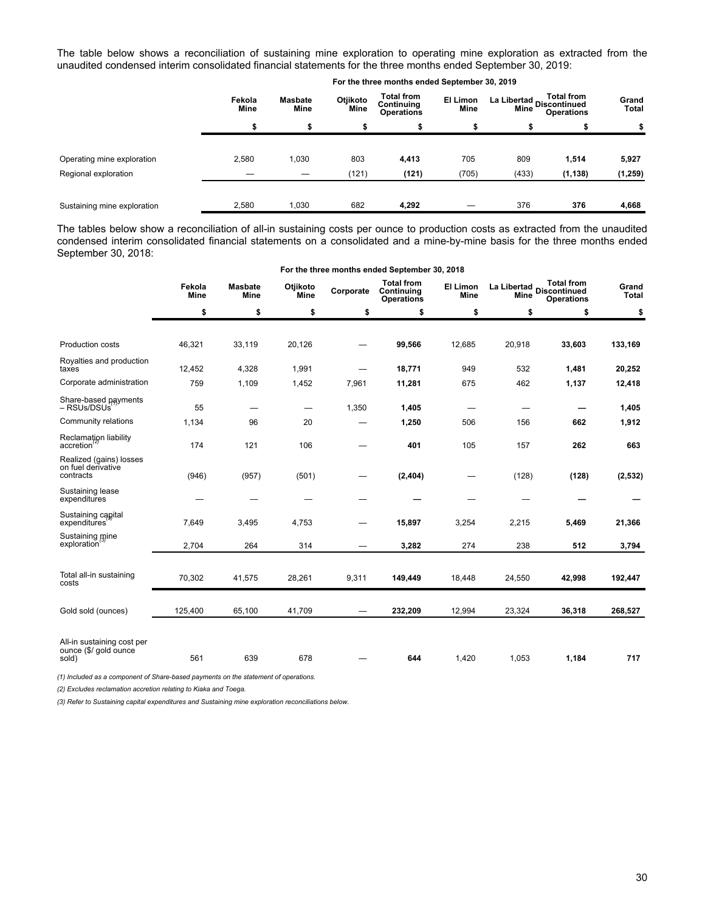The table below shows a reconciliation of sustaining mine exploration to operating mine exploration as extracted from the unaudited condensed interim consolidated financial statements for the three months ended September 30, 2019:

| | For the three months ended September 30, 2019 | | | | | | | |
|---|---|---|---|---|---|---|---|---|
| | Fekola Mine | Masbate Mine | Otjikoto Mine | Total from Continuing Operations | El Limon Mine | La Libertad Mine | Total from Discontinued Operations | Grand Total |
| | $ | $ | $ | $ | $ | $ | $ | $ |
| Operating mine exploration | 2,580 | 1,030 | 803 | **4,413** | 705 | 809 | **1,514** | **5,927** |
| Regional exploration | — | — | (121) | **(121)** | (705) | (433) | **(1,138)** | **(1,259)** |
| Sustaining mine exploration | 2,580 | 1,030 | 682 | **4,292** | — | 376 | **376** | **4,668** |

The tables below show a reconciliation of all-in sustaining costs per ounce to production costs as extracted from the unaudited condensed interim consolidated financial statements on a consolidated and a mine-by-mine basis for the three months ended September 30, 2018:

| | For the three months ended September 30, 2018 | | | | | | | | |
|---|---|---|---|---|---|---|---|---|---|
| | Fekola Mine | Masbate Mine | Otjikoto Mine | Corporate | Total from Continuing Operations | El Limon Mine | La Libertad Mine | Total from Discontinued Operations | Grand Total |
| | $ | $ | $ | $ | $ | $ | $ | $ | $ |
| Production costs | 46,321 | 33,119 | 20,126 | — | **99,566** | 12,685 | 20,918 | **33,603** | **133,169** |
| Royalties and production taxes | 12,452 | 4,328 | 1,991 | — | **18,771** | 949 | 532 | **1,481** | **20,252** |
| Corporate administration | 759 | 1,109 | 1,452 | 7,961 | **11,281** | 675 | 462 | **1,137** | **12,418** |
| Share-based payments – RSUs/DSUs(1) | 55 | — | — | 1,350 | **1,405** | — | — | **—** | **1,405** |
| Community relations | 1,134 | 96 | 20 | — | **1,250** | 506 | 156 | **662** | **1,912** |
| Reclamation liability accretion(2) | 174 | 121 | 106 | — | **401** | 105 | 157 | **262** | **663** |
| Realized (gains) losses on fuel derivative contracts | (946) | (957) | (501) | — | **(2,404)** | — | (128) | **(128)** | **(2,532)** |
| Sustaining lease expenditures | — | — | — | — | **—** | — | — | **—** | **—** |
| Sustaining capital expenditures(3) | 7,649 | 3,495 | 4,753 | — | **15,897** | 3,254 | 2,215 | **5,469** | **21,366** |
| Sustaining mine exploration(3) | 2,704 | 264 | 314 | — | **3,282** | 274 | 238 | **512** | **3,794** |
| Total all-in sustaining costs | 70,302 | 41,575 | 28,261 | 9,311 | **149,449** | 18,448 | 24,550 | **42,998** | **192,447** |
| Gold sold (ounces) | 125,400 | 65,100 | 41,709 | — | **232,209** | 12,994 | 23,324 | **36,318** | **268,527** |
| All-in sustaining cost per ounce ($/ gold ounce sold) | 561 | 639 | 678 | — | **644** | 1,420 | 1,053 | **1,184** | **717** |

*(1) Included as a component of Share-based payments on the statement of operations.*

*(2) Excludes reclamation accretion relating to Kiaka and Toega.*

*(3) Refer to Sustaining capital expenditures and Sustaining mine exploration reconciliations below.*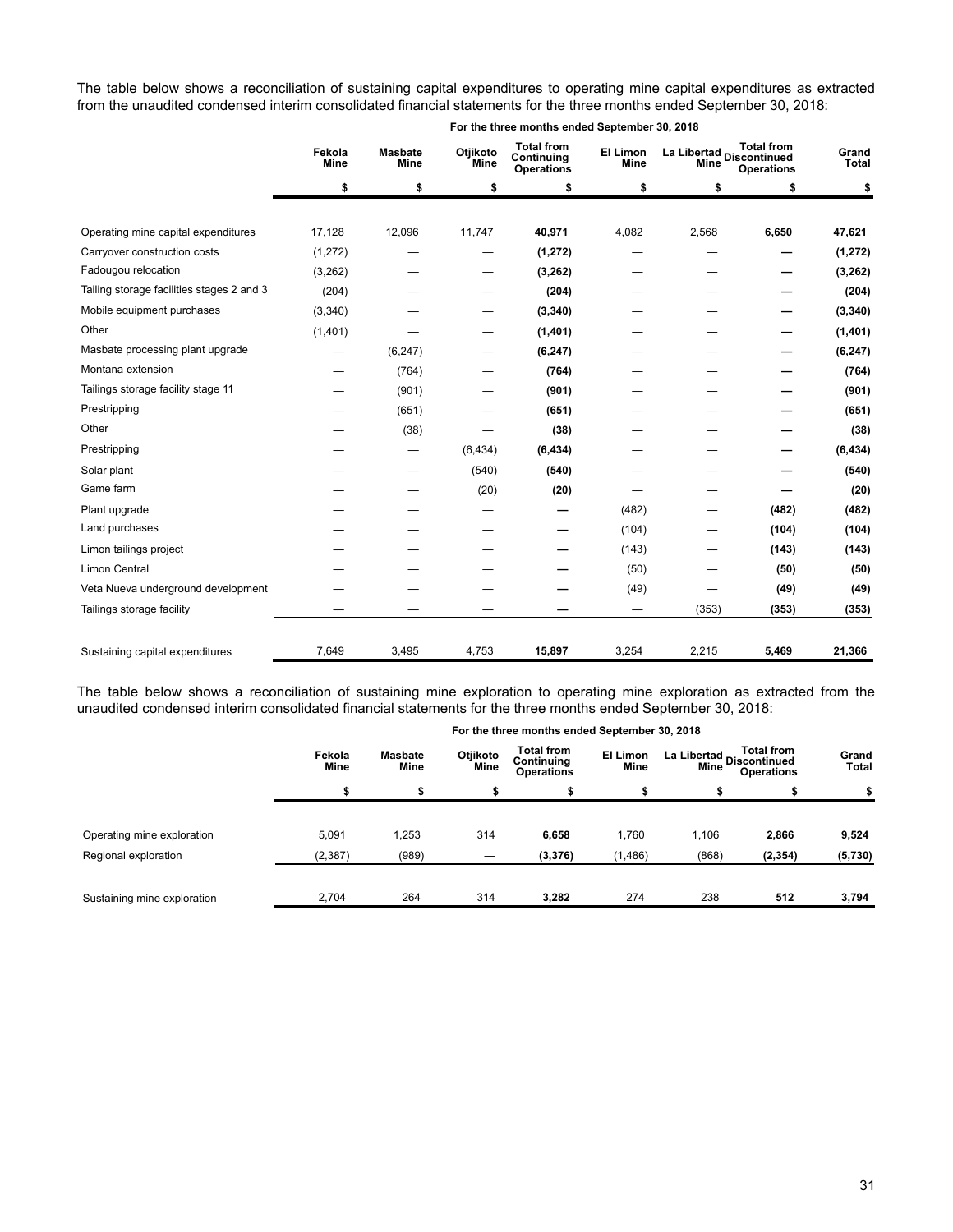The table below shows a reconciliation of sustaining capital expenditures to operating mine capital expenditures as extracted from the unaudited condensed interim consolidated financial statements for the three months ended September 30, 2018:

| | For the three months ended September 30, 2018 | | | | | | | |
|---|---|---|---|---|---|---|---|---|
| | Fekola Mine | Masbate Mine | Otjikoto Mine | Total from Continuing Operations | El Limon Mine | La Libertad Mine | Total from Discontinued Operations | Grand Total |
| | $ | $ | $ | $ | $ | $ | $ | $ |
| Operating mine capital expenditures | 17,128 | 12,096 | 11,747 | **40,971** | 4,082 | 2,568 | **6,650** | **47,621** |
| Carryover construction costs | (1,272) | — | — | **(1,272)** | — | — | **—** | **(1,272)** |
| Fadougou relocation | (3,262) | — | — | **(3,262)** | — | — | **—** | **(3,262)** |
| Tailing storage facilities stages 2 and 3 | (204) | — | — | **(204)** | — | — | **—** | **(204)** |
| Mobile equipment purchases | (3,340) | — | — | **(3,340)** | — | — | **—** | **(3,340)** |
| Other | (1,401) | — | — | **(1,401)** | — | — | **—** | **(1,401)** |
| Masbate processing plant upgrade | — | (6,247) | — | **(6,247)** | — | — | **—** | **(6,247)** |
| Montana extension | — | (764) | — | **(764)** | — | — | **—** | **(764)** |
| Tailings storage facility stage 11 | — | (901) | — | **(901)** | — | — | **—** | **(901)** |
| Prestripping | — | (651) | — | **(651)** | — | — | **—** | **(651)** |
| Other | — | (38) | — | **(38)** | — | — | **—** | **(38)** |
| Prestripping | — | — | (6,434) | **(6,434)** | — | — | **—** | **(6,434)** |
| Solar plant | — | — | (540) | **(540)** | — | — | **—** | **(540)** |
| Game farm | — | — | (20) | **(20)** | — | — | **—** | **(20)** |
| Plant upgrade | — | — | — | **—** | (482) | — | **(482)** | **(482)** |
| Land purchases | — | — | — | **—** | (104) | — | **(104)** | **(104)** |
| Limon tailings project | — | — | — | **—** | (143) | — | **(143)** | **(143)** |
| Limon Central | — | — | — | **—** | (50) | — | **(50)** | **(50)** |
| Veta Nueva underground development | — | — | — | **—** | (49) | — | **(49)** | **(49)** |
| Tailings storage facility | — | — | — | **—** | — | (353) | **(353)** | **(353)** |
| Sustaining capital expenditures | 7,649 | 3,495 | 4,753 | **15,897** | 3,254 | 2,215 | **5,469** | **21,366** |

The table below shows a reconciliation of sustaining mine exploration to operating mine exploration as extracted from the unaudited condensed interim consolidated financial statements for the three months ended September 30, 2018:

| | For the three months ended September 30, 2018 | | | | | | | |
|---|---|---|---|---|---|---|---|---|
| | Fekola Mine | Masbate Mine | Otjikoto Mine | Total from Continuing Operations | El Limon Mine | La Libertad Mine | Total from Discontinued Operations | Grand Total |
| | $ | $ | $ | $ | $ | $ | $ | $ |
| Operating mine exploration | 5,091 | 1,253 | 314 | **6,658** | 1,760 | 1,106 | **2,866** | **9,524** |
| Regional exploration | (2,387) | (989) | — | **(3,376)** | (1,486) | (868) | **(2,354)** | **(5,730)** |
| Sustaining mine exploration | 2,704 | 264 | 314 | **3,282** | 274 | 238 | **512** | **3,794** |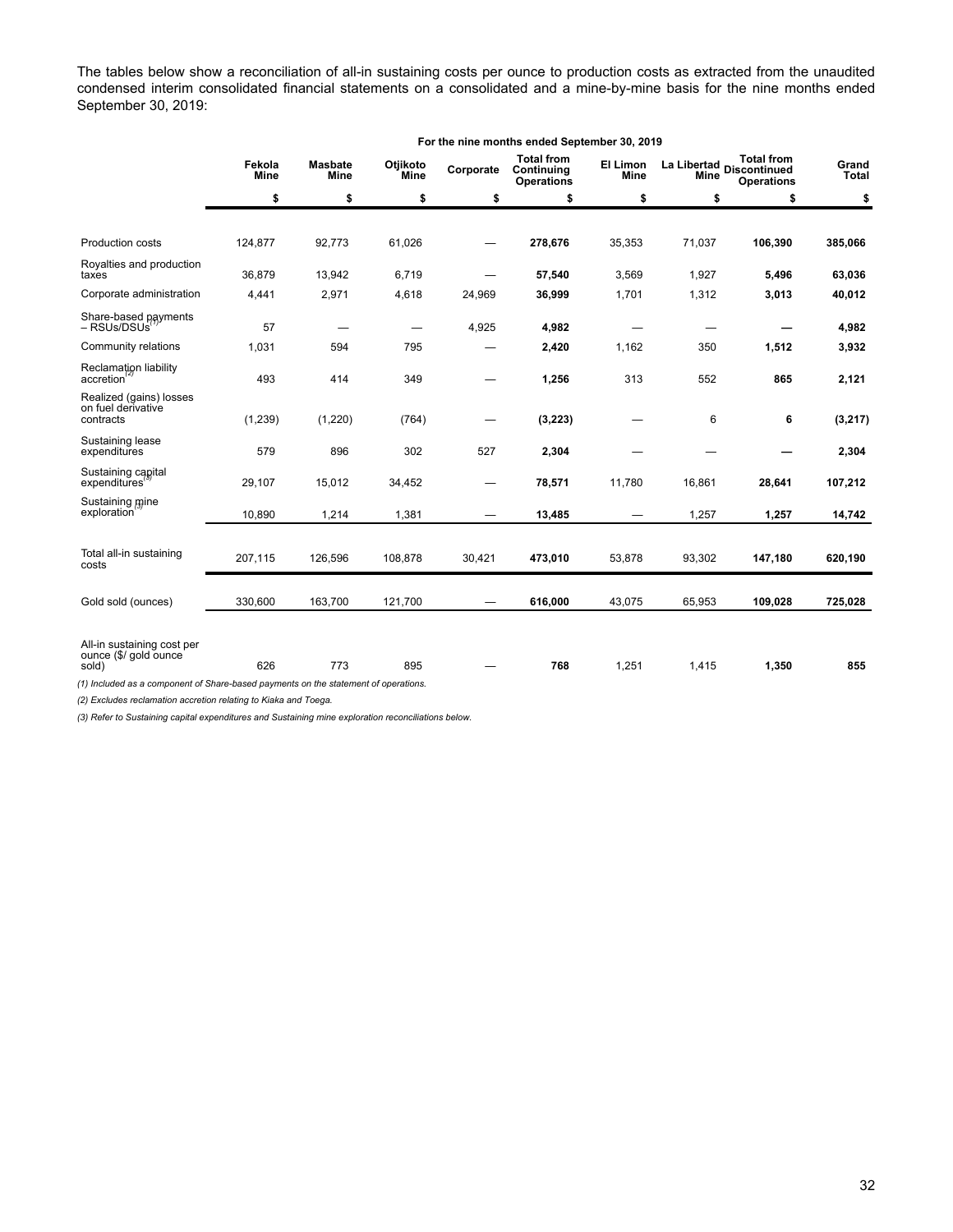The tables below show a reconciliation of all-in sustaining costs per ounce to production costs as extracted from the unaudited condensed interim consolidated financial statements on a consolidated and a mine-by-mine basis for the nine months ended September 30, 2019:

| | For the nine months ended September 30, 2019 | | | | | | | | |
|---|---|---|---|---|---|---|---|---|---|
| | Fekola Mine | Masbate Mine | Otjikoto Mine | Corporate | Total from Continuing Operations | El Limon Mine | La Libertad Mine | Total from Discontinued Operations | Grand Total |
| | $ | $ | $ | $ | $ | $ | $ | $ | $ |
| Production costs | 124,877 | 92,773 | 61,026 | — | **278,676** | 35,353 | 71,037 | **106,390** | **385,066** |
| Royalties and production taxes | 36,879 | 13,942 | 6,719 | — | **57,540** | 3,569 | 1,927 | **5,496** | **63,036** |
| Corporate administration | 4,441 | 2,971 | 4,618 | 24,969 | **36,999** | 1,701 | 1,312 | **3,013** | **40,012** |
| Share-based payments – RSUs/DSUs(1) | 57 | — | — | 4,925 | **4,982** | — | — | **—** | **4,982** |
| Community relations | 1,031 | 594 | 795 | — | **2,420** | 1,162 | 350 | **1,512** | **3,932** |
| Reclamation liability accretion(2) | 493 | 414 | 349 | — | **1,256** | 313 | 552 | **865** | **2,121** |
| Realized (gains) losses on fuel derivative contracts | (1,239) | (1,220) | (764) | — | **(3,223)** | — | 6 | **6** | **(3,217)** |
| Sustaining lease expenditures | 579 | 896 | 302 | 527 | **2,304** | — | — | **—** | **2,304** |
| Sustaining capital expenditures(3) | 29,107 | 15,012 | 34,452 | — | **78,571** | 11,780 | 16,861 | **28,641** | **107,212** |
| Sustaining mine exploration(3) | 10,890 | 1,214 | 1,381 | — | **13,485** | — | 1,257 | **1,257** | **14,742** |
| Total all-in sustaining costs | 207,115 | 126,596 | 108,878 | 30,421 | **473,010** | 53,878 | 93,302 | **147,180** | **620,190** |
| Gold sold (ounces) | 330,600 | 163,700 | 121,700 | — | **616,000** | 43,075 | 65,953 | **109,028** | **725,028** |
| All-in sustaining cost per ounce ($/ gold ounce sold) | 626 | 773 | 895 | — | **768** | 1,251 | 1,415 | **1,350** | **855** |

*(1) Included as a component of Share-based payments on the statement of operations.*

*(2) Excludes reclamation accretion relating to Kiaka and Toega.*

*(3) Refer to Sustaining capital expenditures and Sustaining mine exploration reconciliations below.*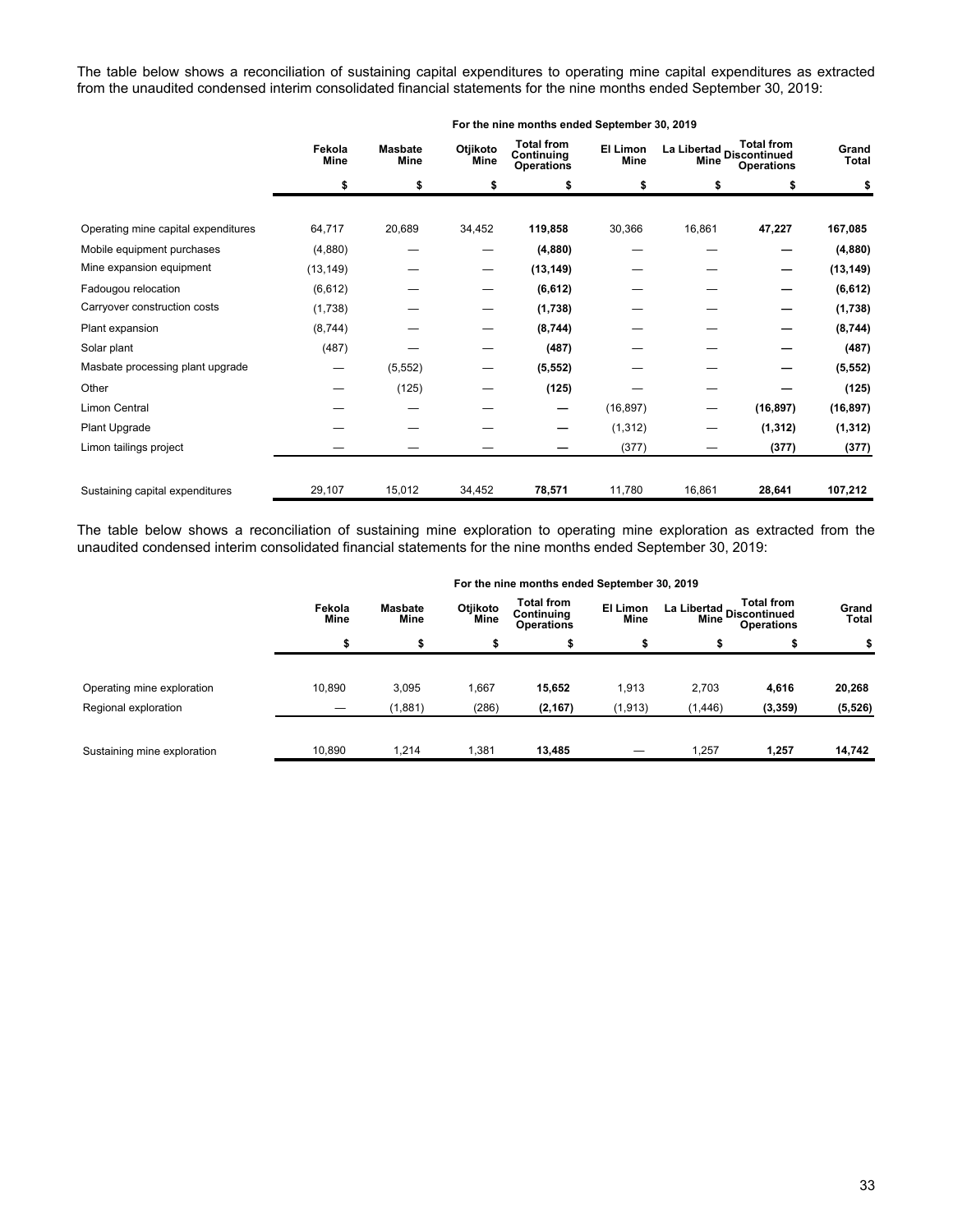The table below shows a reconciliation of sustaining capital expenditures to operating mine capital expenditures as extracted from the unaudited condensed interim consolidated financial statements for the nine months ended September 30, 2019:

| | For the nine months ended September 30, 2019 | | | | | | | |
|---|---|---|---|---|---|---|---|---|
| | Fekola Mine | Masbate Mine | Otjikoto Mine | Total from Continuing Operations | El Limon Mine | La Libertad Mine | Total from Discontinued Operations | Grand Total |
| | $ | $ | $ | $ | $ | $ | $ | $ |
| Operating mine capital expenditures | 64,717 | 20,689 | 34,452 | **119,858** | 30,366 | 16,861 | **47,227** | **167,085** |
| Mobile equipment purchases | (4,880) | — | — | **(4,880)** | — | — | **—** | **(4,880)** |
| Mine expansion equipment | (13,149) | — | — | **(13,149)** | — | — | **—** | **(13,149)** |
| Fadougou relocation | (6,612) | — | — | **(6,612)** | — | — | **—** | **(6,612)** |
| Carryover construction costs | (1,738) | — | — | **(1,738)** | — | — | **—** | **(1,738)** |
| Plant expansion | (8,744) | — | — | **(8,744)** | — | — | **—** | **(8,744)** |
| Solar plant | (487) | — | — | **(487)** | — | — | **—** | **(487)** |
| Masbate processing plant upgrade | — | (5,552) | — | **(5,552)** | — | — | **—** | **(5,552)** |
| Other | — | (125) | — | **(125)** | — | — | **—** | **(125)** |
| Limon Central | — | — | — | **—** | (16,897) | — | **(16,897)** | **(16,897)** |
| Plant Upgrade | — | — | — | **—** | (1,312) | — | **(1,312)** | **(1,312)** |
| Limon tailings project | — | — | — | **—** | (377) | — | **(377)** | **(377)** |
| Sustaining capital expenditures | 29,107 | 15,012 | 34,452 | **78,571** | 11,780 | 16,861 | **28,641** | **107,212** |

The table below shows a reconciliation of sustaining mine exploration to operating mine exploration as extracted from the unaudited condensed interim consolidated financial statements for the nine months ended September 30, 2019:

| | For the nine months ended September 30, 2019 | | | | | | | |
|---|---|---|---|---|---|---|---|---|
| | Fekola Mine | Masbate Mine | Otjikoto Mine | Total from Continuing Operations | El Limon Mine | La Libertad Mine | Total from Discontinued Operations | Grand Total |
| | $ | $ | $ | $ | $ | $ | $ | $ |
| Operating mine exploration | 10,890 | 3,095 | 1,667 | **15,652** | 1,913 | 2,703 | **4,616** | **20,268** |
| Regional exploration | — | (1,881) | (286) | **(2,167)** | (1,913) | (1,446) | **(3,359)** | **(5,526)** |
| Sustaining mine exploration | 10,890 | 1,214 | 1,381 | **13,485** | — | 1,257 | **1,257** | **14,742** |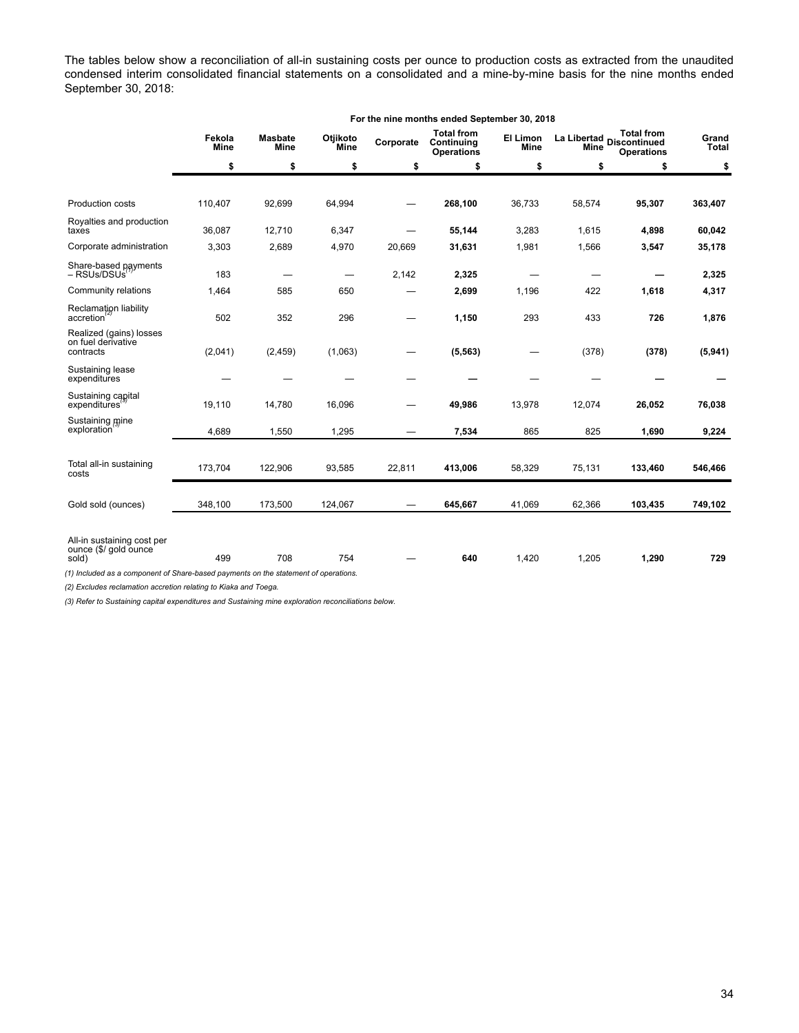The tables below show a reconciliation of all-in sustaining costs per ounce to production costs as extracted from the unaudited condensed interim consolidated financial statements on a consolidated and a mine-by-mine basis for the nine months ended September 30, 2018:

| | For the nine months ended September 30, 2018 | | | | | | | | |
|---|---|---|---|---|---|---|---|---|---|
| | Fekola Mine | Masbate Mine | Otjikoto Mine | Corporate | Total from Continuing Operations | El Limon Mine | La Libertad Mine | Total from Discontinued Operations | Grand Total |
| | $ | $ | $ | $ | $ | $ | $ | $ | $ |
| Production costs | 110,407 | 92,699 | 64,994 | — | **268,100** | 36,733 | 58,574 | **95,307** | **363,407** |
| Royalties and production taxes | 36,087 | 12,710 | 6,347 | — | **55,144** | 3,283 | 1,615 | **4,898** | **60,042** |
| Corporate administration | 3,303 | 2,689 | 4,970 | 20,669 | **31,631** | 1,981 | 1,566 | **3,547** | **35,178** |
| Share-based payments – RSUs/DSUs[(1)] | 183 | — | — | 2,142 | **2,325** | — | — | **—** | **2,325** |
| Community relations | 1,464 | 585 | 650 | — | **2,699** | 1,196 | 422 | **1,618** | **4,317** |
| Reclamation liability accretion[(2)] | 502 | 352 | 296 | — | **1,150** | 293 | 433 | **726** | **1,876** |
| Realized (gains) losses on fuel derivative contracts | (2,041) | (2,459) | (1,063) | — | **(5,563)** | — | (378) | **(378)** | **(5,941)** |
| Sustaining lease expenditures | — | — | — | — | **—** | — | — | **—** | **—** |
| Sustaining capital expenditures[(3)] | 19,110 | 14,780 | 16,096 | — | **49,986** | 13,978 | 12,074 | **26,052** | **76,038** |
| Sustaining mine exploration[(3)] | 4,689 | 1,550 | 1,295 | — | **7,534** | 865 | 825 | **1,690** | **9,224** |
| Total all-in sustaining costs | 173,704 | 122,906 | 93,585 | 22,811 | **413,006** | 58,329 | 75,131 | **133,460** | **546,466** |
| Gold sold (ounces) | 348,100 | 173,500 | 124,067 | — | **645,667** | 41,069 | 62,366 | **103,435** | **749,102** |
| All-in sustaining cost per ounce ($/ gold ounce sold) | 499 | 708 | 754 | — | **640** | 1,420 | 1,205 | **1,290** | **729** |

*(1) Included as a component of Share-based payments on the statement of operations.*

*(2) Excludes reclamation accretion relating to Kiaka and Toega.*

*(3) Refer to Sustaining capital expenditures and Sustaining mine exploration reconciliations below.*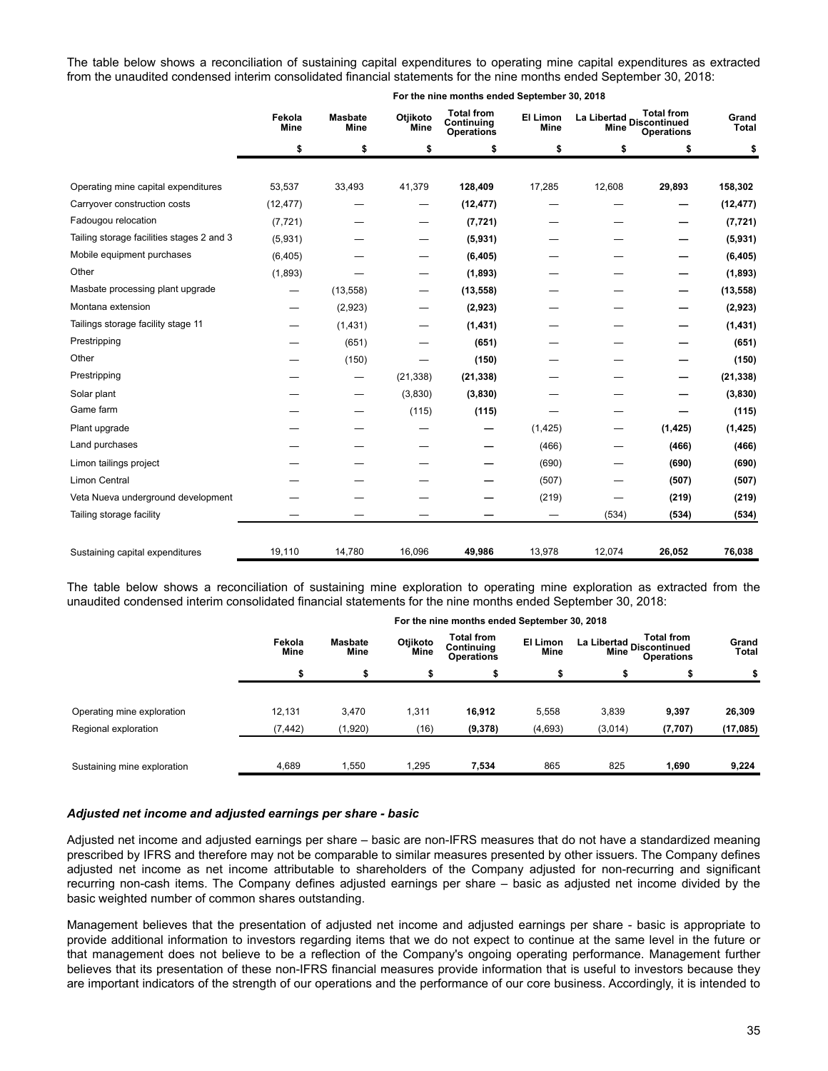The table below shows a reconciliation of sustaining capital expenditures to operating mine capital expenditures as extracted from the unaudited condensed interim consolidated financial statements for the nine months ended September 30, 2018:

| | For the nine months ended September 30, 2018 | | | | | | | |
|---|---|---|---|---|---|---|---|---|
| | Fekola Mine | Masbate Mine | Otjikoto Mine | Total from Continuing Operations | El Limon Mine | La Libertad Mine | Total from Discontinued Operations | Grand Total |
| | $ | $ | $ | $ | $ | $ | $ | $ |
| Operating mine capital expenditures | 53,537 | 33,493 | 41,379 | **128,409** | 17,285 | 12,608 | **29,893** | **158,302** |
| Carryover construction costs | (12,477) | — | — | **(12,477)** | — | — | **—** | **(12,477)** |
| Fadougou relocation | (7,721) | — | — | **(7,721)** | — | — | **—** | **(7,721)** |
| Tailing storage facilities stages 2 and 3 | (5,931) | — | — | **(5,931)** | — | — | **—** | **(5,931)** |
| Mobile equipment purchases | (6,405) | — | — | **(6,405)** | — | — | **—** | **(6,405)** |
| Other | (1,893) | — | — | **(1,893)** | — | — | **—** | **(1,893)** |
| Masbate processing plant upgrade | — | (13,558) | — | **(13,558)** | — | — | **—** | **(13,558)** |
| Montana extension | — | (2,923) | — | **(2,923)** | — | — | **—** | **(2,923)** |
| Tailings storage facility stage 11 | — | (1,431) | — | **(1,431)** | — | — | **—** | **(1,431)** |
| Prestripping | — | (651) | — | **(651)** | — | — | **—** | **(651)** |
| Other | — | (150) | — | **(150)** | — | — | **—** | **(150)** |
| Prestripping | — | — | (21,338) | **(21,338)** | — | — | **—** | **(21,338)** |
| Solar plant | — | — | (3,830) | **(3,830)** | — | — | **—** | **(3,830)** |
| Game farm | — | — | (115) | **(115)** | — | — | **—** | **(115)** |
| Plant upgrade | — | — | — | **—** | (1,425) | — | **(1,425)** | **(1,425)** |
| Land purchases | — | — | — | **—** | (466) | — | **(466)** | **(466)** |
| Limon tailings project | — | — | — | **—** | (690) | — | **(690)** | **(690)** |
| Limon Central | — | — | — | **—** | (507) | — | **(507)** | **(507)** |
| Veta Nueva underground development | — | — | — | **—** | (219) | — | **(219)** | **(219)** |
| Tailing storage facility | — | — | — | **—** | — | (534) | **(534)** | **(534)** |
| Sustaining capital expenditures | 19,110 | 14,780 | 16,096 | **49,986** | 13,978 | 12,074 | **26,052** | **76,038** |

The table below shows a reconciliation of sustaining mine exploration to operating mine exploration as extracted from the unaudited condensed interim consolidated financial statements for the nine months ended September 30, 2018:

| | For the nine months ended September 30, 2018 | | | | | | | |
|---|---|---|---|---|---|---|---|---|
| | Fekola Mine | Masbate Mine | Otjikoto Mine | Total from Continuing Operations | El Limon Mine | La Libertad Mine | Total from Discontinued Operations | Grand Total |
| | $ | $ | $ | $ | $ | $ | $ | $ |
| Operating mine exploration | 12,131 | 3,470 | 1,311 | **16,912** | 5,558 | 3,839 | **9,397** | **26,309** |
| Regional exploration | (7,442) | (1,920) | (16) | **(9,378)** | (4,693) | (3,014) | **(7,707)** | **(17,085)** |
| Sustaining mine exploration | 4,689 | 1,550 | 1,295 | **7,534** | 865 | 825 | **1,690** | **9,224** |

### *Adjusted net income and adjusted earnings per share - basic*

Adjusted net income and adjusted earnings per share – basic are non-IFRS measures that do not have a standardized meaning prescribed by IFRS and therefore may not be comparable to similar measures presented by other issuers. The Company defines adjusted net income as net income attributable to shareholders of the Company adjusted for non-recurring and significant recurring non-cash items. The Company defines adjusted earnings per share – basic as adjusted net income divided by the basic weighted number of common shares outstanding.

Management believes that the presentation of adjusted net income and adjusted earnings per share - basic is appropriate to provide additional information to investors regarding items that we do not expect to continue at the same level in the future or that management does not believe to be a reflection of the Company's ongoing operating performance. Management further believes that its presentation of these non-IFRS financial measures provide information that is useful to investors because they are important indicators of the strength of our operations and the performance of our core business. Accordingly, it is intended to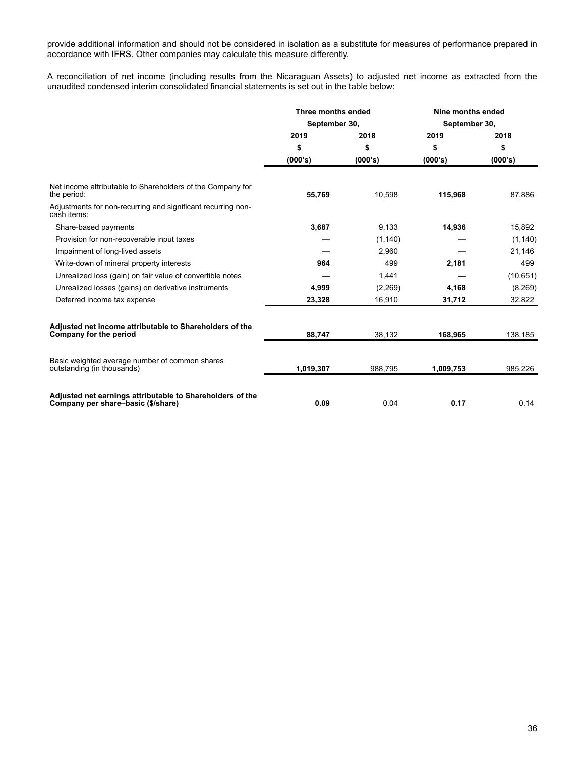provide additional information and should not be considered in isolation as a substitute for measures of performance prepared in accordance with IFRS. Other companies may calculate this measure differently.

A reconciliation of net income (including results from the Nicaraguan Assets) to adjusted net income as extracted from the unaudited condensed interim consolidated financial statements is set out in the table below:

| | **Three months ended September 30,** | | **Nine months ended September 30,** | |
|---|---|---|---|---|
| | **2019** | **2018** | **2019** | **2018** |
| | **$** | **$** | **$** | **$** |
| | **(000's)** | **(000's)** | **(000's)** | **(000's)** |
| Net income attributable to Shareholders of the Company for the period: | **55,769** | 10,598 | **115,968** | 87,886 |
| Adjustments for non-recurring and significant recurring non-cash items: | | | | |
| Share-based payments | **3,687** | 9,133 | **14,936** | 15,892 |
| Provision for non-recoverable input taxes | **—** | (1,140) | **—** | (1,140) |
| Impairment of long-lived assets | **—** | 2,960 | **—** | 21,146 |
| Write-down of mineral property interests | **964** | 499 | **2,181** | 499 |
| Unrealized loss (gain) on fair value of convertible notes | **—** | 1,441 | **—** | (10,651) |
| Unrealized losses (gains) on derivative instruments | **4,999** | (2,269) | **4,168** | (8,269) |
| Deferred income tax expense | **23,328** | 16,910 | **31,712** | 32,822 |
| **Adjusted net income attributable to Shareholders of the Company for the period** | **88,747** | 38,132 | **168,965** | 138,185 |
| Basic weighted average number of common shares outstanding (in thousands) | **1,019,307** | 988,795 | **1,009,753** | 985,226 |
| **Adjusted net earnings attributable to Shareholders of the Company per share–basic ($/share)** | **0.09** | 0.04 | **0.17** | 0.14 |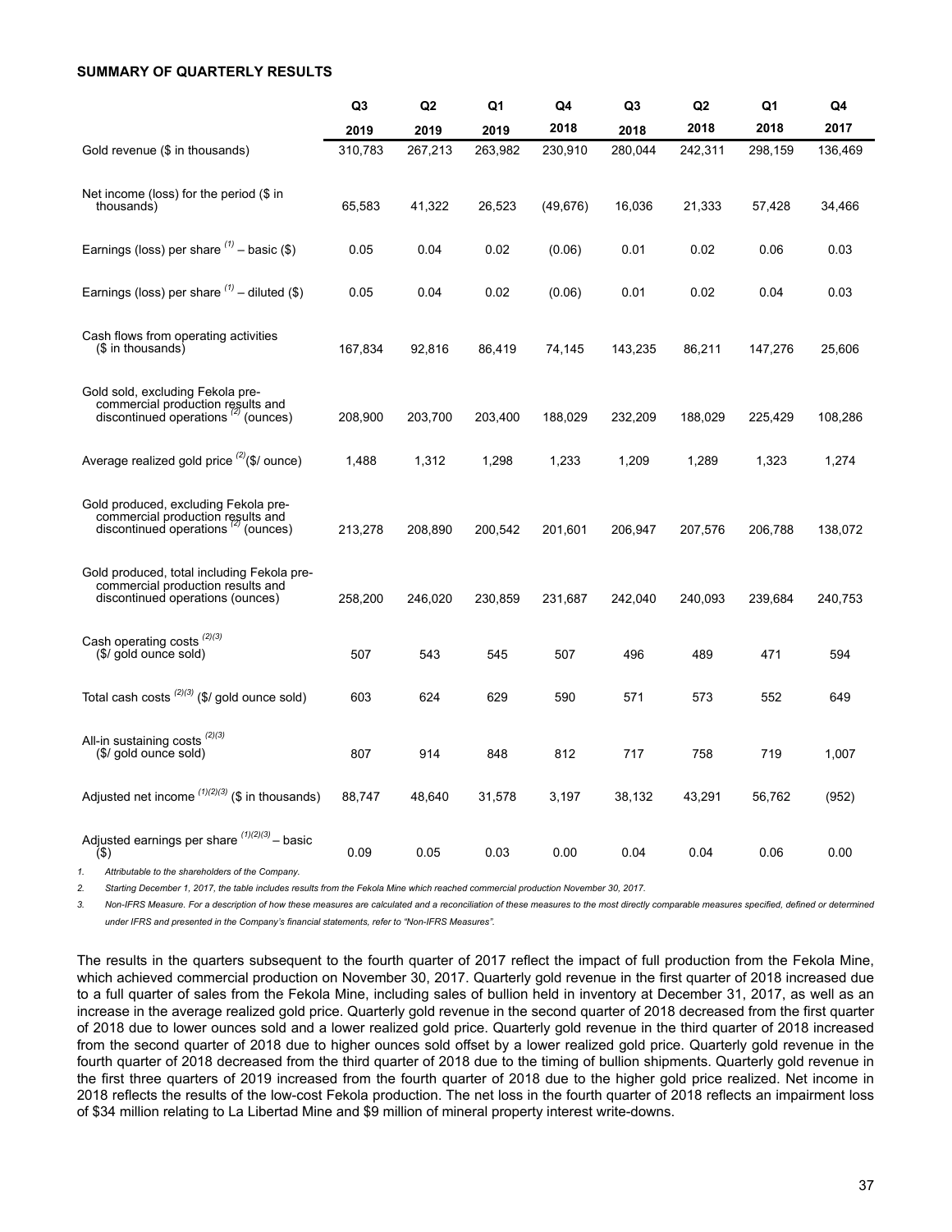**SUMMARY OF QUARTERLY RESULTS**

| | Q3 2019 | Q2 2019 | Q1 2019 | Q4 2018 | Q3 2018 | Q2 2018 | Q1 2018 | Q4 2017 |
|---|---|---|---|---|---|---|---|---|
| Gold revenue ($ in thousands) | 310,783 | 267,213 | 263,982 | 230,910 | 280,044 | 242,311 | 298,159 | 136,469 |
| Net income (loss) for the period ($ in thousands) | 65,583 | 41,322 | 26,523 | (49,676) | 16,036 | 21,333 | 57,428 | 34,466 |
| Earnings (loss) per share [(1)] – basic ($) | 0.05 | 0.04 | 0.02 | (0.06) | 0.01 | 0.02 | 0.06 | 0.03 |
| Earnings (loss) per share [(1)] – diluted ($) | 0.05 | 0.04 | 0.02 | (0.06) | 0.01 | 0.02 | 0.04 | 0.03 |
| Cash flows from operating activities ($ in thousands) | 167,834 | 92,816 | 86,419 | 74,145 | 143,235 | 86,211 | 147,276 | 25,606 |
| Gold sold, excluding Fekola pre-commercial production results and discontinued operations [(2)] (ounces) | 208,900 | 203,700 | 203,400 | 188,029 | 232,209 | 188,029 | 225,429 | 108,286 |
| Average realized gold price [(2)]($/ ounce) | 1,488 | 1,312 | 1,298 | 1,233 | 1,209 | 1,289 | 1,323 | 1,274 |
| Gold produced, excluding Fekola pre-commercial production results and discontinued operations [(2)] (ounces) | 213,278 | 208,890 | 200,542 | 201,601 | 206,947 | 207,576 | 206,788 | 138,072 |
| Gold produced, total including Fekola pre-commercial production results and discontinued operations (ounces) | 258,200 | 246,020 | 230,859 | 231,687 | 242,040 | 240,093 | 239,684 | 240,753 |
| Cash operating costs [(2)(3)] ($/ gold ounce sold) | 507 | 543 | 545 | 507 | 496 | 489 | 471 | 594 |
| Total cash costs [(2)(3)] ($/ gold ounce sold) | 603 | 624 | 629 | 590 | 571 | 573 | 552 | 649 |
| All-in sustaining costs [(2)(3)] ($/ gold ounce sold) | 807 | 914 | 848 | 812 | 717 | 758 | 719 | 1,007 |
| Adjusted net income [(1)(2)(3)] ($ in thousands) | 88,747 | 48,640 | 31,578 | 3,197 | 38,132 | 43,291 | 56,762 | (952) |
| Adjusted earnings per share [(1)(2)(3)] – basic ($) | 0.09 | 0.05 | 0.03 | 0.00 | 0.04 | 0.04 | 0.06 | 0.00 |

1. *Attributable to the shareholders of the Company.*
2. *Starting December 1, 2017, the table includes results from the Fekola Mine which reached commercial production November 30, 2017.*
3. *Non-IFRS Measure. For a description of how these measures are calculated and a reconciliation of these measures to the most directly comparable measures specified, defined or determined under IFRS and presented in the Company's financial statements, refer to "Non-IFRS Measures".*

The results in the quarters subsequent to the fourth quarter of 2017 reflect the impact of full production from the Fekola Mine, which achieved commercial production on November 30, 2017. Quarterly gold revenue in the first quarter of 2018 increased due to a full quarter of sales from the Fekola Mine, including sales of bullion held in inventory at December 31, 2017, as well as an increase in the average realized gold price. Quarterly gold revenue in the second quarter of 2018 decreased from the first quarter of 2018 due to lower ounces sold and a lower realized gold price. Quarterly gold revenue in the third quarter of 2018 increased from the second quarter of 2018 due to higher ounces sold offset by a lower realized gold price. Quarterly gold revenue in the fourth quarter of 2018 decreased from the third quarter of 2018 due to the timing of bullion shipments. Quarterly gold revenue in the first three quarters of 2019 increased from the fourth quarter of 2018 due to the higher gold price realized. Net income in 2018 reflects the results of the low-cost Fekola production. The net loss in the fourth quarter of 2018 reflects an impairment loss of $34 million relating to La Libertad Mine and $9 million of mineral property interest write-downs.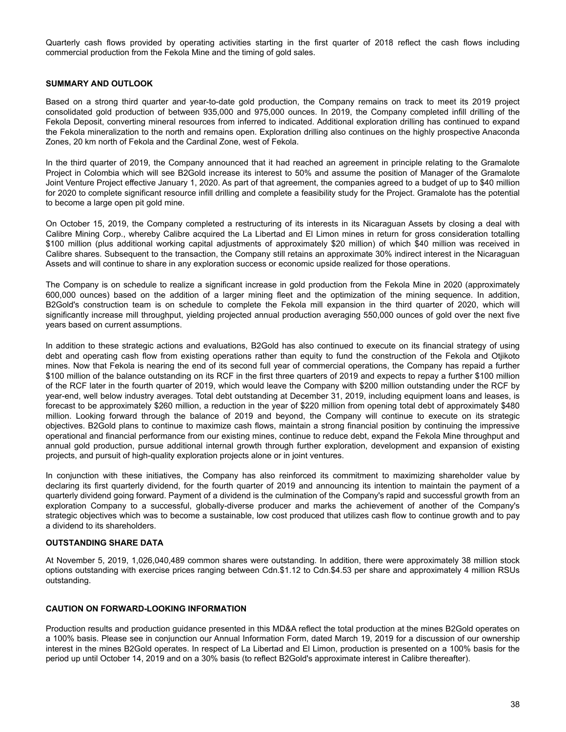Quarterly cash flows provided by operating activities starting in the first quarter of 2018 reflect the cash flows including commercial production from the Fekola Mine and the timing of gold sales.

## SUMMARY AND OUTLOOK

Based on a strong third quarter and year-to-date gold production, the Company remains on track to meet its 2019 project consolidated gold production of between 935,000 and 975,000 ounces. In 2019, the Company completed infill drilling of the Fekola Deposit, converting mineral resources from inferred to indicated. Additional exploration drilling has continued to expand the Fekola mineralization to the north and remains open. Exploration drilling also continues on the highly prospective Anaconda Zones, 20 km north of Fekola and the Cardinal Zone, west of Fekola.

In the third quarter of 2019, the Company announced that it had reached an agreement in principle relating to the Gramalote Project in Colombia which will see B2Gold increase its interest to 50% and assume the position of Manager of the Gramalote Joint Venture Project effective January 1, 2020. As part of that agreement, the companies agreed to a budget of up to $40 million for 2020 to complete significant resource infill drilling and complete a feasibility study for the Project. Gramalote has the potential to become a large open pit gold mine.

On October 15, 2019, the Company completed a restructuring of its interests in its Nicaraguan Assets by closing a deal with Calibre Mining Corp., whereby Calibre acquired the La Libertad and El Limon mines in return for gross consideration totalling $100 million (plus additional working capital adjustments of approximately $20 million) of which $40 million was received in Calibre shares. Subsequent to the transaction, the Company still retains an approximate 30% indirect interest in the Nicaraguan Assets and will continue to share in any exploration success or economic upside realized for those operations.

The Company is on schedule to realize a significant increase in gold production from the Fekola Mine in 2020 (approximately 600,000 ounces) based on the addition of a larger mining fleet and the optimization of the mining sequence. In addition, B2Gold's construction team is on schedule to complete the Fekola mill expansion in the third quarter of 2020, which will significantly increase mill throughput, yielding projected annual production averaging 550,000 ounces of gold over the next five years based on current assumptions.

In addition to these strategic actions and evaluations, B2Gold has also continued to execute on its financial strategy of using debt and operating cash flow from existing operations rather than equity to fund the construction of the Fekola and Otjikoto mines. Now that Fekola is nearing the end of its second full year of commercial operations, the Company has repaid a further $100 million of the balance outstanding on its RCF in the first three quarters of 2019 and expects to repay a further $100 million of the RCF later in the fourth quarter of 2019, which would leave the Company with $200 million outstanding under the RCF by year-end, well below industry averages. Total debt outstanding at December 31, 2019, including equipment loans and leases, is forecast to be approximately $260 million, a reduction in the year of $220 million from opening total debt of approximately $480 million. Looking forward through the balance of 2019 and beyond, the Company will continue to execute on its strategic objectives. B2Gold plans to continue to maximize cash flows, maintain a strong financial position by continuing the impressive operational and financial performance from our existing mines, continue to reduce debt, expand the Fekola Mine throughput and annual gold production, pursue additional internal growth through further exploration, development and expansion of existing projects, and pursuit of high-quality exploration projects alone or in joint ventures.

In conjunction with these initiatives, the Company has also reinforced its commitment to maximizing shareholder value by declaring its first quarterly dividend, for the fourth quarter of 2019 and announcing its intention to maintain the payment of a quarterly dividend going forward. Payment of a dividend is the culmination of the Company's rapid and successful growth from an exploration Company to a successful, globally-diverse producer and marks the achievement of another of the Company's strategic objectives which was to become a sustainable, low cost produced that utilizes cash flow to continue growth and to pay a dividend to its shareholders.

## OUTSTANDING SHARE DATA

At November 5, 2019, 1,026,040,489 common shares were outstanding. In addition, there were approximately 38 million stock options outstanding with exercise prices ranging between Cdn.$1.12 to Cdn.$4.53 per share and approximately 4 million RSUs outstanding.

## CAUTION ON FORWARD-LOOKING INFORMATION

Production results and production guidance presented in this MD&A reflect the total production at the mines B2Gold operates on a 100% basis. Please see in conjunction our Annual Information Form, dated March 19, 2019 for a discussion of our ownership interest in the mines B2Gold operates. In respect of La Libertad and El Limon, production is presented on a 100% basis for the period up until October 14, 2019 and on a 30% basis (to reflect B2Gold's approximate interest in Calibre thereafter).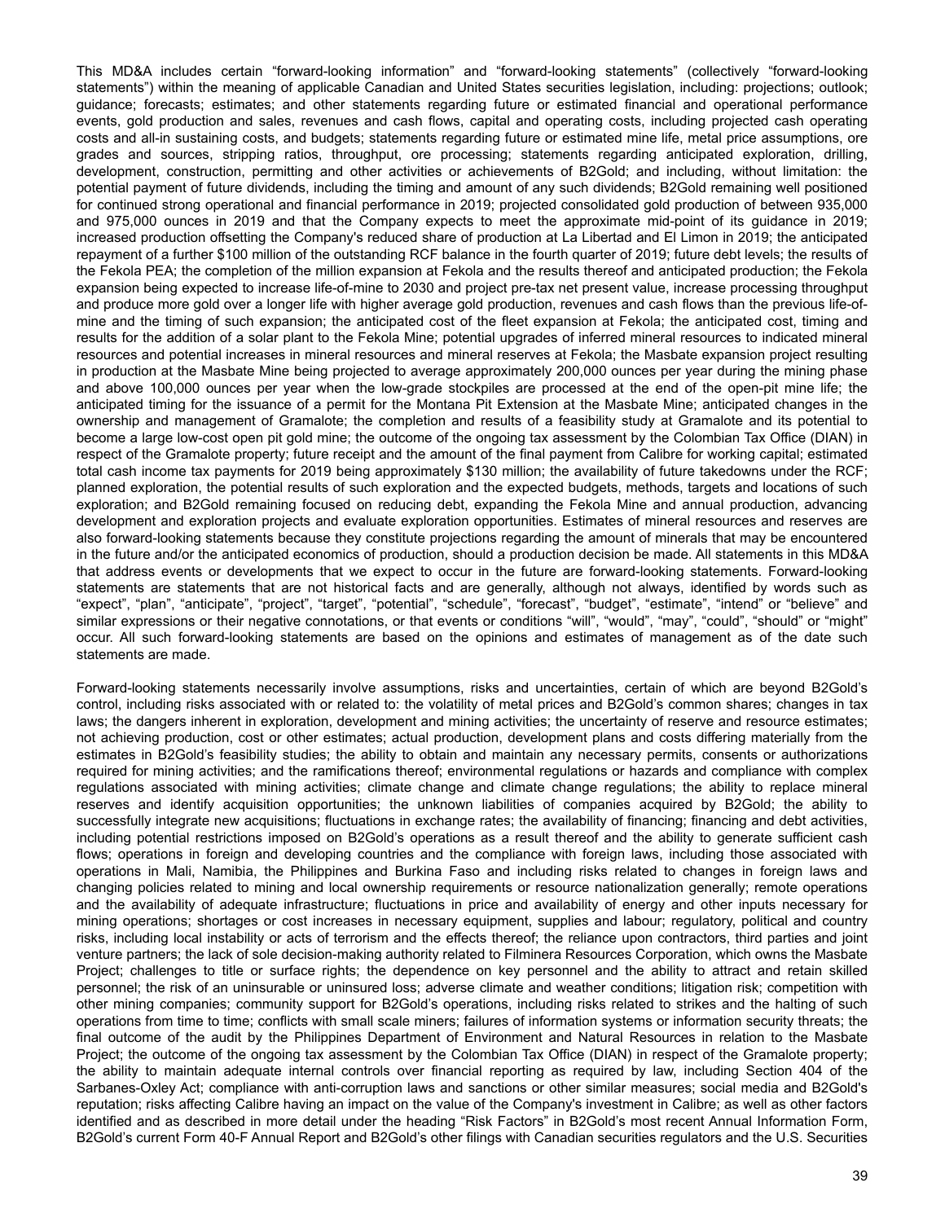This MD&A includes certain "forward-looking information" and "forward-looking statements" (collectively "forward-looking statements") within the meaning of applicable Canadian and United States securities legislation, including: projections; outlook; guidance; forecasts; estimates; and other statements regarding future or estimated financial and operational performance events, gold production and sales, revenues and cash flows, capital and operating costs, including projected cash operating costs and all-in sustaining costs, and budgets; statements regarding future or estimated mine life, metal price assumptions, ore grades and sources, stripping ratios, throughput, ore processing; statements regarding anticipated exploration, drilling, development, construction, permitting and other activities or achievements of B2Gold; and including, without limitation: the potential payment of future dividends, including the timing and amount of any such dividends; B2Gold remaining well positioned for continued strong operational and financial performance in 2019; projected consolidated gold production of between 935,000 and 975,000 ounces in 2019 and that the Company expects to meet the approximate mid-point of its guidance in 2019; increased production offsetting the Company's reduced share of production at La Libertad and El Limon in 2019; the anticipated repayment of a further $100 million of the outstanding RCF balance in the fourth quarter of 2019; future debt levels; the results of the Fekola PEA; the completion of the million expansion at Fekola and the results thereof and anticipated production; the Fekola expansion being expected to increase life-of-mine to 2030 and project pre-tax net present value, increase processing throughput and produce more gold over a longer life with higher average gold production, revenues and cash flows than the previous life-of-mine and the timing of such expansion; the anticipated cost of the fleet expansion at Fekola; the anticipated cost, timing and results for the addition of a solar plant to the Fekola Mine; potential upgrades of inferred mineral resources to indicated mineral resources and potential increases in mineral resources and mineral reserves at Fekola; the Masbate expansion project resulting in production at the Masbate Mine being projected to average approximately 200,000 ounces per year during the mining phase and above 100,000 ounces per year when the low-grade stockpiles are processed at the end of the open-pit mine life; the anticipated timing for the issuance of a permit for the Montana Pit Extension at the Masbate Mine; anticipated changes in the ownership and management of Gramalote; the completion and results of a feasibility study at Gramalote and its potential to become a large low-cost open pit gold mine; the outcome of the ongoing tax assessment by the Colombian Tax Office (DIAN) in respect of the Gramalote property; future receipt and the amount of the final payment from Calibre for working capital; estimated total cash income tax payments for 2019 being approximately $130 million; the availability of future takedowns under the RCF; planned exploration, the potential results of such exploration and the expected budgets, methods, targets and locations of such exploration; and B2Gold remaining focused on reducing debt, expanding the Fekola Mine and annual production, advancing development and exploration projects and evaluate exploration opportunities. Estimates of mineral resources and reserves are also forward-looking statements because they constitute projections regarding the amount of minerals that may be encountered in the future and/or the anticipated economics of production, should a production decision be made. All statements in this MD&A that address events or developments that we expect to occur in the future are forward-looking statements. Forward-looking statements are statements that are not historical facts and are generally, although not always, identified by words such as "expect", "plan", "anticipate", "project", "target", "potential", "schedule", "forecast", "budget", "estimate", "intend" or "believe" and similar expressions or their negative connotations, or that events or conditions "will", "would", "may", "could", "should" or "might" occur. All such forward-looking statements are based on the opinions and estimates of management as of the date such statements are made.

Forward-looking statements necessarily involve assumptions, risks and uncertainties, certain of which are beyond B2Gold's control, including risks associated with or related to: the volatility of metal prices and B2Gold's common shares; changes in tax laws; the dangers inherent in exploration, development and mining activities; the uncertainty of reserve and resource estimates; not achieving production, cost or other estimates; actual production, development plans and costs differing materially from the estimates in B2Gold's feasibility studies; the ability to obtain and maintain any necessary permits, consents or authorizations required for mining activities; and the ramifications thereof; environmental regulations or hazards and compliance with complex regulations associated with mining activities; climate change and climate change regulations; the ability to replace mineral reserves and identify acquisition opportunities; the unknown liabilities of companies acquired by B2Gold; the ability to successfully integrate new acquisitions; fluctuations in exchange rates; the availability of financing; financing and debt activities, including potential restrictions imposed on B2Gold's operations as a result thereof and the ability to generate sufficient cash flows; operations in foreign and developing countries and the compliance with foreign laws, including those associated with operations in Mali, Namibia, the Philippines and Burkina Faso and including risks related to changes in foreign laws and changing policies related to mining and local ownership requirements or resource nationalization generally; remote operations and the availability of adequate infrastructure; fluctuations in price and availability of energy and other inputs necessary for mining operations; shortages or cost increases in necessary equipment, supplies and labour; regulatory, political and country risks, including local instability or acts of terrorism and the effects thereof; the reliance upon contractors, third parties and joint venture partners; the lack of sole decision-making authority related to Filminera Resources Corporation, which owns the Masbate Project; challenges to title or surface rights; the dependence on key personnel and the ability to attract and retain skilled personnel; the risk of an uninsurable or uninsured loss; adverse climate and weather conditions; litigation risk; competition with other mining companies; community support for B2Gold's operations, including risks related to strikes and the halting of such operations from time to time; conflicts with small scale miners; failures of information systems or information security threats; the final outcome of the audit by the Philippines Department of Environment and Natural Resources in relation to the Masbate Project; the outcome of the ongoing tax assessment by the Colombian Tax Office (DIAN) in respect of the Gramalote property; the ability to maintain adequate internal controls over financial reporting as required by law, including Section 404 of the Sarbanes-Oxley Act; compliance with anti-corruption laws and sanctions or other similar measures; social media and B2Gold's reputation; risks affecting Calibre having an impact on the value of the Company's investment in Calibre; as well as other factors identified and as described in more detail under the heading "Risk Factors" in B2Gold's most recent Annual Information Form, B2Gold's current Form 40-F Annual Report and B2Gold's other filings with Canadian securities regulators and the U.S. Securities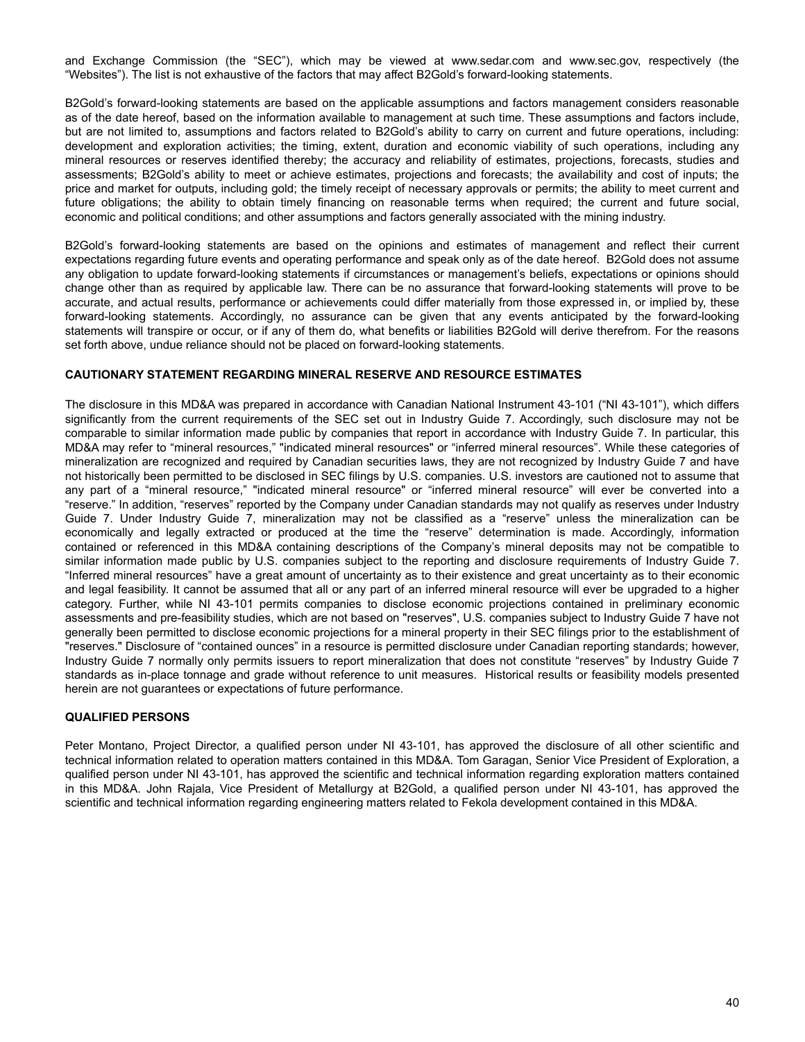and Exchange Commission (the "SEC"), which may be viewed at www.sedar.com and www.sec.gov, respectively (the "Websites"). The list is not exhaustive of the factors that may affect B2Gold's forward-looking statements.

B2Gold's forward-looking statements are based on the applicable assumptions and factors management considers reasonable as of the date hereof, based on the information available to management at such time. These assumptions and factors include, but are not limited to, assumptions and factors related to B2Gold's ability to carry on current and future operations, including: development and exploration activities; the timing, extent, duration and economic viability of such operations, including any mineral resources or reserves identified thereby; the accuracy and reliability of estimates, projections, forecasts, studies and assessments; B2Gold's ability to meet or achieve estimates, projections and forecasts; the availability and cost of inputs; the price and market for outputs, including gold; the timely receipt of necessary approvals or permits; the ability to meet current and future obligations; the ability to obtain timely financing on reasonable terms when required; the current and future social, economic and political conditions; and other assumptions and factors generally associated with the mining industry.

B2Gold's forward-looking statements are based on the opinions and estimates of management and reflect their current expectations regarding future events and operating performance and speak only as of the date hereof. B2Gold does not assume any obligation to update forward-looking statements if circumstances or management's beliefs, expectations or opinions should change other than as required by applicable law. There can be no assurance that forward-looking statements will prove to be accurate, and actual results, performance or achievements could differ materially from those expressed in, or implied by, these forward-looking statements. Accordingly, no assurance can be given that any events anticipated by the forward-looking statements will transpire or occur, or if any of them do, what benefits or liabilities B2Gold will derive therefrom. For the reasons set forth above, undue reliance should not be placed on forward-looking statements.

## CAUTIONARY STATEMENT REGARDING MINERAL RESERVE AND RESOURCE ESTIMATES

The disclosure in this MD&A was prepared in accordance with Canadian National Instrument 43-101 ("NI 43-101"), which differs significantly from the current requirements of the SEC set out in Industry Guide 7. Accordingly, such disclosure may not be comparable to similar information made public by companies that report in accordance with Industry Guide 7. In particular, this MD&A may refer to "mineral resources," "indicated mineral resources" or "inferred mineral resources". While these categories of mineralization are recognized and required by Canadian securities laws, they are not recognized by Industry Guide 7 and have not historically been permitted to be disclosed in SEC filings by U.S. companies. U.S. investors are cautioned not to assume that any part of a "mineral resource," "indicated mineral resource" or "inferred mineral resource" will ever be converted into a "reserve." In addition, "reserves" reported by the Company under Canadian standards may not qualify as reserves under Industry Guide 7. Under Industry Guide 7, mineralization may not be classified as a "reserve" unless the mineralization can be economically and legally extracted or produced at the time the "reserve" determination is made. Accordingly, information contained or referenced in this MD&A containing descriptions of the Company's mineral deposits may not be compatible to similar information made public by U.S. companies subject to the reporting and disclosure requirements of Industry Guide 7. "Inferred mineral resources" have a great amount of uncertainty as to their existence and great uncertainty as to their economic and legal feasibility. It cannot be assumed that all or any part of an inferred mineral resource will ever be upgraded to a higher category. Further, while NI 43-101 permits companies to disclose economic projections contained in preliminary economic assessments and pre-feasibility studies, which are not based on "reserves", U.S. companies subject to Industry Guide 7 have not generally been permitted to disclose economic projections for a mineral property in their SEC filings prior to the establishment of "reserves." Disclosure of "contained ounces" in a resource is permitted disclosure under Canadian reporting standards; however, Industry Guide 7 normally only permits issuers to report mineralization that does not constitute "reserves" by Industry Guide 7 standards as in-place tonnage and grade without reference to unit measures. Historical results or feasibility models presented herein are not guarantees or expectations of future performance.

## QUALIFIED PERSONS

Peter Montano, Project Director, a qualified person under NI 43-101, has approved the disclosure of all other scientific and technical information related to operation matters contained in this MD&A. Tom Garagan, Senior Vice President of Exploration, a qualified person under NI 43-101, has approved the scientific and technical information regarding exploration matters contained in this MD&A. John Rajala, Vice President of Metallurgy at B2Gold, a qualified person under NI 43-101, has approved the scientific and technical information regarding engineering matters related to Fekola development contained in this MD&A.